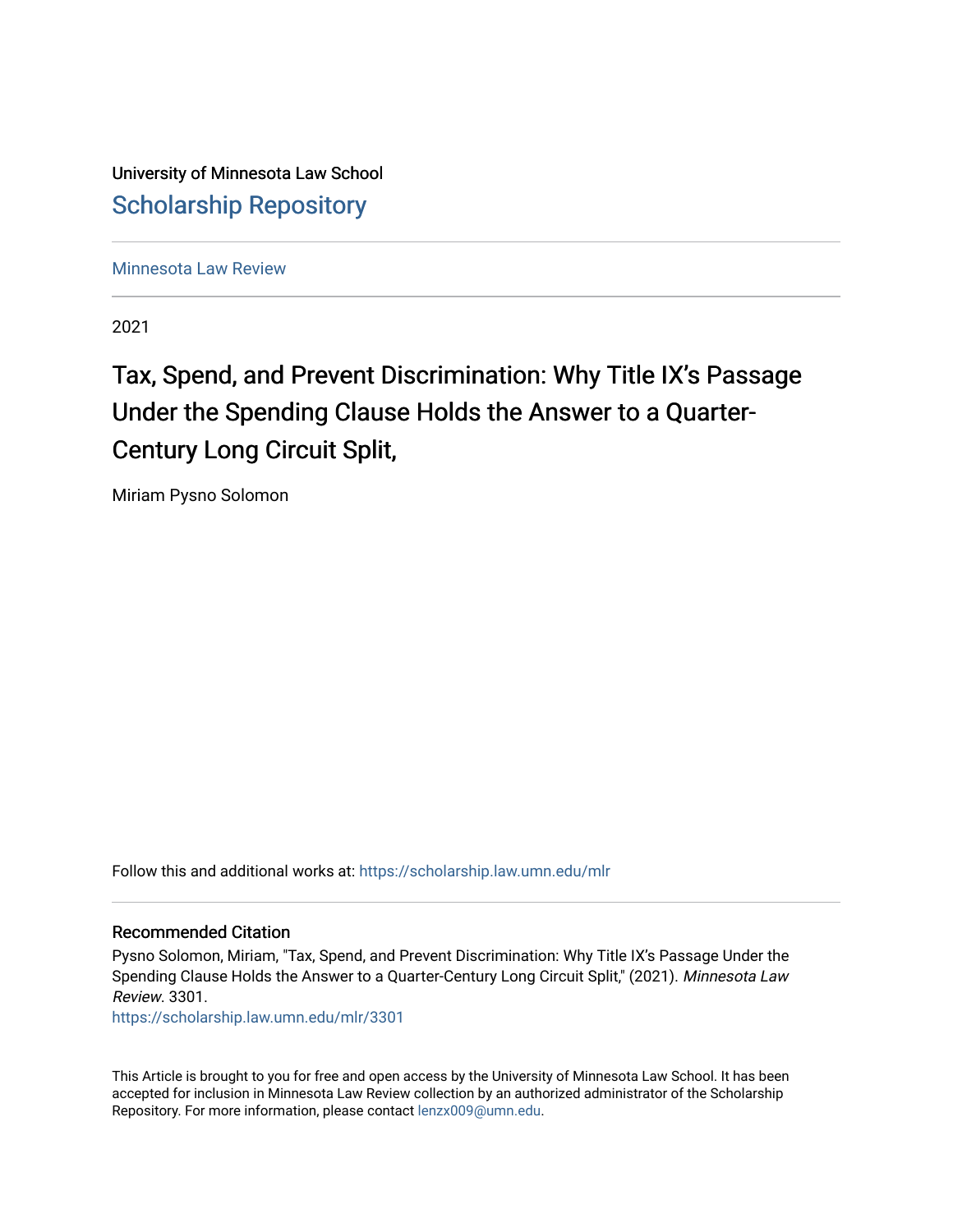University of Minnesota Law School

# Scholarship Repository

Minnesota Law Review

2021

## Tax, Spend, and Prevent Discrimination: Why Title IX's Passage Under the Spending Clause Holds the Answer to a Quarter-Century Long Circuit Split,

Miriam Pysno Solomon

Follow this and additional works at: https://scholarship.law.umn.edu/mlr

### Recommended Citation

Pysno Solomon, Miriam, "Tax, Spend, and Prevent Discrimination: Why Title IX's Passage Under the Spending Clause Holds the Answer to a Quarter-Century Long Circuit Split," (2021). *Minnesota Law Review*. 3301.
https://scholarship.law.umn.edu/mlr/3301

This Article is brought to you for free and open access by the University of Minnesota Law School. It has been accepted for inclusion in Minnesota Law Review collection by an authorized administrator of the Scholarship Repository. For more information, please contact lenzx009@umn.edu.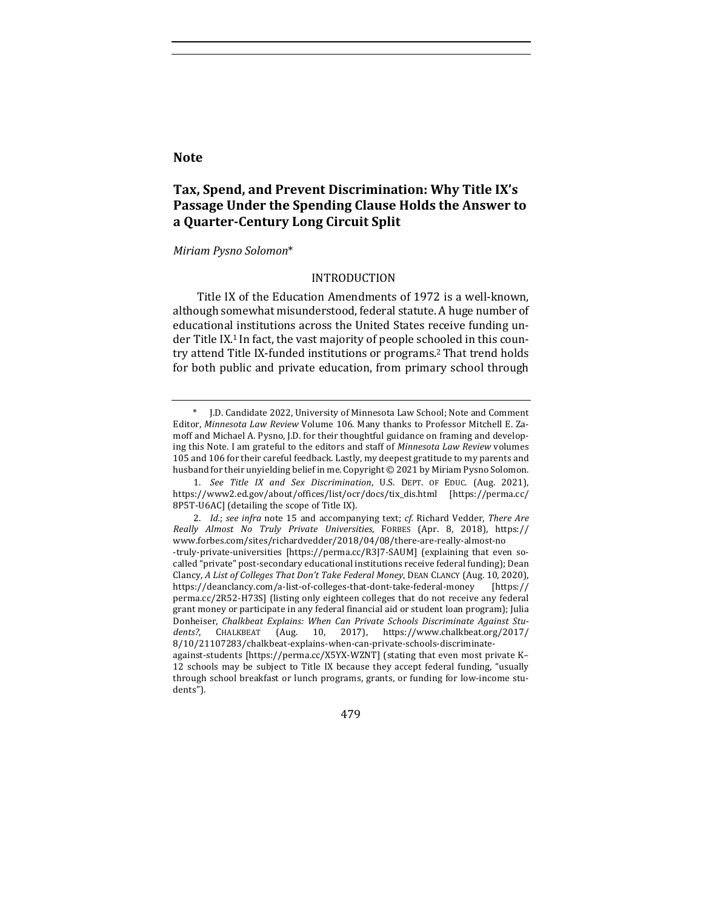**Note**

## Tax, Spend, and Prevent Discrimination: Why Title IX's Passage Under the Spending Clause Holds the Answer to a Quarter-Century Long Circuit Split

*Miriam Pysno Solomon**

### INTRODUCTION

Title IX of the Education Amendments of 1972 is a well-known, although somewhat misunderstood, federal statute. A huge number of educational institutions across the United States receive funding under Title IX.[1] In fact, the vast majority of people schooled in this country attend Title IX-funded institutions or programs.[2] That trend holds for both public and private education, from primary school through

---

\* J.D. Candidate 2022, University of Minnesota Law School; Note and Comment Editor, *Minnesota Law Review* Volume 106. Many thanks to Professor Mitchell E. Zamoff and Michael A. Pysno, J.D. for their thoughtful guidance on framing and developing this Note. I am grateful to the editors and staff of *Minnesota Law Review* volumes 105 and 106 for their careful feedback. Lastly, my deepest gratitude to my parents and husband for their unyielding belief in me. Copyright © 2021 by Miriam Pysno Solomon.

1. *See Title IX and Sex Discrimination*, U.S. DEPT. OF EDUC. (Aug. 2021), https://www2.ed.gov/about/offices/list/ocr/docs/tix_dis.html [https://perma.cc/8P5T-U6AC] (detailing the scope of Title IX).

2. *Id.*; *see infra* note 15 and accompanying text; *cf.* Richard Vedder, *There Are Really Almost No Truly Private Universities*, FORBES (Apr. 8, 2018), https://www.forbes.com/sites/richardvedder/2018/04/08/there-are-really-almost-no-truly-private-universities [https://perma.cc/R3J7-SAUM] (explaining that even so-called "private" post-secondary educational institutions receive federal funding); Dean Clancy, *A List of Colleges That Don't Take Federal Money*, DEAN CLANCY (Aug. 10, 2020), https://deanclancy.com/a-list-of-colleges-that-dont-take-federal-money [https://perma.cc/2R52-H73S] (listing only eighteen colleges that do not receive any federal grant money or participate in any federal financial aid or student loan program); Julia Donheiser, *Chalkbeat Explains: When Can Private Schools Discriminate Against Students?*, CHALKBEAT (Aug. 10, 2017), https://www.chalkbeat.org/2017/8/10/21107283/chalkbeat-explains-when-can-private-schools-discriminate-against-students [https://perma.cc/X5YX-WZNT] (stating that even most private K–12 schools may be subject to Title IX because they accept federal funding, "usually through school breakfast or lunch programs, grants, or funding for low-income students").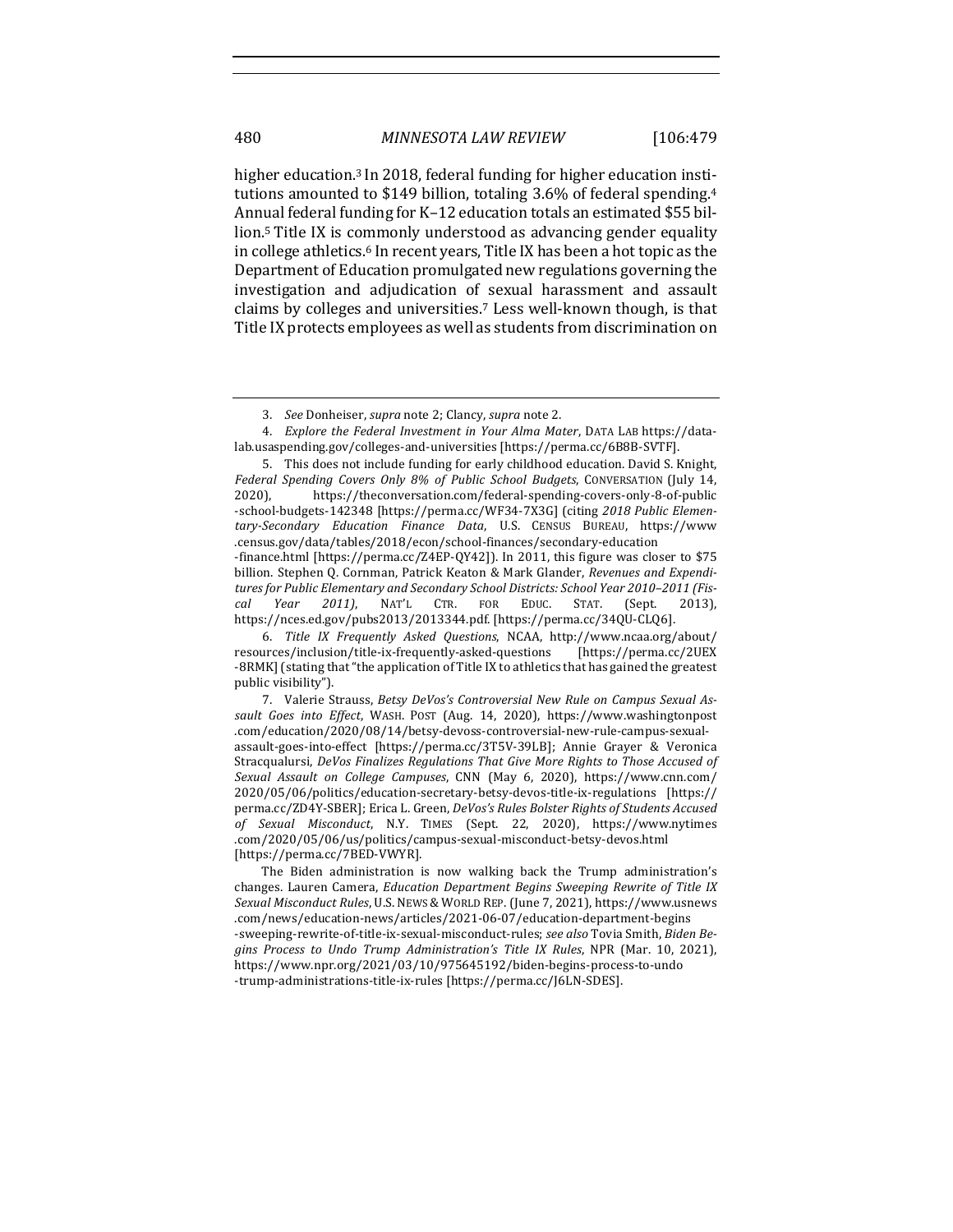higher education.[3] In 2018, federal funding for higher education institutions amounted to $149 billion, totaling 3.6% of federal spending.[4] Annual federal funding for K–12 education totals an estimated $55 billion.[5] Title IX is commonly understood as advancing gender equality in college athletics.[6] In recent years, Title IX has been a hot topic as the Department of Education promulgated new regulations governing the investigation and adjudication of sexual harassment and assault claims by colleges and universities.[7] Less well-known though, is that Title IX protects employees as well as students from discrimination on

---

3. *See* Donheiser, *supra* note 2; Clancy, *supra* note 2.

4. *Explore the Federal Investment in Your Alma Mater*, DATA LAB https://datalab.usaspending.gov/colleges-and-universities [https://perma.cc/6B8B-SVTF].

5. This does not include funding for early childhood education. David S. Knight, *Federal Spending Covers Only 8% of Public School Budgets*, CONVERSATION (July 14, 2020), https://theconversation.com/federal-spending-covers-only-8-of-public-school-budgets-142348 [https://perma.cc/WF34-7X3G] (citing *2018 Public Elementary-Secondary Education Finance Data*, U.S. CENSUS BUREAU, https://www.census.gov/data/tables/2018/econ/school-finances/secondary-education-finance.html [https://perma.cc/Z4EP-QY42]). In 2011, this figure was closer to $75 billion. Stephen Q. Cornman, Patrick Keaton & Mark Glander, *Revenues and Expenditures for Public Elementary and Secondary School Districts: School Year 2010–2011 (Fiscal Year 2011)*, NAT'L CTR. FOR EDUC. STAT. (Sept. 2013), https://nces.ed.gov/pubs2013/2013344.pdf. [https://perma.cc/34QU-CLQ6].

6. *Title IX Frequently Asked Questions*, NCAA, http://www.ncaa.org/about/resources/inclusion/title-ix-frequently-asked-questions [https://perma.cc/2UEX-8RMK] (stating that "the application of Title IX to athletics that has gained the greatest public visibility").

7. Valerie Strauss, *Betsy DeVos's Controversial New Rule on Campus Sexual Assault Goes into Effect*, WASH. POST (Aug. 14, 2020), https://www.washingtonpost.com/education/2020/08/14/betsy-devoss-controversial-new-rule-campus-sexual-assault-goes-into-effect [https://perma.cc/3T5V-39LB]; Annie Grayer & Veronica Stracqualursi, *DeVos Finalizes Regulations That Give More Rights to Those Accused of Sexual Assault on College Campuses*, CNN (May 6, 2020), https://www.cnn.com/2020/05/06/politics/education-secretary-betsy-devos-title-ix-regulations [https://perma.cc/ZD4Y-SBER]; Erica L. Green, *DeVos's Rules Bolster Rights of Students Accused of Sexual Misconduct*, N.Y. TIMES (Sept. 22, 2020), https://www.nytimes.com/2020/05/06/us/politics/campus-sexual-misconduct-betsy-devos.html [https://perma.cc/7BED-VWYR].

The Biden administration is now walking back the Trump administration's changes. Lauren Camera, *Education Department Begins Sweeping Rewrite of Title IX Sexual Misconduct Rules*, U.S. NEWS & WORLD REP. (June 7, 2021), https://www.usnews.com/news/education-news/articles/2021-06-07/education-department-begins-sweeping-rewrite-of-title-ix-sexual-misconduct-rules; *see also* Tovia Smith, *Biden Begins Process to Undo Trump Administration's Title IX Rules*, NPR (Mar. 10, 2021), https://www.npr.org/2021/03/10/975645192/biden-begins-process-to-undo-trump-administrations-title-ix-rules [https://perma.cc/J6LN-SDES].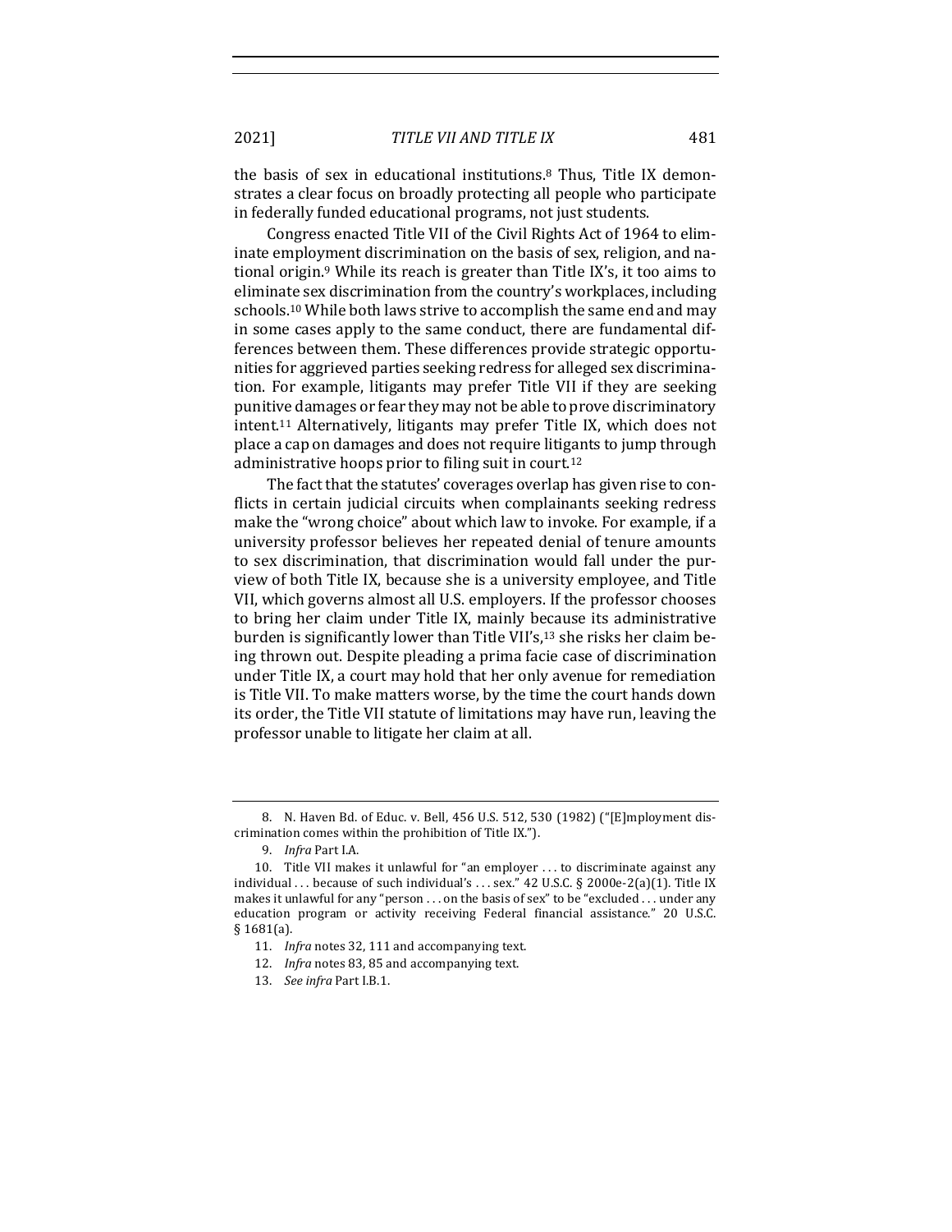the basis of sex in educational institutions.[8] Thus, Title IX demonstrates a clear focus on broadly protecting all people who participate in federally funded educational programs, not just students.

Congress enacted Title VII of the Civil Rights Act of 1964 to eliminate employment discrimination on the basis of sex, religion, and national origin.[9] While its reach is greater than Title IX's, it too aims to eliminate sex discrimination from the country's workplaces, including schools.[10] While both laws strive to accomplish the same end and may in some cases apply to the same conduct, there are fundamental differences between them. These differences provide strategic opportunities for aggrieved parties seeking redress for alleged sex discrimination. For example, litigants may prefer Title VII if they are seeking punitive damages or fear they may not be able to prove discriminatory intent.[11] Alternatively, litigants may prefer Title IX, which does not place a cap on damages and does not require litigants to jump through administrative hoops prior to filing suit in court.[12]

The fact that the statutes' coverages overlap has given rise to conflicts in certain judicial circuits when complainants seeking redress make the "wrong choice" about which law to invoke. For example, if a university professor believes her repeated denial of tenure amounts to sex discrimination, that discrimination would fall under the purview of both Title IX, because she is a university employee, and Title VII, which governs almost all U.S. employers. If the professor chooses to bring her claim under Title IX, mainly because its administrative burden is significantly lower than Title VII's,[13] she risks her claim being thrown out. Despite pleading a prima facie case of discrimination under Title IX, a court may hold that her only avenue for remediation is Title VII. To make matters worse, by the time the court hands down its order, the Title VII statute of limitations may have run, leaving the professor unable to litigate her claim at all.

---

8. N. Haven Bd. of Educ. v. Bell, 456 U.S. 512, 530 (1982) ("[E]mployment discrimination comes within the prohibition of Title IX.").

9. *Infra* Part I.A.

10. Title VII makes it unlawful for "an employer . . . to discriminate against any individual . . . because of such individual's . . . sex." 42 U.S.C. § 2000e-2(a)(1). Title IX makes it unlawful for any "person . . . on the basis of sex" to be "excluded . . . under any education program or activity receiving Federal financial assistance." 20 U.S.C. § 1681(a).

11. *Infra* notes 32, 111 and accompanying text.

12. *Infra* notes 83, 85 and accompanying text.

13. *See infra* Part I.B.1.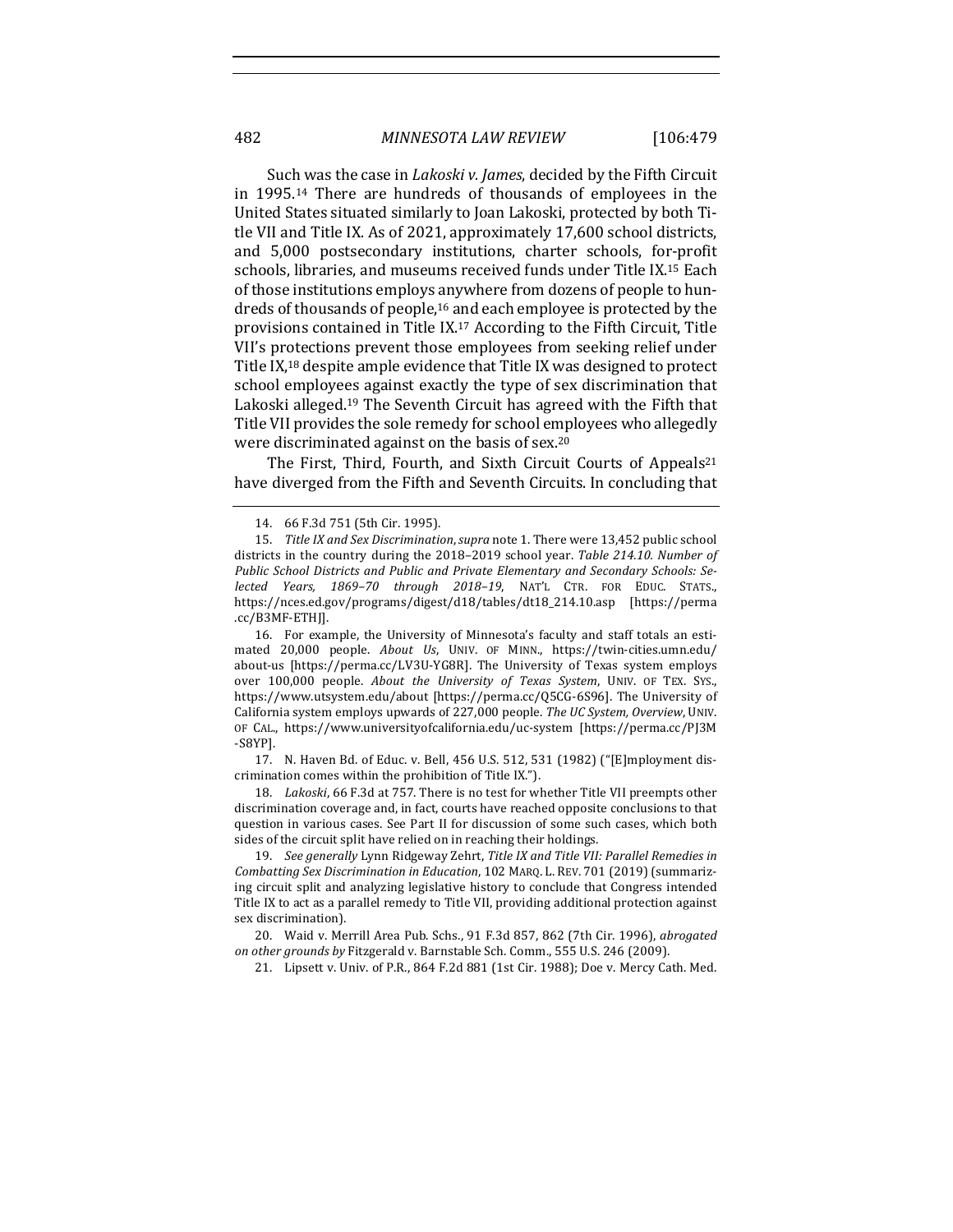Such was the case in *Lakoski v. James*, decided by the Fifth Circuit in 1995.[14] There are hundreds of thousands of employees in the United States situated similarly to Joan Lakoski, protected by both Title VII and Title IX. As of 2021, approximately 17,600 school districts, and 5,000 postsecondary institutions, charter schools, for-profit schools, libraries, and museums received funds under Title IX.[15] Each of those institutions employs anywhere from dozens of people to hundreds of thousands of people,[16] and each employee is protected by the provisions contained in Title IX.[17] According to the Fifth Circuit, Title VII's protections prevent those employees from seeking relief under Title IX,[18] despite ample evidence that Title IX was designed to protect school employees against exactly the type of sex discrimination that Lakoski alleged.[19] The Seventh Circuit has agreed with the Fifth that Title VII provides the sole remedy for school employees who allegedly were discriminated against on the basis of sex.[20]

The First, Third, Fourth, and Sixth Circuit Courts of Appeals[21] have diverged from the Fifth and Seventh Circuits. In concluding that

---

14. 66 F.3d 751 (5th Cir. 1995).

15. *Title IX and Sex Discrimination*, *supra* note 1. There were 13,452 public school districts in the country during the 2018–2019 school year. *Table 214.10. Number of Public School Districts and Public and Private Elementary and Secondary Schools: Selected Years, 1869–70 through 2018–19*, NAT'L CTR. FOR EDUC. STATS., https://nces.ed.gov/programs/digest/d18/tables/dt18_214.10.asp [https://perma.cc/B3MF-ETHJ].

16. For example, the University of Minnesota's faculty and staff totals an estimated 20,000 people. *About Us*, UNIV. OF MINN., https://twin-cities.umn.edu/about-us [https://perma.cc/LV3U-YG8R]. The University of Texas system employs over 100,000 people. *About the University of Texas System*, UNIV. OF TEX. SYS., https://www.utsystem.edu/about [https://perma.cc/Q5CG-6S96]. The University of California system employs upwards of 227,000 people. *The UC System, Overview*, UNIV. OF CAL., https://www.universityofcalifornia.edu/uc-system [https://perma.cc/PJ3M-S8YP].

17. N. Haven Bd. of Educ. v. Bell, 456 U.S. 512, 531 (1982) ("[E]mployment discrimination comes within the prohibition of Title IX.").

18. *Lakoski*, 66 F.3d at 757. There is no test for whether Title VII preempts other discrimination coverage and, in fact, courts have reached opposite conclusions to that question in various cases. See Part II for discussion of some such cases, which both sides of the circuit split have relied on in reaching their holdings.

19. *See generally* Lynn Ridgeway Zehrt, *Title IX and Title VII: Parallel Remedies in Combatting Sex Discrimination in Education*, 102 MARQ. L. REV. 701 (2019) (summarizing circuit split and analyzing legislative history to conclude that Congress intended Title IX to act as a parallel remedy to Title VII, providing additional protection against sex discrimination).

20. Waid v. Merrill Area Pub. Schs., 91 F.3d 857, 862 (7th Cir. 1996), *abrogated on other grounds by* Fitzgerald v. Barnstable Sch. Comm., 555 U.S. 246 (2009).

21. Lipsett v. Univ. of P.R., 864 F.2d 881 (1st Cir. 1988); Doe v. Mercy Cath. Med.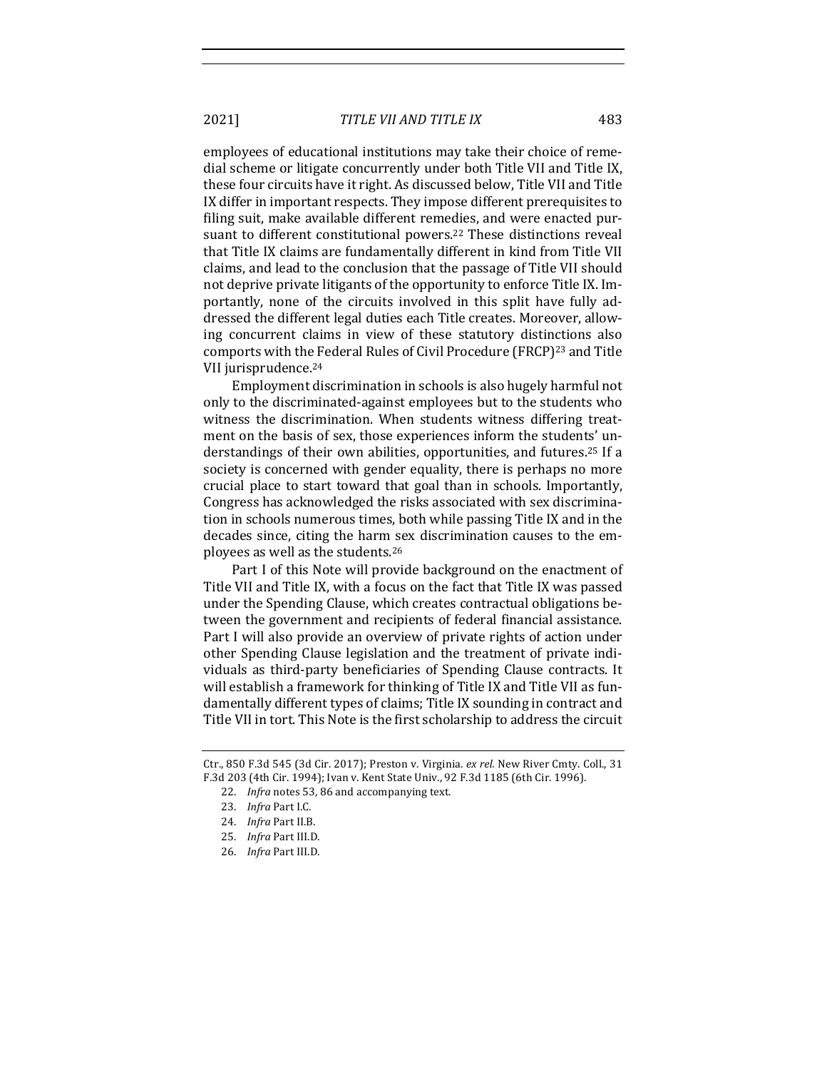employees of educational institutions may take their choice of remedial scheme or litigate concurrently under both Title VII and Title IX, these four circuits have it right. As discussed below, Title VII and Title IX differ in important respects. They impose different prerequisites to filing suit, make available different remedies, and were enacted pursuant to different constitutional powers.[22] These distinctions reveal that Title IX claims are fundamentally different in kind from Title VII claims, and lead to the conclusion that the passage of Title VII should not deprive private litigants of the opportunity to enforce Title IX. Importantly, none of the circuits involved in this split have fully addressed the different legal duties each Title creates. Moreover, allowing concurrent claims in view of these statutory distinctions also comports with the Federal Rules of Civil Procedure (FRCP)[23] and Title VII jurisprudence.[24]

Employment discrimination in schools is also hugely harmful not only to the discriminated-against employees but to the students who witness the discrimination. When students witness differing treatment on the basis of sex, those experiences inform the students' understandings of their own abilities, opportunities, and futures.[25] If a society is concerned with gender equality, there is perhaps no more crucial place to start toward that goal than in schools. Importantly, Congress has acknowledged the risks associated with sex discrimination in schools numerous times, both while passing Title IX and in the decades since, citing the harm sex discrimination causes to the employees as well as the students.[26]

Part I of this Note will provide background on the enactment of Title VII and Title IX, with a focus on the fact that Title IX was passed under the Spending Clause, which creates contractual obligations between the government and recipients of federal financial assistance. Part I will also provide an overview of private rights of action under other Spending Clause legislation and the treatment of private individuals as third-party beneficiaries of Spending Clause contracts. It will establish a framework for thinking of Title IX and Title VII as fundamentally different types of claims; Title IX sounding in contract and Title VII in tort. This Note is the first scholarship to address the circuit

---

Ctr., 850 F.3d 545 (3d Cir. 2017); Preston v. Virginia. *ex rel.* New River Cmty. Coll., 31 F.3d 203 (4th Cir. 1994); Ivan v. Kent State Univ., 92 F.3d 1185 (6th Cir. 1996).

22. *Infra* notes 53, 86 and accompanying text.

23. *Infra* Part I.C.

24. *Infra* Part II.B.

25. *Infra* Part III.D.

26. *Infra* Part III.D.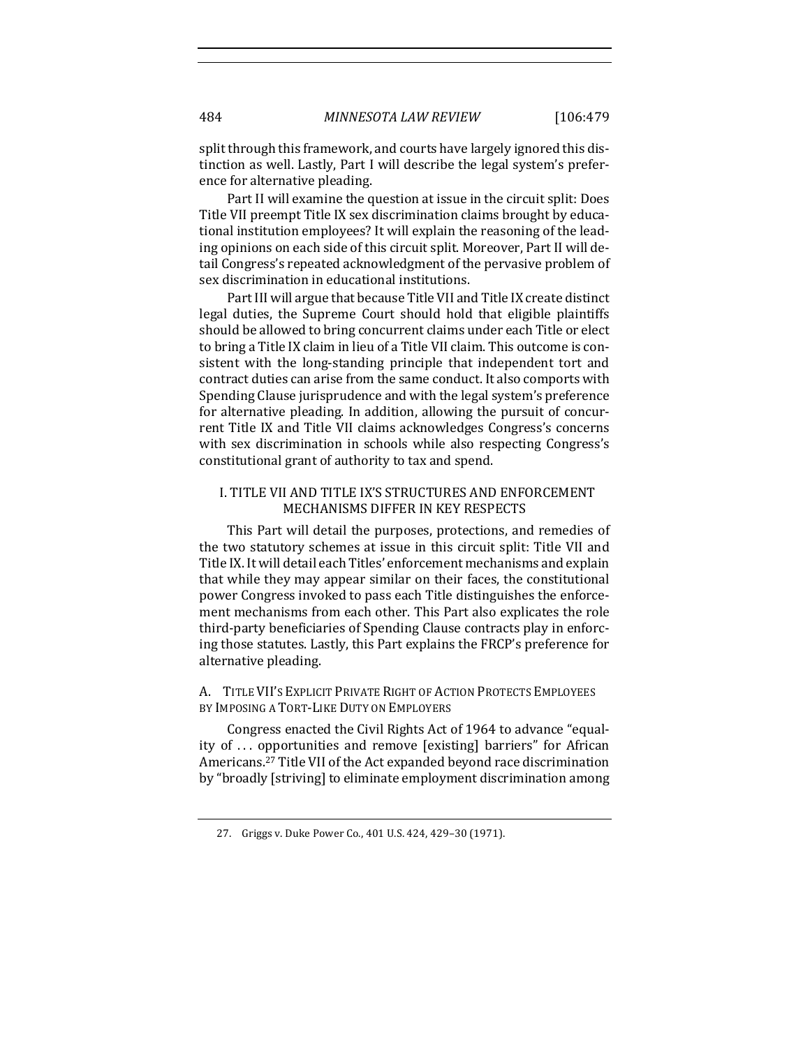split through this framework, and courts have largely ignored this distinction as well. Lastly, Part I will describe the legal system's preference for alternative pleading.

Part II will examine the question at issue in the circuit split: Does Title VII preempt Title IX sex discrimination claims brought by educational institution employees? It will explain the reasoning of the leading opinions on each side of this circuit split. Moreover, Part II will detail Congress's repeated acknowledgment of the pervasive problem of sex discrimination in educational institutions.

Part III will argue that because Title VII and Title IX create distinct legal duties, the Supreme Court should hold that eligible plaintiffs should be allowed to bring concurrent claims under each Title or elect to bring a Title IX claim in lieu of a Title VII claim. This outcome is consistent with the long-standing principle that independent tort and contract duties can arise from the same conduct. It also comports with Spending Clause jurisprudence and with the legal system's preference for alternative pleading. In addition, allowing the pursuit of concurrent Title IX and Title VII claims acknowledges Congress's concerns with sex discrimination in schools while also respecting Congress's constitutional grant of authority to tax and spend.

## I. TITLE VII AND TITLE IX'S STRUCTURES AND ENFORCEMENT MECHANISMS DIFFER IN KEY RESPECTS

This Part will detail the purposes, protections, and remedies of the two statutory schemes at issue in this circuit split: Title VII and Title IX. It will detail each Titles' enforcement mechanisms and explain that while they may appear similar on their faces, the constitutional power Congress invoked to pass each Title distinguishes the enforcement mechanisms from each other. This Part also explicates the role third-party beneficiaries of Spending Clause contracts play in enforcing those statutes. Lastly, this Part explains the FRCP's preference for alternative pleading.

### A. Title VII's Explicit Private Right of Action Protects Employees by Imposing a Tort-Like Duty on Employers

Congress enacted the Civil Rights Act of 1964 to advance "equality of . . . opportunities and remove [existing] barriers" for African Americans.[27] Title VII of the Act expanded beyond race discrimination by "broadly [striving] to eliminate employment discrimination among

27. Griggs v. Duke Power Co., 401 U.S. 424, 429–30 (1971).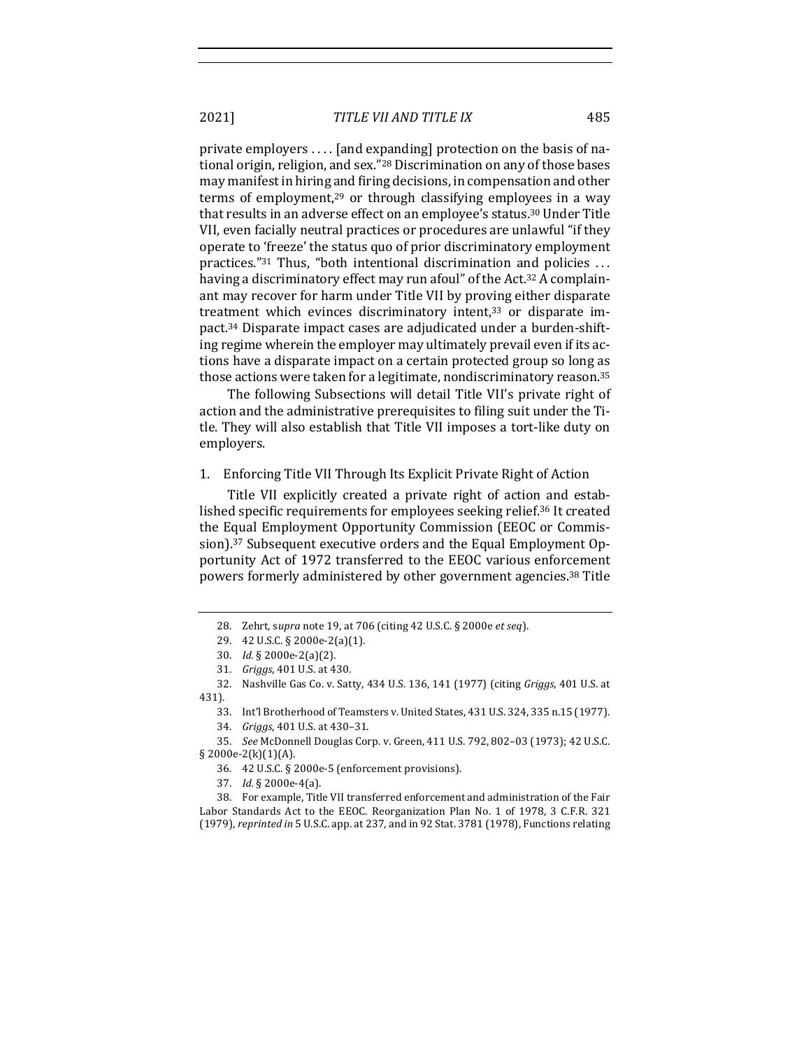private employers . . . . [and expanding] protection on the basis of national origin, religion, and sex."[28] Discrimination on any of those bases may manifest in hiring and firing decisions, in compensation and other terms of employment,[29] or through classifying employees in a way that results in an adverse effect on an employee's status.[30] Under Title VII, even facially neutral practices or procedures are unlawful "if they operate to 'freeze' the status quo of prior discriminatory employment practices."[31] Thus, "both intentional discrimination and policies . . . having a discriminatory effect may run afoul" of the Act.[32] A complainant may recover for harm under Title VII by proving either disparate treatment which evinces discriminatory intent,[33] or disparate impact.[34] Disparate impact cases are adjudicated under a burden-shifting regime wherein the employer may ultimately prevail even if its actions have a disparate impact on a certain protected group so long as those actions were taken for a legitimate, nondiscriminatory reason.[35]

The following Subsections will detail Title VII's private right of action and the administrative prerequisites to filing suit under the Title. They will also establish that Title VII imposes a tort-like duty on employers.

1. Enforcing Title VII Through Its Explicit Private Right of Action

Title VII explicitly created a private right of action and established specific requirements for employees seeking relief.[36] It created the Equal Employment Opportunity Commission (EEOC or Commission).[37] Subsequent executive orders and the Equal Employment Opportunity Act of 1972 transferred to the EEOC various enforcement powers formerly administered by other government agencies.[38] Title

---

28. Zehrt, s*upra* note 19, at 706 (citing 42 U.S.C. § 2000e *et seq*).

29. 42 U.S.C. § 2000e-2(a)(1).

30. *Id.* § 2000e-2(a)(2).

31. *Griggs*, 401 U.S. at 430.

32. Nashville Gas Co. v. Satty, 434 U.S. 136, 141 (1977) (citing *Griggs*, 401 U.S. at 431).

33. Int'l Brotherhood of Teamsters v. United States, 431 U.S. 324, 335 n.15 (1977).

34. *Griggs*, 401 U.S. at 430–31.

35. *See* McDonnell Douglas Corp. v. Green, 411 U.S. 792, 802–03 (1973); 42 U.S.C. § 2000e-2(k)(1)(A).

36. 42 U.S.C. § 2000e-5 (enforcement provisions).

37. *Id.* § 2000e-4(a).

38. For example, Title VII transferred enforcement and administration of the Fair Labor Standards Act to the EEOC. Reorganization Plan No. 1 of 1978, 3 C.F.R. 321 (1979), *reprinted in* 5 U.S.C. app. at 237, and in 92 Stat. 3781 (1978), Functions relating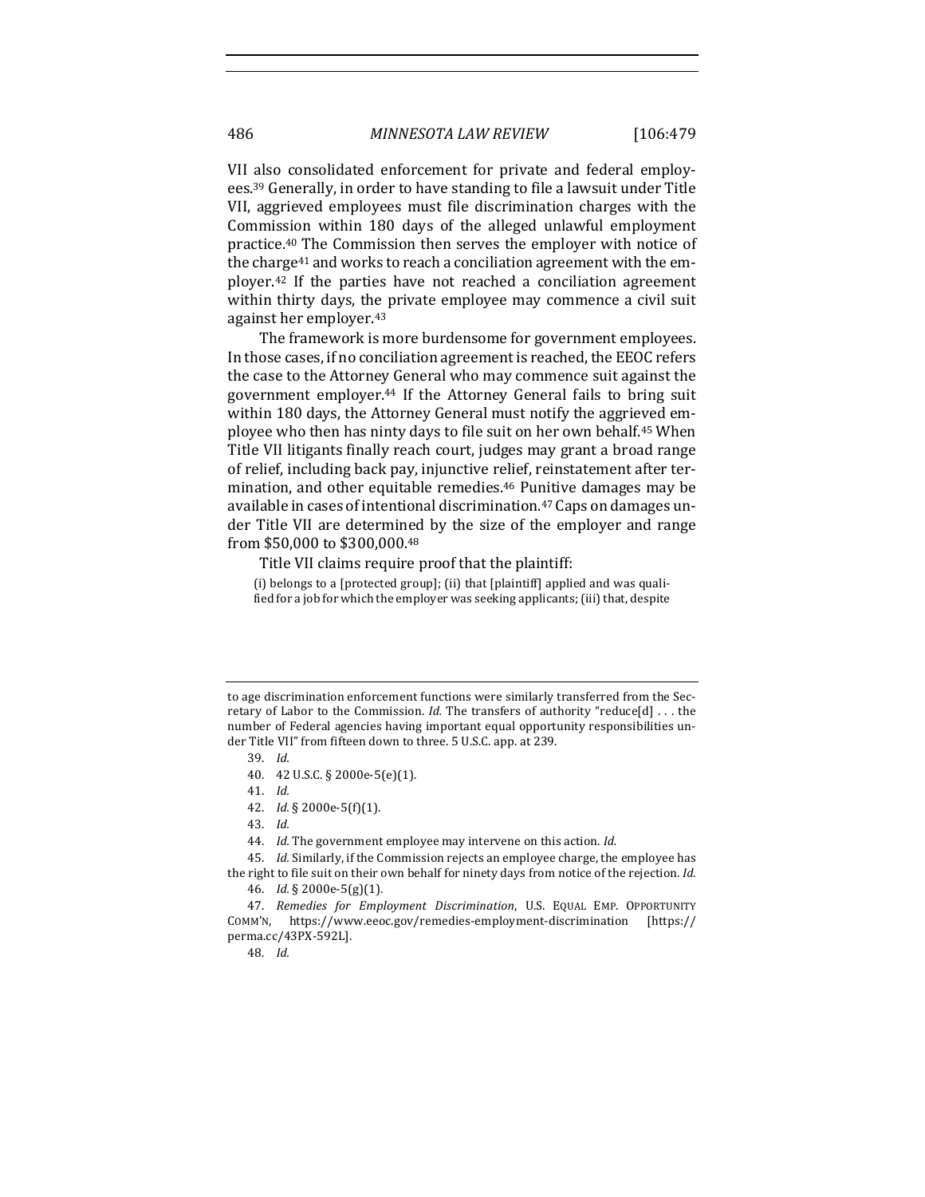VII also consolidated enforcement for private and federal employees.[39] Generally, in order to have standing to file a lawsuit under Title VII, aggrieved employees must file discrimination charges with the Commission within 180 days of the alleged unlawful employment practice.[40] The Commission then serves the employer with notice of the charge[41] and works to reach a conciliation agreement with the employer.[42] If the parties have not reached a conciliation agreement within thirty days, the private employee may commence a civil suit against her employer.[43]

The framework is more burdensome for government employees. In those cases, if no conciliation agreement is reached, the EEOC refers the case to the Attorney General who may commence suit against the government employer.[44] If the Attorney General fails to bring suit within 180 days, the Attorney General must notify the aggrieved employee who then has ninty days to file suit on her own behalf.[45] When Title VII litigants finally reach court, judges may grant a broad range of relief, including back pay, injunctive relief, reinstatement after termination, and other equitable remedies.[46] Punitive damages may be available in cases of intentional discrimination.[47] Caps on damages under Title VII are determined by the size of the employer and range from $50,000 to $300,000.[48]

Title VII claims require proof that the plaintiff:

> (i) belongs to a [protected group]; (ii) that [plaintiff] applied and was qualified for a job for which the employer was seeking applicants; (iii) that, despite

---

to age discrimination enforcement functions were similarly transferred from the Secretary of Labor to the Commission. *Id.* The transfers of authority "reduce[d] . . . the number of Federal agencies having important equal opportunity responsibilities under Title VII" from fifteen down to three. 5 U.S.C. app. at 239.

39. *Id.*

40. 42 U.S.C. § 2000e-5(e)(1).

41. *Id.*

42. *Id.* § 2000e-5(f)(1).

43. *Id.*

44. *Id.* The government employee may intervene on this action. *Id.*

45. *Id.* Similarly, if the Commission rejects an employee charge, the employee has the right to file suit on their own behalf for ninety days from notice of the rejection. *Id.*

46. *Id.* § 2000e-5(g)(1).

47. *Remedies for Employment Discrimination*, U.S. EQUAL EMP. OPPORTUNITY COMM'N, https://www.eeoc.gov/remedies-employment-discrimination [https://perma.cc/43PX-592L].

48. *Id.*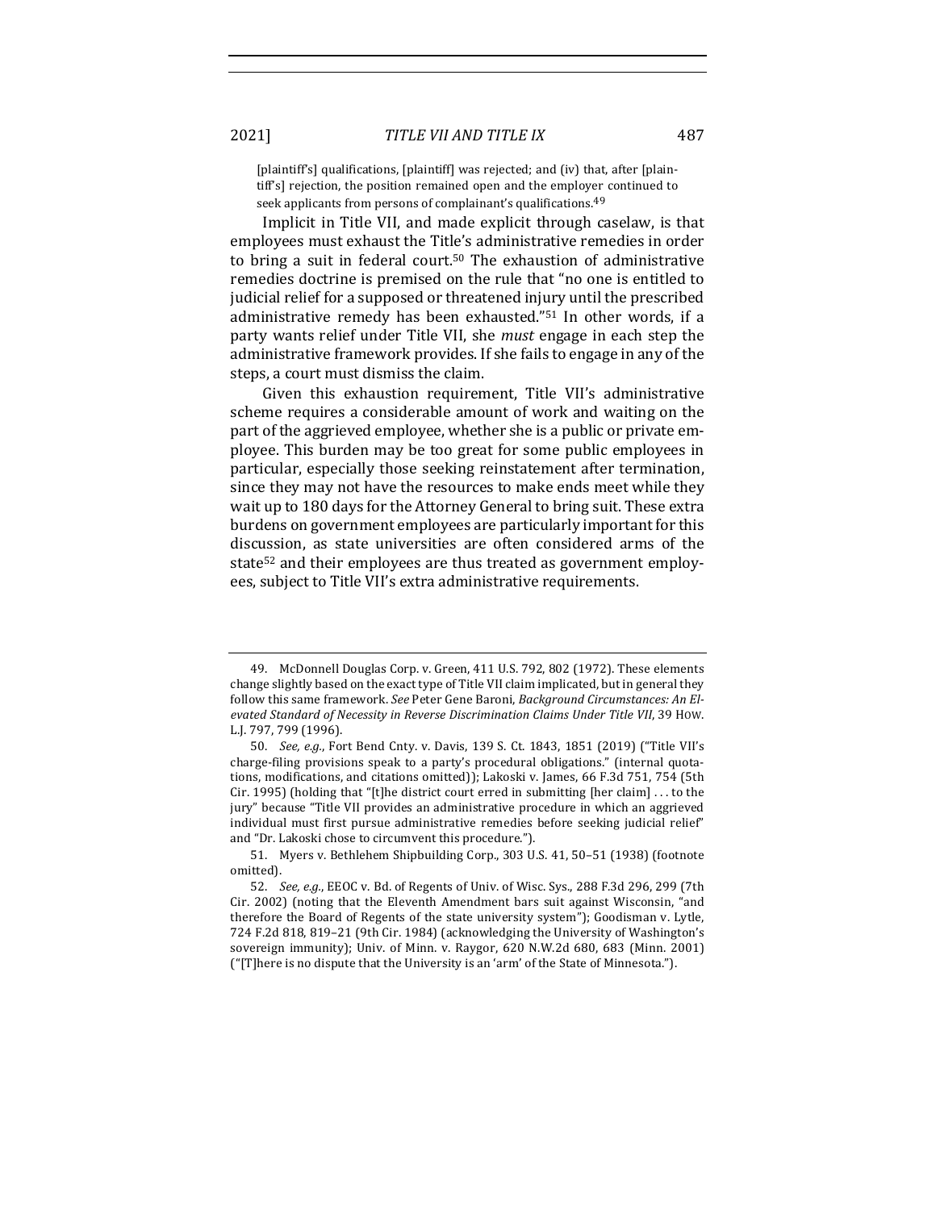> [plaintiff's] qualifications, [plaintiff] was rejected; and (iv) that, after [plaintiff's] rejection, the position remained open and the employer continued to seek applicants from persons of complainant's qualifications.[49]

Implicit in Title VII, and made explicit through caselaw, is that employees must exhaust the Title's administrative remedies in order to bring a suit in federal court.[50] The exhaustion of administrative remedies doctrine is premised on the rule that "no one is entitled to judicial relief for a supposed or threatened injury until the prescribed administrative remedy has been exhausted."[51] In other words, if a party wants relief under Title VII, she *must* engage in each step the administrative framework provides. If she fails to engage in any of the steps, a court must dismiss the claim.

Given this exhaustion requirement, Title VII's administrative scheme requires a considerable amount of work and waiting on the part of the aggrieved employee, whether she is a public or private employee. This burden may be too great for some public employees in particular, especially those seeking reinstatement after termination, since they may not have the resources to make ends meet while they wait up to 180 days for the Attorney General to bring suit. These extra burdens on government employees are particularly important for this discussion, as state universities are often considered arms of the state[52] and their employees are thus treated as government employees, subject to Title VII's extra administrative requirements.

---

49. McDonnell Douglas Corp. v. Green, 411 U.S. 792, 802 (1972). These elements change slightly based on the exact type of Title VII claim implicated, but in general they follow this same framework. *See* Peter Gene Baroni, *Background Circumstances: An Elevated Standard of Necessity in Reverse Discrimination Claims Under Title VII*, 39 HOW. L.J. 797, 799 (1996).

50. *See, e.g.*, Fort Bend Cnty. v. Davis, 139 S. Ct. 1843, 1851 (2019) ("Title VII's charge-filing provisions speak to a party's procedural obligations." (internal quotations, modifications, and citations omitted)); Lakoski v. James, 66 F.3d 751, 754 (5th Cir. 1995) (holding that "[t]he district court erred in submitting [her claim] . . . to the jury" because "Title VII provides an administrative procedure in which an aggrieved individual must first pursue administrative remedies before seeking judicial relief" and "Dr. Lakoski chose to circumvent this procedure.").

51. Myers v. Bethlehem Shipbuilding Corp., 303 U.S. 41, 50–51 (1938) (footnote omitted).

52. *See, e.g.*, EEOC v. Bd. of Regents of Univ. of Wisc. Sys., 288 F.3d 296, 299 (7th Cir. 2002) (noting that the Eleventh Amendment bars suit against Wisconsin, "and therefore the Board of Regents of the state university system"); Goodisman v. Lytle, 724 F.2d 818, 819–21 (9th Cir. 1984) (acknowledging the University of Washington's sovereign immunity); Univ. of Minn. v. Raygor, 620 N.W.2d 680, 683 (Minn. 2001) ("[T]here is no dispute that the University is an 'arm' of the State of Minnesota.").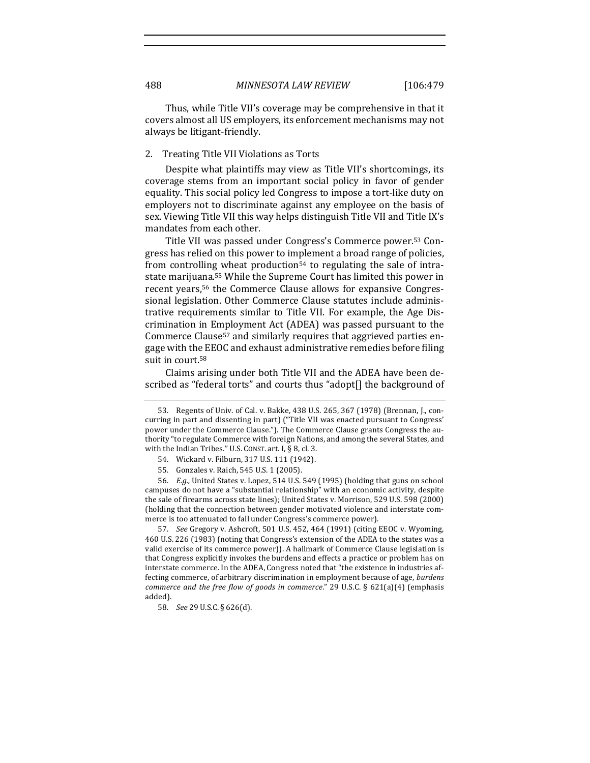Thus, while Title VII's coverage may be comprehensive in that it covers almost all US employers, its enforcement mechanisms may not always be litigant-friendly.

### 2. Treating Title VII Violations as Torts

Despite what plaintiffs may view as Title VII's shortcomings, its coverage stems from an important social policy in favor of gender equality. This social policy led Congress to impose a tort-like duty on employers not to discriminate against any employee on the basis of sex. Viewing Title VII this way helps distinguish Title VII and Title IX's mandates from each other.

Title VII was passed under Congress's Commerce power.[53] Congress has relied on this power to implement a broad range of policies, from controlling wheat production[54] to regulating the sale of intrastate marijuana.[55] While the Supreme Court has limited this power in recent years,[56] the Commerce Clause allows for expansive Congressional legislation. Other Commerce Clause statutes include administrative requirements similar to Title VII. For example, the Age Discrimination in Employment Act (ADEA) was passed pursuant to the Commerce Clause[57] and similarly requires that aggrieved parties engage with the EEOC and exhaust administrative remedies before filing suit in court.[58]

Claims arising under both Title VII and the ADEA have been described as "federal torts" and courts thus "adopt[] the background of

---

53. Regents of Univ. of Cal. v. Bakke, 438 U.S. 265, 367 (1978) (Brennan, J., concurring in part and dissenting in part) ("Title VII was enacted pursuant to Congress' power under the Commerce Clause."). The Commerce Clause grants Congress the authority "to regulate Commerce with foreign Nations, and among the several States, and with the Indian Tribes." U.S. CONST. art. I, § 8, cl. 3.

54. Wickard v. Filburn, 317 U.S. 111 (1942).

55. Gonzales v. Raich, 545 U.S. 1 (2005).

56. *E.g.*, United States v. Lopez, 514 U.S. 549 (1995) (holding that guns on school campuses do not have a "substantial relationship" with an economic activity, despite the sale of firearms across state lines); United States v. Morrison, 529 U.S. 598 (2000) (holding that the connection between gender motivated violence and interstate commerce is too attenuated to fall under Congress's commerce power).

57. *See* Gregory v. Ashcroft, 501 U.S. 452, 464 (1991) (citing EEOC v. Wyoming, 460 U.S. 226 (1983) (noting that Congress's extension of the ADEA to the states was a valid exercise of its commerce power)). A hallmark of Commerce Clause legislation is that Congress explicitly invokes the burdens and effects a practice or problem has on interstate commerce. In the ADEA, Congress noted that "the existence in industries affecting commerce, of arbitrary discrimination in employment because of age, *burdens commerce and the free flow of goods in commerce*." 29 U.S.C. § 621(a)(4) (emphasis added).

58. *See* 29 U.S.C. § 626(d).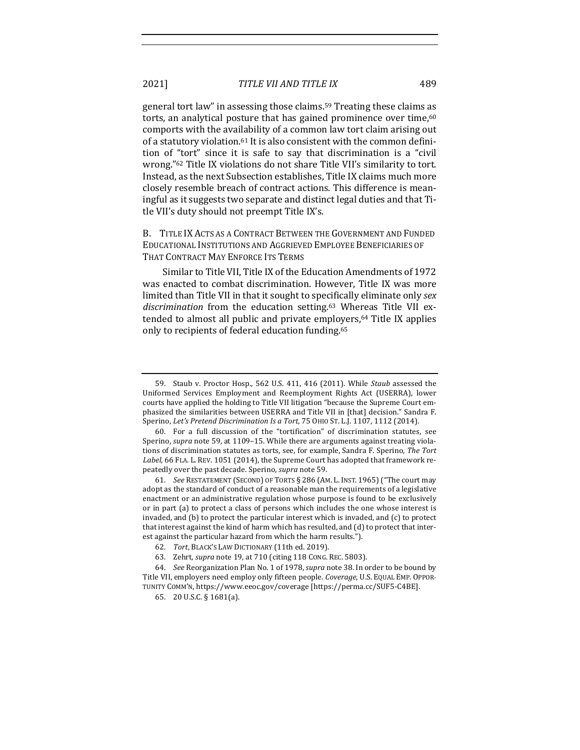general tort law" in assessing those claims.[59] Treating these claims as torts, an analytical posture that has gained prominence over time,[60] comports with the availability of a common law tort claim arising out of a statutory violation.[61] It is also consistent with the common definition of "tort" since it is safe to say that discrimination is a "civil wrong."[62] Title IX violations do not share Title VII's similarity to tort. Instead, as the next Subsection establishes, Title IX claims much more closely resemble breach of contract actions. This difference is meaningful as it suggests two separate and distinct legal duties and that Title VII's duty should not preempt Title IX's.

### B. Title IX Acts as a Contract Between the Government and Funded Educational Institutions and Aggrieved Employee Beneficiaries of That Contract May Enforce Its Terms

Similar to Title VII, Title IX of the Education Amendments of 1972 was enacted to combat discrimination. However, Title IX was more limited than Title VII in that it sought to specifically eliminate only *sex discrimination* from the education setting.[63] Whereas Title VII extended to almost all public and private employers,[64] Title IX applies only to recipients of federal education funding.[65]

---

59. Staub v. Proctor Hosp., 562 U.S. 411, 416 (2011). While *Staub* assessed the Uniformed Services Employment and Reemployment Rights Act (USERRA), lower courts have applied the holding to Title VII litigation "because the Supreme Court emphasized the similarities between USERRA and Title VII in [that] decision." Sandra F. Sperino, *Let's Pretend Discrimination Is a Tort*, 75 OHIO ST. L.J. 1107, 1112 (2014).

60. For a full discussion of the "tortification" of discrimination statutes, see Sperino, *supra* note 59, at 1109–15. While there are arguments against treating violations of discrimination statutes as torts, see, for example, Sandra F. Sperino, *The Tort Label*, 66 FLA. L. REV. 1051 (2014), the Supreme Court has adopted that framework repeatedly over the past decade. Sperino, *supra* note 59.

61. *See* RESTATEMENT (SECOND) OF TORTS § 286 (AM. L. INST. 1965) ("The court may adopt as the standard of conduct of a reasonable man the requirements of a legislative enactment or an administrative regulation whose purpose is found to be exclusively or in part (a) to protect a class of persons which includes the one whose interest is invaded, and (b) to protect the particular interest which is invaded, and (c) to protect that interest against the kind of harm which has resulted, and (d) to protect that interest against the particular hazard from which the harm results.").

62. *Tort*, BLACK'S LAW DICTIONARY (11th ed. 2019).

63. Zehrt, *supra* note 19, at 710 (citing 118 CONG. REC. 5803).

64. *See* Reorganization Plan No. 1 of 1978, *supra* note 38. In order to be bound by Title VII, employers need employ only fifteen people. *Coverage*, U.S. EQUAL EMP. OPPORTUNITY COMM'N, https://www.eeoc.gov/coverage [https://perma.cc/SUF5-C4BE].

65. 20 U.S.C. § 1681(a).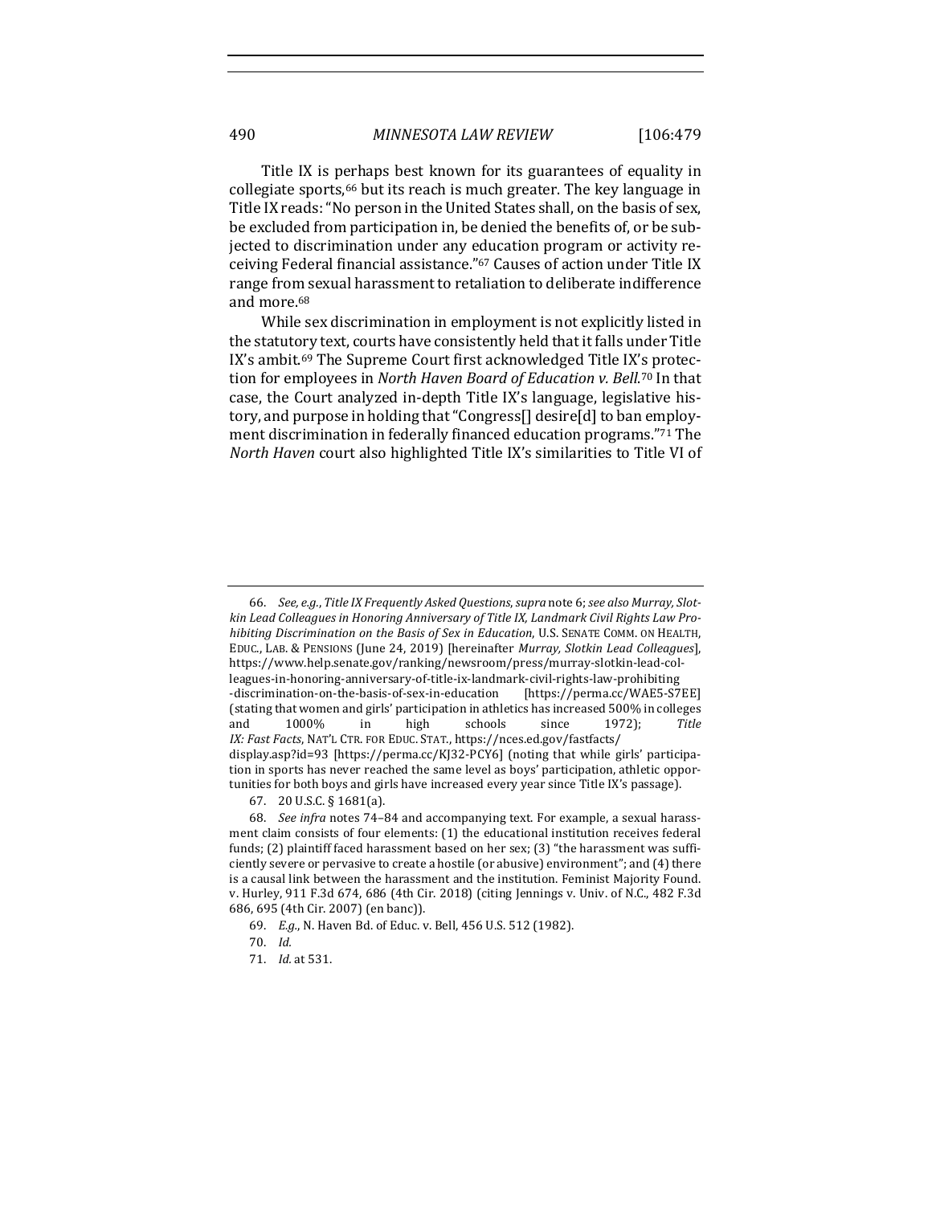Title IX is perhaps best known for its guarantees of equality in collegiate sports,[66] but its reach is much greater. The key language in Title IX reads: "No person in the United States shall, on the basis of sex, be excluded from participation in, be denied the benefits of, or be subjected to discrimination under any education program or activity receiving Federal financial assistance."[67] Causes of action under Title IX range from sexual harassment to retaliation to deliberate indifference and more.[68]

While sex discrimination in employment is not explicitly listed in the statutory text, courts have consistently held that it falls under Title IX's ambit.[69] The Supreme Court first acknowledged Title IX's protection for employees in *North Haven Board of Education v. Bell*.[70] In that case, the Court analyzed in-depth Title IX's language, legislative history, and purpose in holding that "Congress[] desire[d] to ban employment discrimination in federally financed education programs."[71] The *North Haven* court also highlighted Title IX's similarities to Title VI of

---

66. *See, e.g.*, *Title IX Frequently Asked Questions*, *supra* note 6; *see also Murray, Slotkin Lead Colleagues in Honoring Anniversary of Title IX, Landmark Civil Rights Law Prohibiting Discrimination on the Basis of Sex in Education*, U.S. SENATE COMM. ON HEALTH, EDUC., LAB. & PENSIONS (June 24, 2019) [hereinafter *Murray, Slotkin Lead Colleagues*], https://www.help.senate.gov/ranking/newsroom/press/murray-slotkin-lead-colleagues-in-honoring-anniversary-of-title-ix-landmark-civil-rights-law-prohibiting-discrimination-on-the-basis-of-sex-in-education [https://perma.cc/WAE5-S7EE] (stating that women and girls' participation in athletics has increased 500% in colleges and 1000% in high schools since 1972); *Title IX: Fast Facts*, NAT'L CTR. FOR EDUC. STAT., https://nces.ed.gov/fastfacts/display.asp?id=93 [https://perma.cc/KJ32-PCY6] (noting that while girls' participation in sports has never reached the same level as boys' participation, athletic opportunities for both boys and girls have increased every year since Title IX's passage).

67. 20 U.S.C. § 1681(a).

68. *See infra* notes 74–84 and accompanying text. For example, a sexual harassment claim consists of four elements: (1) the educational institution receives federal funds; (2) plaintiff faced harassment based on her sex; (3) "the harassment was sufficiently severe or pervasive to create a hostile (or abusive) environment"; and (4) there is a causal link between the harassment and the institution. Feminist Majority Found. v. Hurley, 911 F.3d 674, 686 (4th Cir. 2018) (citing Jennings v. Univ. of N.C., 482 F.3d 686, 695 (4th Cir. 2007) (en banc)).

69. *E.g.*, N. Haven Bd. of Educ. v. Bell, 456 U.S. 512 (1982).

70. *Id.*

71. *Id.* at 531.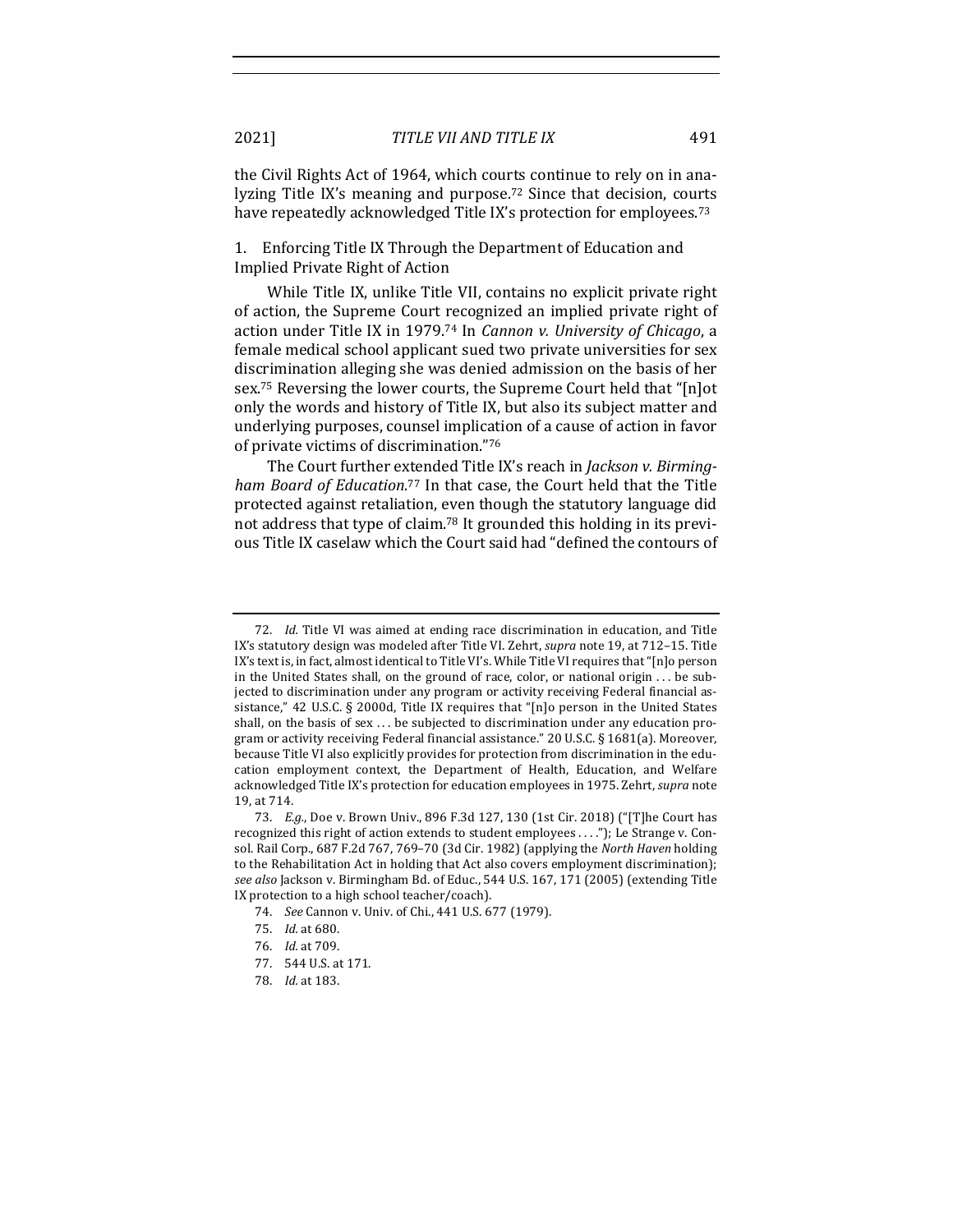the Civil Rights Act of 1964, which courts continue to rely on in analyzing Title IX's meaning and purpose.[72] Since that decision, courts have repeatedly acknowledged Title IX's protection for employees.[73]

### 1. Enforcing Title IX Through the Department of Education and Implied Private Right of Action

While Title IX, unlike Title VII, contains no explicit private right of action, the Supreme Court recognized an implied private right of action under Title IX in 1979.[74] In *Cannon v. University of Chicago*, a female medical school applicant sued two private universities for sex discrimination alleging she was denied admission on the basis of her sex.[75] Reversing the lower courts, the Supreme Court held that "[n]ot only the words and history of Title IX, but also its subject matter and underlying purposes, counsel implication of a cause of action in favor of private victims of discrimination."[76]

The Court further extended Title IX's reach in *Jackson v. Birmingham Board of Education*.[77] In that case, the Court held that the Title protected against retaliation, even though the statutory language did not address that type of claim.[78] It grounded this holding in its previous Title IX caselaw which the Court said had "defined the contours of

---

72. *Id.* Title VI was aimed at ending race discrimination in education, and Title IX's statutory design was modeled after Title VI. Zehrt, *supra* note 19, at 712–15. Title IX's text is, in fact, almost identical to Title VI's. While Title VI requires that "[n]o person in the United States shall, on the ground of race, color, or national origin . . . be subjected to discrimination under any program or activity receiving Federal financial assistance," 42 U.S.C. § 2000d, Title IX requires that "[n]o person in the United States shall, on the basis of sex . . . be subjected to discrimination under any education program or activity receiving Federal financial assistance." 20 U.S.C. § 1681(a). Moreover, because Title VI also explicitly provides for protection from discrimination in the education employment context, the Department of Health, Education, and Welfare acknowledged Title IX's protection for education employees in 1975. Zehrt, *supra* note 19, at 714.

73. *E.g.*, Doe v. Brown Univ., 896 F.3d 127, 130 (1st Cir. 2018) ("[T]he Court has recognized this right of action extends to student employees . . . ."); Le Strange v. Consol. Rail Corp., 687 F.2d 767, 769–70 (3d Cir. 1982) (applying the *North Haven* holding to the Rehabilitation Act in holding that Act also covers employment discrimination); *see also* Jackson v. Birmingham Bd. of Educ., 544 U.S. 167, 171 (2005) (extending Title IX protection to a high school teacher/coach).

74. *See* Cannon v. Univ. of Chi., 441 U.S. 677 (1979).

75. *Id.* at 680.

76. *Id.* at 709.

77. 544 U.S. at 171.

78. *Id.* at 183.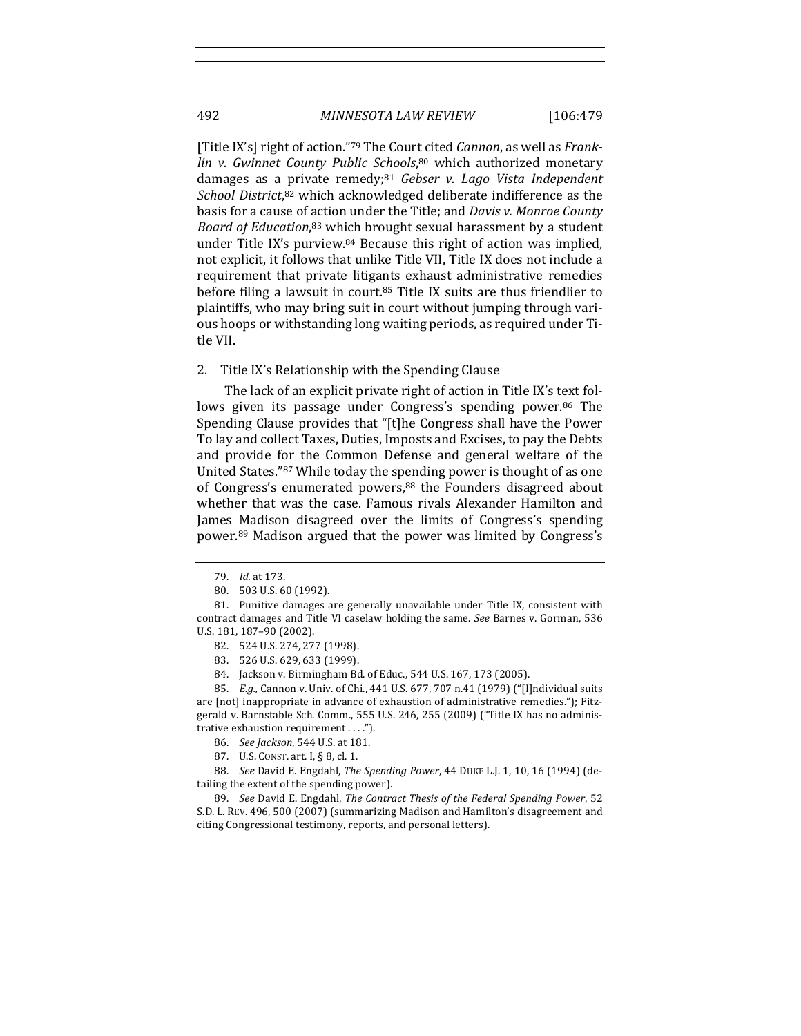[Title IX's] right of action."[79] The Court cited *Cannon*, as well as *Franklin v. Gwinnet County Public Schools*,[80] which authorized monetary damages as a private remedy;[81] *Gebser v. Lago Vista Independent School District*,[82] which acknowledged deliberate indifference as the basis for a cause of action under the Title; and *Davis v. Monroe County Board of Education*,[83] which brought sexual harassment by a student under Title IX's purview.[84] Because this right of action was implied, not explicit, it follows that unlike Title VII, Title IX does not include a requirement that private litigants exhaust administrative remedies before filing a lawsuit in court.[85] Title IX suits are thus friendlier to plaintiffs, who may bring suit in court without jumping through various hoops or withstanding long waiting periods, as required under Title VII.

2. Title IX's Relationship with the Spending Clause

The lack of an explicit private right of action in Title IX's text follows given its passage under Congress's spending power.[86] The Spending Clause provides that "[t]he Congress shall have the Power To lay and collect Taxes, Duties, Imposts and Excises, to pay the Debts and provide for the Common Defense and general welfare of the United States."[87] While today the spending power is thought of as one of Congress's enumerated powers,[88] the Founders disagreed about whether that was the case. Famous rivals Alexander Hamilton and James Madison disagreed over the limits of Congress's spending power.[89] Madison argued that the power was limited by Congress's

---

79. *Id.* at 173.

80. 503 U.S. 60 (1992).

81. Punitive damages are generally unavailable under Title IX, consistent with contract damages and Title VI caselaw holding the same. *See* Barnes v. Gorman, 536 U.S. 181, 187–90 (2002).

82. 524 U.S. 274, 277 (1998).

83. 526 U.S. 629, 633 (1999).

84. Jackson v. Birmingham Bd. of Educ., 544 U.S. 167, 173 (2005).

85. *E.g.,* Cannon v. Univ. of Chi., 441 U.S. 677, 707 n.41 (1979) ("[I]ndividual suits are [not] inappropriate in advance of exhaustion of administrative remedies."); Fitzgerald v. Barnstable Sch. Comm., 555 U.S. 246, 255 (2009) ("Title IX has no administrative exhaustion requirement . . . .").

86. *See Jackson*, 544 U.S. at 181.

87. U.S. CONST. art. I, § 8, cl. 1.

88. *See* David E. Engdahl, *The Spending Power*, 44 DUKE L.J. 1, 10, 16 (1994) (detailing the extent of the spending power).

89. *See* David E. Engdahl, *The Contract Thesis of the Federal Spending Power*, 52 S.D. L. REV. 496, 500 (2007) (summarizing Madison and Hamilton's disagreement and citing Congressional testimony, reports, and personal letters).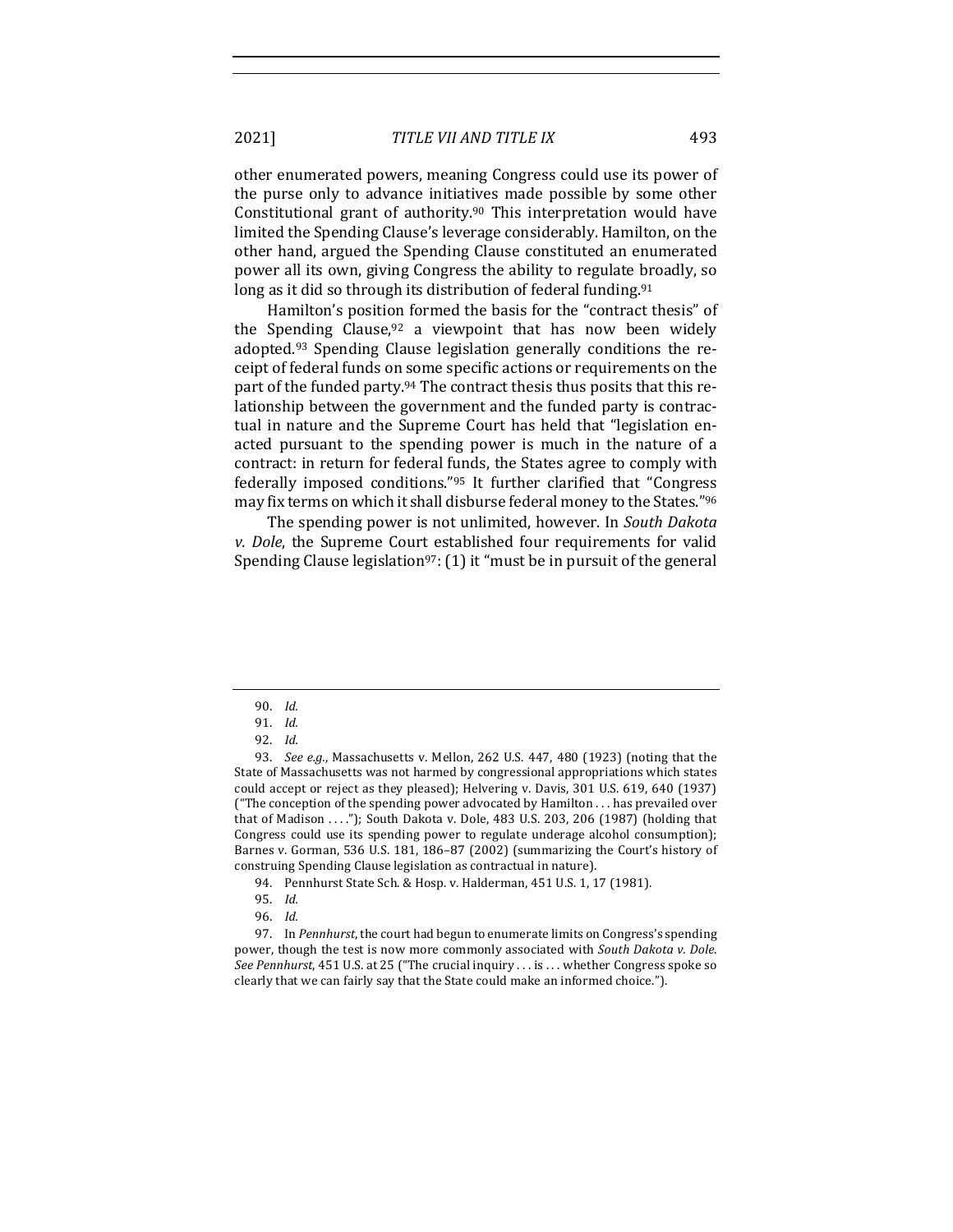other enumerated powers, meaning Congress could use its power of the purse only to advance initiatives made possible by some other Constitutional grant of authority.[90] This interpretation would have limited the Spending Clause's leverage considerably. Hamilton, on the other hand, argued the Spending Clause constituted an enumerated power all its own, giving Congress the ability to regulate broadly, so long as it did so through its distribution of federal funding.[91]

Hamilton's position formed the basis for the "contract thesis" of the Spending Clause,[92] a viewpoint that has now been widely adopted.[93] Spending Clause legislation generally conditions the receipt of federal funds on some specific actions or requirements on the part of the funded party.[94] The contract thesis thus posits that this relationship between the government and the funded party is contractual in nature and the Supreme Court has held that "legislation enacted pursuant to the spending power is much in the nature of a contract: in return for federal funds, the States agree to comply with federally imposed conditions."[95] It further clarified that "Congress may fix terms on which it shall disburse federal money to the States."[96]

The spending power is not unlimited, however. In *South Dakota v. Dole*, the Supreme Court established four requirements for valid Spending Clause legislation[97]: (1) it "must be in pursuit of the general

---

90. *Id.*

91. *Id.*

92. *Id.*

93. *See e.g.*, Massachusetts v. Mellon, 262 U.S. 447, 480 (1923) (noting that the State of Massachusetts was not harmed by congressional appropriations which states could accept or reject as they pleased); Helvering v. Davis, 301 U.S. 619, 640 (1937) ("The conception of the spending power advocated by Hamilton . . . has prevailed over that of Madison . . . ."); South Dakota v. Dole, 483 U.S. 203, 206 (1987) (holding that Congress could use its spending power to regulate underage alcohol consumption); Barnes v. Gorman, 536 U.S. 181, 186–87 (2002) (summarizing the Court's history of construing Spending Clause legislation as contractual in nature).

94. Pennhurst State Sch. & Hosp. v. Halderman, 451 U.S. 1, 17 (1981).

95. *Id.*

96. *Id.*

97. In *Pennhurst*, the court had begun to enumerate limits on Congress's spending power, though the test is now more commonly associated with *South Dakota v. Dole*. *See Pennhurst*, 451 U.S. at 25 ("The crucial inquiry . . . is . . . whether Congress spoke so clearly that we can fairly say that the State could make an informed choice.").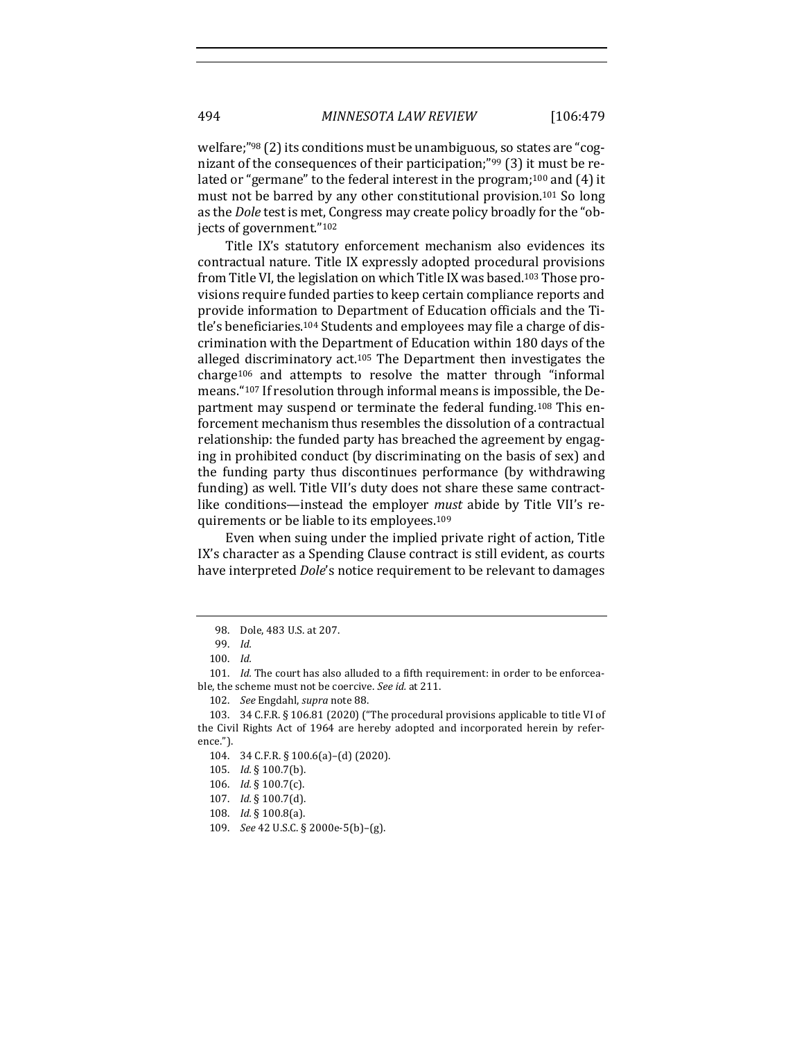welfare;"[98] (2) its conditions must be unambiguous, so states are "cognizant of the consequences of their participation;"[99] (3) it must be related or "germane" to the federal interest in the program;[100] and (4) it must not be barred by any other constitutional provision.[101] So long as the *Dole* test is met, Congress may create policy broadly for the "objects of government."[102]

Title IX's statutory enforcement mechanism also evidences its contractual nature. Title IX expressly adopted procedural provisions from Title VI, the legislation on which Title IX was based.[103] Those provisions require funded parties to keep certain compliance reports and provide information to Department of Education officials and the Title's beneficiaries.[104] Students and employees may file a charge of discrimination with the Department of Education within 180 days of the alleged discriminatory act.[105] The Department then investigates the charge[106] and attempts to resolve the matter through "informal means."[107] If resolution through informal means is impossible, the Department may suspend or terminate the federal funding.[108] This enforcement mechanism thus resembles the dissolution of a contractual relationship: the funded party has breached the agreement by engaging in prohibited conduct (by discriminating on the basis of sex) and the funding party thus discontinues performance (by withdrawing funding) as well. Title VII's duty does not share these same contract-like conditions—instead the employer *must* abide by Title VII's requirements or be liable to its employees.[109]

Even when suing under the implied private right of action, Title IX's character as a Spending Clause contract is still evident, as courts have interpreted *Dole*'s notice requirement to be relevant to damages

---

98. Dole, 483 U.S. at 207.

99. *Id.*

100. *Id.*

101. *Id.* The court has also alluded to a fifth requirement: in order to be enforceable, the scheme must not be coercive. *See id.* at 211.

102. *See* Engdahl, *supra* note 88.

103. 34 C.F.R. § 106.81 (2020) ("The procedural provisions applicable to title VI of the Civil Rights Act of 1964 are hereby adopted and incorporated herein by reference.").

104. 34 C.F.R. § 100.6(a)–(d) (2020).

105. *Id.* § 100.7(b).

106. *Id.* § 100.7(c).

107. *Id.* § 100.7(d).

108. *Id.* § 100.8(a).

109. *See* 42 U.S.C. § 2000e-5(b)–(g).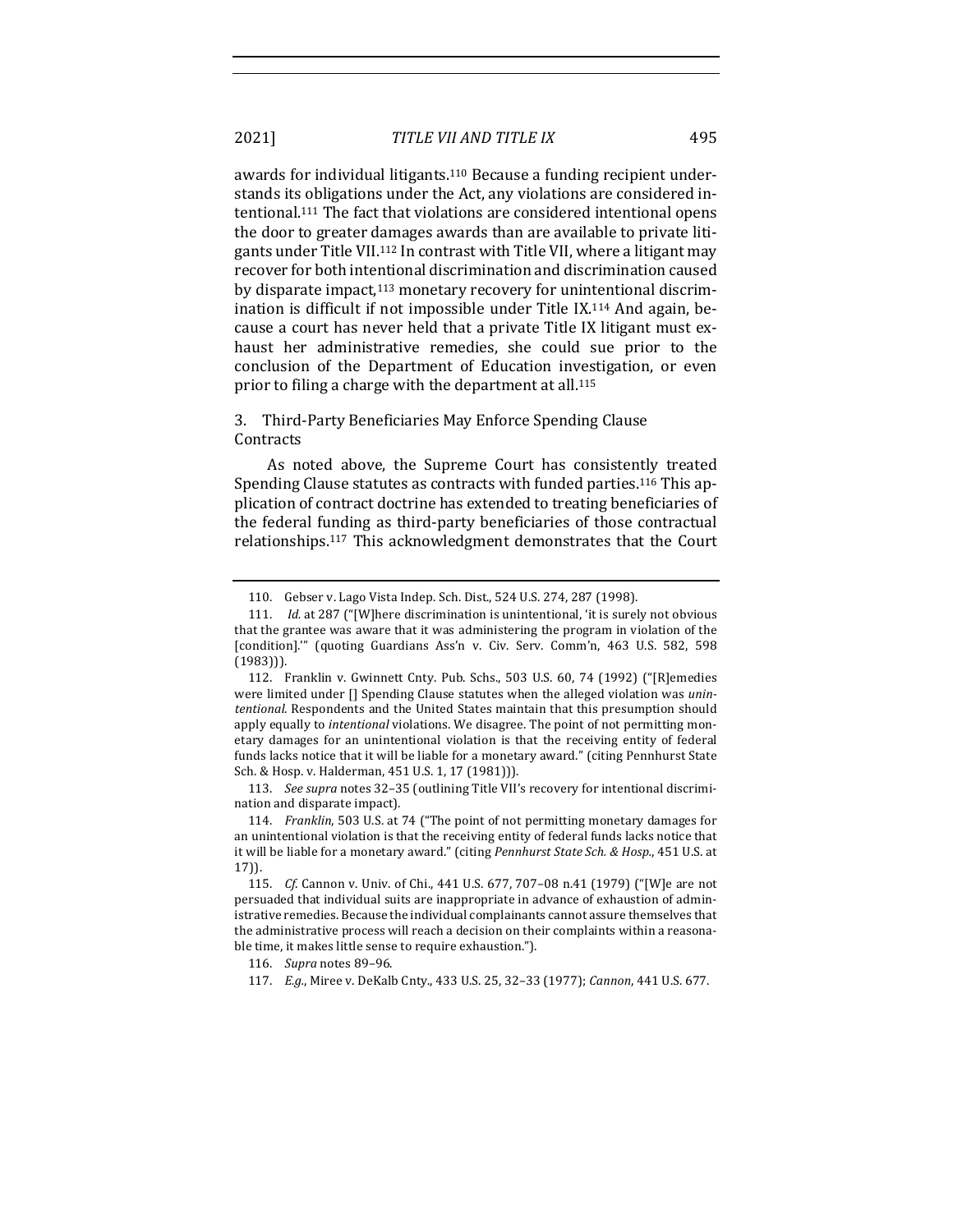awards for individual litigants.[110] Because a funding recipient understands its obligations under the Act, any violations are considered intentional.[111] The fact that violations are considered intentional opens the door to greater damages awards than are available to private litigants under Title VII.[112] In contrast with Title VII, where a litigant may recover for both intentional discrimination and discrimination caused by disparate impact,[113] monetary recovery for unintentional discrimination is difficult if not impossible under Title IX.[114] And again, because a court has never held that a private Title IX litigant must exhaust her administrative remedies, she could sue prior to the conclusion of the Department of Education investigation, or even prior to filing a charge with the department at all.[115]

### 3. Third-Party Beneficiaries May Enforce Spending Clause Contracts

As noted above, the Supreme Court has consistently treated Spending Clause statutes as contracts with funded parties.[116] This application of contract doctrine has extended to treating beneficiaries of the federal funding as third-party beneficiaries of those contractual relationships.[117] This acknowledgment demonstrates that the Court

---

110. Gebser v. Lago Vista Indep. Sch. Dist., 524 U.S. 274, 287 (1998).

111. *Id.* at 287 ("[W]here discrimination is unintentional, 'it is surely not obvious that the grantee was aware that it was administering the program in violation of the [condition].'" (quoting Guardians Ass'n v. Civ. Serv. Comm'n, 463 U.S. 582, 598 (1983))).

112. Franklin v. Gwinnett Cnty. Pub. Schs., 503 U.S. 60, 74 (1992) ("[R]emedies were limited under [] Spending Clause statutes when the alleged violation was *unintentional*. Respondents and the United States maintain that this presumption should apply equally to *intentional* violations. We disagree. The point of not permitting monetary damages for an unintentional violation is that the receiving entity of federal funds lacks notice that it will be liable for a monetary award." (citing Pennhurst State Sch. & Hosp. v. Halderman, 451 U.S. 1, 17 (1981))).

113. *See supra* notes 32–35 (outlining Title VII's recovery for intentional discrimination and disparate impact).

114. *Franklin*, 503 U.S. at 74 ("The point of not permitting monetary damages for an unintentional violation is that the receiving entity of federal funds lacks notice that it will be liable for a monetary award." (citing *Pennhurst State Sch. & Hosp.*, 451 U.S. at 17)).

115. *Cf.* Cannon v. Univ. of Chi., 441 U.S. 677, 707–08 n.41 (1979) ("[W]e are not persuaded that individual suits are inappropriate in advance of exhaustion of administrative remedies. Because the individual complainants cannot assure themselves that the administrative process will reach a decision on their complaints within a reasonable time, it makes little sense to require exhaustion.").

116. *Supra* notes 89–96.

117. *E.g.*, Miree v. DeKalb Cnty., 433 U.S. 25, 32–33 (1977); *Cannon*, 441 U.S. 677.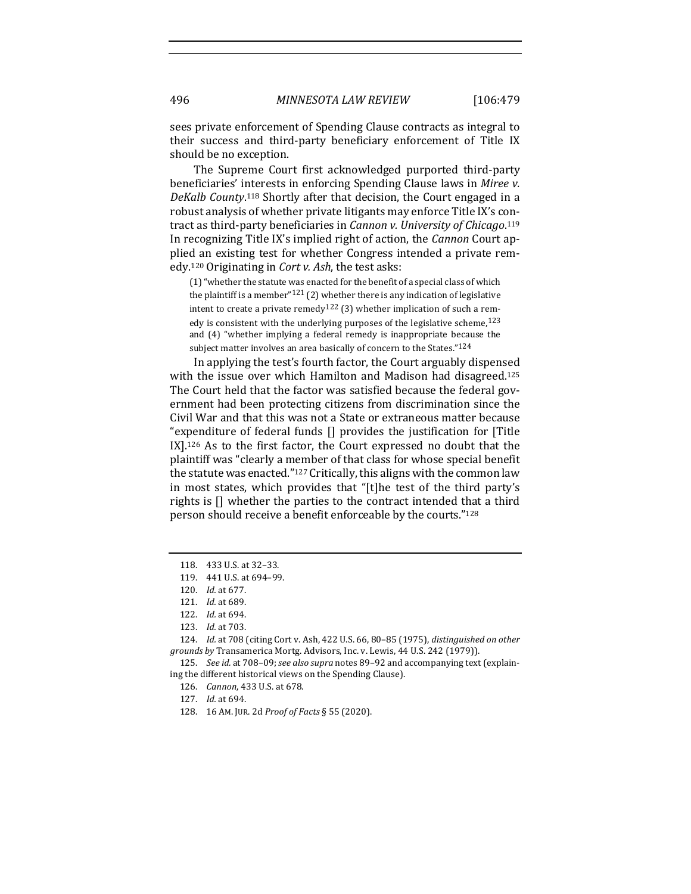sees private enforcement of Spending Clause contracts as integral to their success and third-party beneficiary enforcement of Title IX should be no exception.

The Supreme Court first acknowledged purported third-party beneficiaries' interests in enforcing Spending Clause laws in *Miree v. DeKalb County*.[118] Shortly after that decision, the Court engaged in a robust analysis of whether private litigants may enforce Title IX's contract as third-party beneficiaries in *Cannon v. University of Chicago*.[119] In recognizing Title IX's implied right of action, the *Cannon* Court applied an existing test for whether Congress intended a private remedy.[120] Originating in *Cort v. Ash*, the test asks:

> (1) "whether the statute was enacted for the benefit of a special class of which the plaintiff is a member"[121] (2) whether there is any indication of legislative intent to create a private remedy[122] (3) whether implication of such a remedy is consistent with the underlying purposes of the legislative scheme,[123] and (4) "whether implying a federal remedy is inappropriate because the subject matter involves an area basically of concern to the States."[124]

In applying the test's fourth factor, the Court arguably dispensed with the issue over which Hamilton and Madison had disagreed.[125] The Court held that the factor was satisfied because the federal government had been protecting citizens from discrimination since the Civil War and that this was not a State or extraneous matter because "expenditure of federal funds [] provides the justification for [Title IX].[126] As to the first factor, the Court expressed no doubt that the plaintiff was "clearly a member of that class for whose special benefit the statute was enacted."[127] Critically, this aligns with the common law in most states, which provides that "[t]he test of the third party's rights is [] whether the parties to the contract intended that a third person should receive a benefit enforceable by the courts."[128]

---

118. 433 U.S. at 32–33.

119. 441 U.S. at 694–99.

120. *Id.* at 677.

121. *Id.* at 689.

122. *Id.* at 694.

123. *Id.* at 703.

124. *Id.* at 708 (citing Cort v. Ash, 422 U.S. 66, 80–85 (1975), *distinguished on other grounds by* Transamerica Mortg. Advisors, Inc. v. Lewis, 44 U.S. 242 (1979)).

125. *See id.* at 708–09; *see also supra* notes 89–92 and accompanying text (explaining the different historical views on the Spending Clause).

126. *Cannon*, 433 U.S. at 678.

127. *Id.* at 694.

128. 16 AM. JUR. 2d *Proof of Facts* § 55 (2020).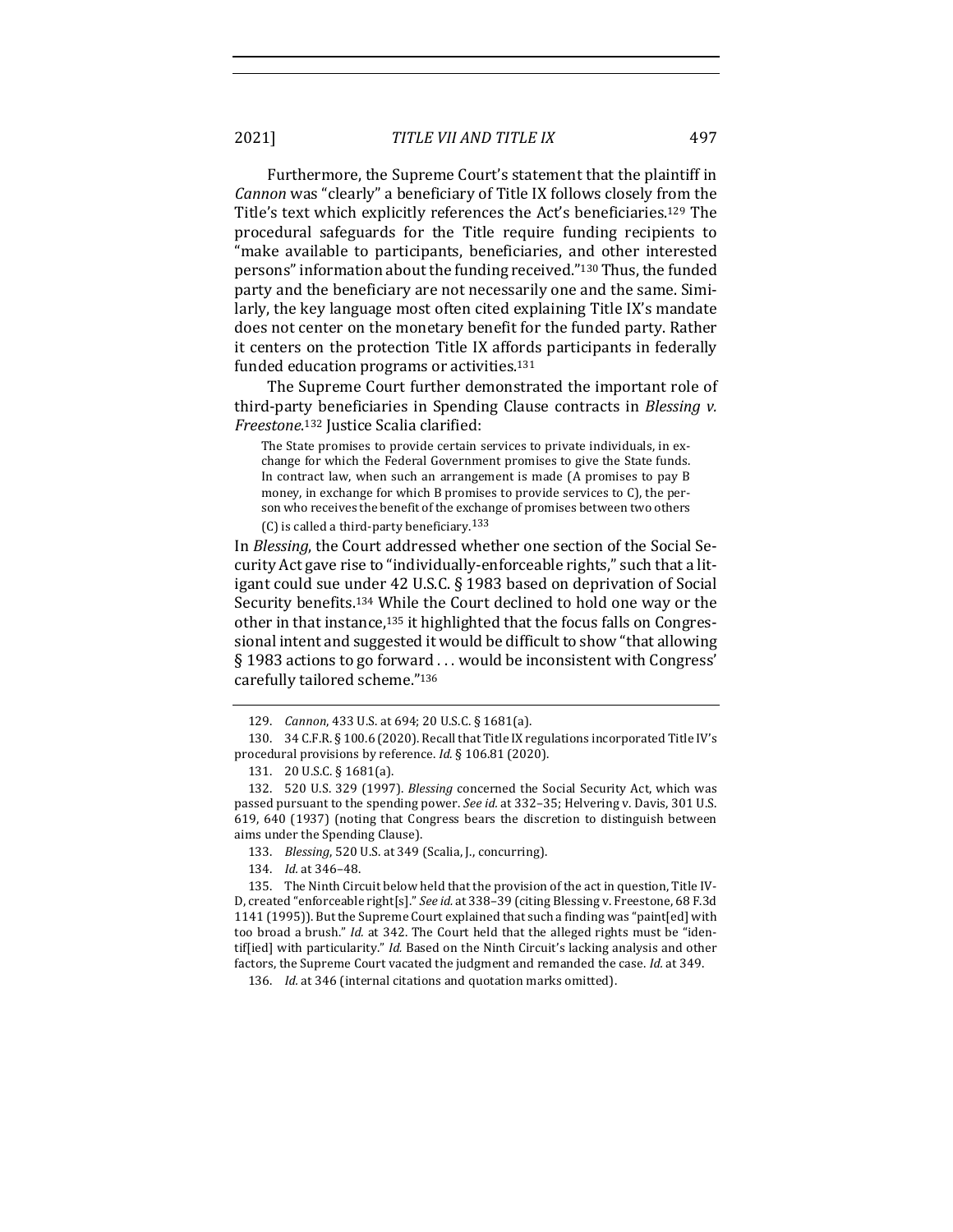Furthermore, the Supreme Court's statement that the plaintiff in *Cannon* was "clearly" a beneficiary of Title IX follows closely from the Title's text which explicitly references the Act's beneficiaries.[129] The procedural safeguards for the Title require funding recipients to "make available to participants, beneficiaries, and other interested persons" information about the funding received."[130] Thus, the funded party and the beneficiary are not necessarily one and the same. Similarly, the key language most often cited explaining Title IX's mandate does not center on the monetary benefit for the funded party. Rather it centers on the protection Title IX affords participants in federally funded education programs or activities.[131]

The Supreme Court further demonstrated the important role of third-party beneficiaries in Spending Clause contracts in *Blessing v. Freestone*.[132] Justice Scalia clarified:

> The State promises to provide certain services to private individuals, in exchange for which the Federal Government promises to give the State funds. In contract law, when such an arrangement is made (A promises to pay B money, in exchange for which B promises to provide services to C), the person who receives the benefit of the exchange of promises between two others (C) is called a third-party beneficiary.[133]

In *Blessing*, the Court addressed whether one section of the Social Security Act gave rise to "individually-enforceable rights," such that a litigant could sue under 42 U.S.C. § 1983 based on deprivation of Social Security benefits.[134] While the Court declined to hold one way or the other in that instance,[135] it highlighted that the focus falls on Congressional intent and suggested it would be difficult to show "that allowing § 1983 actions to go forward . . . would be inconsistent with Congress' carefully tailored scheme."[136]

---

129. *Cannon*, 433 U.S. at 694; 20 U.S.C. § 1681(a).

130. 34 C.F.R. § 100.6 (2020). Recall that Title IX regulations incorporated Title IV's procedural provisions by reference. *Id.* § 106.81 (2020).

131. 20 U.S.C. § 1681(a).

132. 520 U.S. 329 (1997). *Blessing* concerned the Social Security Act, which was passed pursuant to the spending power. *See id.* at 332–35; Helvering v. Davis, 301 U.S. 619, 640 (1937) (noting that Congress bears the discretion to distinguish between aims under the Spending Clause).

133. *Blessing*, 520 U.S. at 349 (Scalia, J., concurring).

134. *Id.* at 346–48.

135. The Ninth Circuit below held that the provision of the act in question, Title IV-D, created "enforceable right[s]." *See id.* at 338–39 (citing Blessing v. Freestone, 68 F.3d 1141 (1995)). But the Supreme Court explained that such a finding was "paint[ed] with too broad a brush." *Id.* at 342. The Court held that the alleged rights must be "identif[ied] with particularity." *Id.* Based on the Ninth Circuit's lacking analysis and other factors, the Supreme Court vacated the judgment and remanded the case. *Id.* at 349.

136. *Id.* at 346 (internal citations and quotation marks omitted).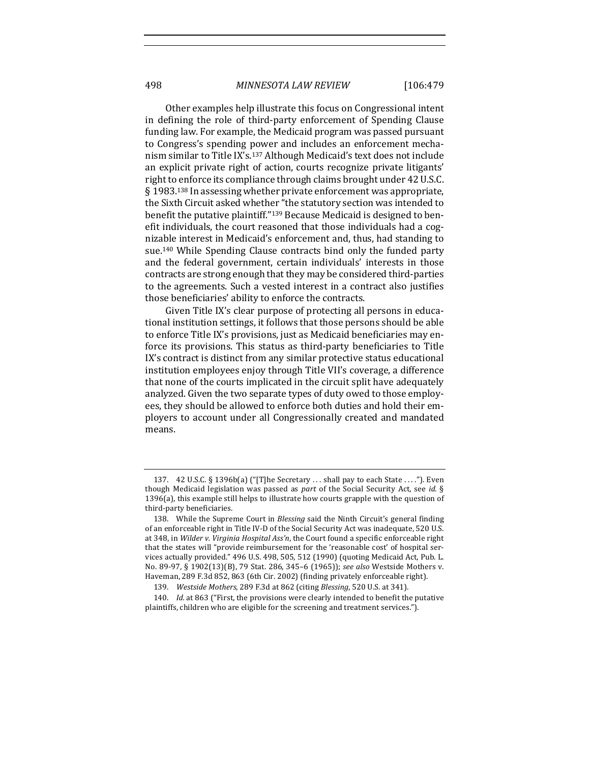Other examples help illustrate this focus on Congressional intent in defining the role of third-party enforcement of Spending Clause funding law. For example, the Medicaid program was passed pursuant to Congress's spending power and includes an enforcement mechanism similar to Title IX's.[137] Although Medicaid's text does not include an explicit private right of action, courts recognize private litigants' right to enforce its compliance through claims brought under 42 U.S.C. § 1983.[138] In assessing whether private enforcement was appropriate, the Sixth Circuit asked whether "the statutory section was intended to benefit the putative plaintiff."[139] Because Medicaid is designed to benefit individuals, the court reasoned that those individuals had a cognizable interest in Medicaid's enforcement and, thus, had standing to sue.[140] While Spending Clause contracts bind only the funded party and the federal government, certain individuals' interests in those contracts are strong enough that they may be considered third-parties to the agreements. Such a vested interest in a contract also justifies those beneficiaries' ability to enforce the contracts.

Given Title IX's clear purpose of protecting all persons in educational institution settings, it follows that those persons should be able to enforce Title IX's provisions, just as Medicaid beneficiaries may enforce its provisions. This status as third-party beneficiaries to Title IX's contract is distinct from any similar protective status educational institution employees enjoy through Title VII's coverage, a difference that none of the courts implicated in the circuit split have adequately analyzed. Given the two separate types of duty owed to those employees, they should be allowed to enforce both duties and hold their employers to account under all Congressionally created and mandated means.

---

137. 42 U.S.C. § 1396b(a) ("[T]he Secretary . . . shall pay to each State . . . ."). Even though Medicaid legislation was passed as *part* of the Social Security Act, see *id.* § 1396(a), this example still helps to illustrate how courts grapple with the question of third-party beneficiaries.

138. While the Supreme Court in *Blessing* said the Ninth Circuit's general finding of an enforceable right in Title IV-D of the Social Security Act was inadequate, 520 U.S. at 348, in *Wilder v. Virginia Hospital Ass'n*, the Court found a specific enforceable right that the states will "provide reimbursement for the 'reasonable cost' of hospital services actually provided." 496 U.S. 498, 505, 512 (1990) (quoting Medicaid Act, Pub. L. No. 89-97, § 1902(13)(B), 79 Stat. 286, 345–6 (1965)); *see also* Westside Mothers v. Haveman, 289 F.3d 852, 863 (6th Cir. 2002) (finding privately enforceable right).

139. *Westside Mothers*, 289 F.3d at 862 (citing *Blessing*, 520 U.S. at 341).

140. *Id.* at 863 ("First, the provisions were clearly intended to benefit the putative plaintiffs, children who are eligible for the screening and treatment services.").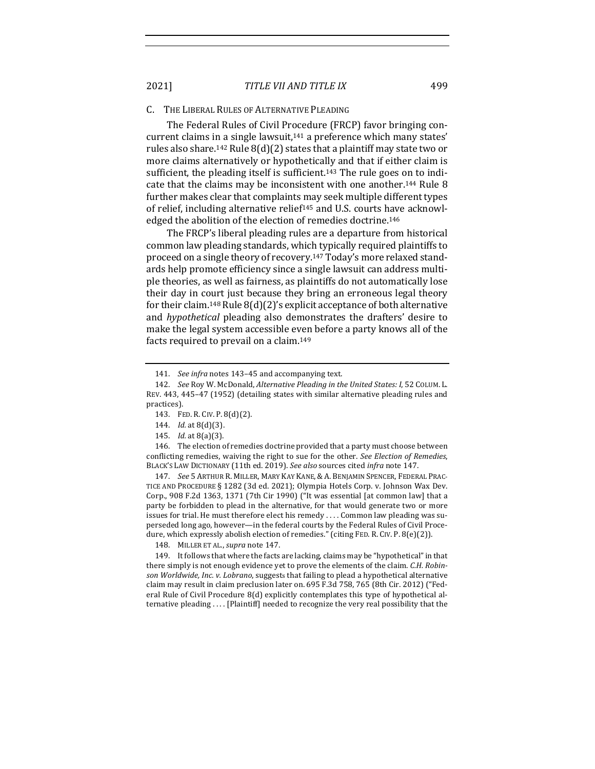### C. The Liberal Rules of Alternative Pleading

The Federal Rules of Civil Procedure (FRCP) favor bringing concurrent claims in a single lawsuit,[141] a preference which many states' rules also share.[142] Rule 8(d)(2) states that a plaintiff may state two or more claims alternatively or hypothetically and that if either claim is sufficient, the pleading itself is sufficient.[143] The rule goes on to indicate that the claims may be inconsistent with one another.[144] Rule 8 further makes clear that complaints may seek multiple different types of relief, including alternative relief[145] and U.S. courts have acknowledged the abolition of the election of remedies doctrine.[146]

The FRCP's liberal pleading rules are a departure from historical common law pleading standards, which typically required plaintiffs to proceed on a single theory of recovery.[147] Today's more relaxed standards help promote efficiency since a single lawsuit can address multiple theories, as well as fairness, as plaintiffs do not automatically lose their day in court just because they bring an erroneous legal theory for their claim.[148] Rule 8(d)(2)'s explicit acceptance of both alternative and *hypothetical* pleading also demonstrates the drafters' desire to make the legal system accessible even before a party knows all of the facts required to prevail on a claim.[149]

---

141. *See infra* notes 143–45 and accompanying text.

142. *See* Roy W. McDonald, *Alternative Pleading in the United States: I*, 52 COLUM. L. REV. 443, 445–47 (1952) (detailing states with similar alternative pleading rules and practices).

143. FED. R. CIV. P. 8(d)(2).

144. *Id.* at 8(d)(3).

145. *Id.* at 8(a)(3).

146. The election of remedies doctrine provided that a party must choose between conflicting remedies, waiving the right to sue for the other. *See Election of Remedies*, BLACK'S LAW DICTIONARY (11th ed. 2019). *See also* sources cited *infra* note 147.

147. *See* 5 ARTHUR R. MILLER, MARY KAY KANE, & A. BENJAMIN SPENCER, FEDERAL PRACTICE AND PROCEDURE § 1282 (3d ed. 2021); Olympia Hotels Corp. v. Johnson Wax Dev. Corp., 908 F.2d 1363, 1371 (7th Cir 1990) ("It was essential [at common law] that a party be forbidden to plead in the alternative, for that would generate two or more issues for trial. He must therefore elect his remedy . . . . Common law pleading was superseded long ago, however—in the federal courts by the Federal Rules of Civil Procedure, which expressly abolish election of remedies." (citing FED. R. CIV. P. 8(e)(2)).

148. MILLER ET AL., *supra* note 147.

149. It follows that where the facts are lacking, claims may be "hypothetical" in that there simply is not enough evidence yet to prove the elements of the claim. *C.H. Robinson Worldwide, Inc. v. Lobrano*, suggests that failing to plead a hypothetical alternative claim may result in claim preclusion later on. 695 F.3d 758, 765 (8th Cir. 2012) ("Federal Rule of Civil Procedure 8(d) explicitly contemplates this type of hypothetical alternative pleading . . . . [Plaintiff] needed to recognize the very real possibility that the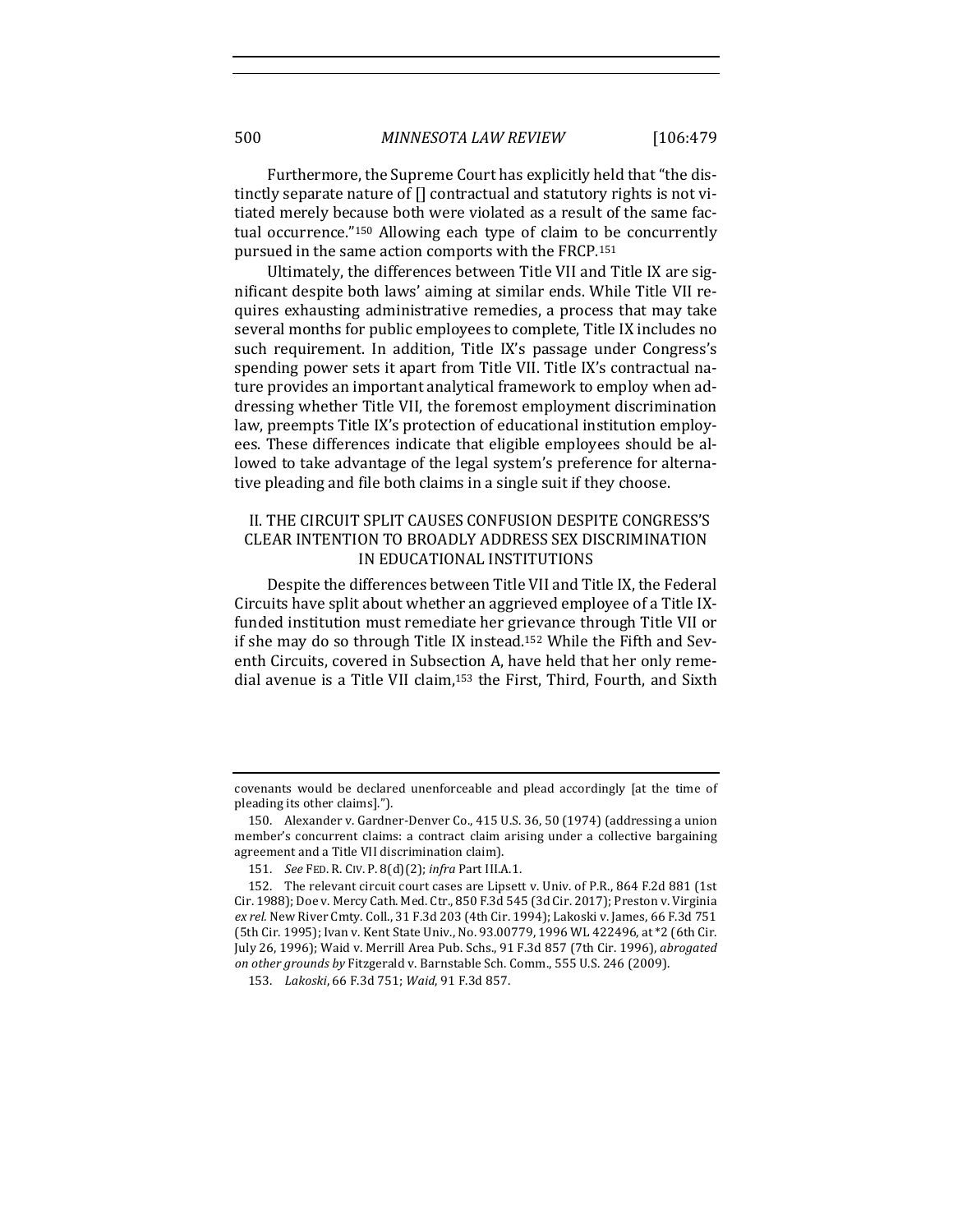Furthermore, the Supreme Court has explicitly held that "the distinctly separate nature of [] contractual and statutory rights is not vitiated merely because both were violated as a result of the same factual occurrence."[150] Allowing each type of claim to be concurrently pursued in the same action comports with the FRCP.[151]

Ultimately, the differences between Title VII and Title IX are significant despite both laws' aiming at similar ends. While Title VII requires exhausting administrative remedies, a process that may take several months for public employees to complete, Title IX includes no such requirement. In addition, Title IX's passage under Congress's spending power sets it apart from Title VII. Title IX's contractual nature provides an important analytical framework to employ when addressing whether Title VII, the foremost employment discrimination law, preempts Title IX's protection of educational institution employees. These differences indicate that eligible employees should be allowed to take advantage of the legal system's preference for alternative pleading and file both claims in a single suit if they choose.

## II. THE CIRCUIT SPLIT CAUSES CONFUSION DESPITE CONGRESS'S CLEAR INTENTION TO BROADLY ADDRESS SEX DISCRIMINATION IN EDUCATIONAL INSTITUTIONS

Despite the differences between Title VII and Title IX, the Federal Circuits have split about whether an aggrieved employee of a Title IX-funded institution must remediate her grievance through Title VII or if she may do so through Title IX instead.[152] While the Fifth and Seventh Circuits, covered in Subsection A, have held that her only remedial avenue is a Title VII claim,[153] the First, Third, Fourth, and Sixth

---

covenants would be declared unenforceable and plead accordingly [at the time of pleading its other claims].").

150. Alexander v. Gardner-Denver Co., 415 U.S. 36, 50 (1974) (addressing a union member's concurrent claims: a contract claim arising under a collective bargaining agreement and a Title VII discrimination claim).

151. *See* FED. R. CIV. P. 8(d)(2); *infra* Part III.A.1.

152. The relevant circuit court cases are Lipsett v. Univ. of P.R., 864 F.2d 881 (1st Cir. 1988); Doe v. Mercy Cath. Med. Ctr., 850 F.3d 545 (3d Cir. 2017); Preston v. Virginia *ex rel.* New River Cmty. Coll., 31 F.3d 203 (4th Cir. 1994); Lakoski v. James, 66 F.3d 751 (5th Cir. 1995); Ivan v. Kent State Univ., No. 93.00779, 1996 WL 422496, at *2 (6th Cir. July 26, 1996); Waid v. Merrill Area Pub. Schs., 91 F.3d 857 (7th Cir. 1996), *abrogated on other grounds by* Fitzgerald v. Barnstable Sch. Comm., 555 U.S. 246 (2009).

153. *Lakoski*, 66 F.3d 751; *Waid*, 91 F.3d 857.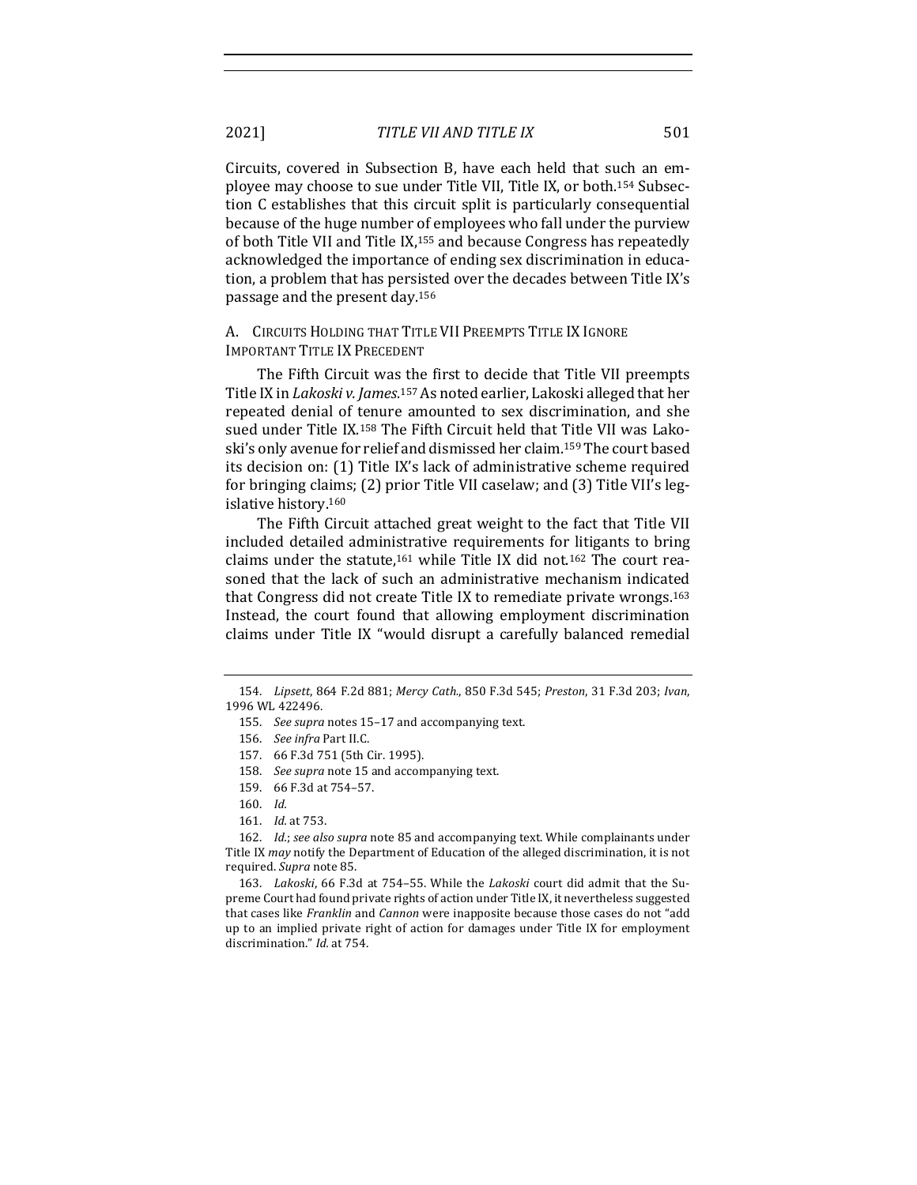Circuits, covered in Subsection B, have each held that such an employee may choose to sue under Title VII, Title IX, or both.[154] Subsection C establishes that this circuit split is particularly consequential because of the huge number of employees who fall under the purview of both Title VII and Title IX,[155] and because Congress has repeatedly acknowledged the importance of ending sex discrimination in education, a problem that has persisted over the decades between Title IX's passage and the present day.[156]

### A. Circuits Holding that Title VII Preempts Title IX Ignore Important Title IX Precedent

The Fifth Circuit was the first to decide that Title VII preempts Title IX in *Lakoski v. James*.[157] As noted earlier, Lakoski alleged that her repeated denial of tenure amounted to sex discrimination, and she sued under Title IX.[158] The Fifth Circuit held that Title VII was Lakoski's only avenue for relief and dismissed her claim.[159] The court based its decision on: (1) Title IX's lack of administrative scheme required for bringing claims; (2) prior Title VII caselaw; and (3) Title VII's legislative history.[160]

The Fifth Circuit attached great weight to the fact that Title VII included detailed administrative requirements for litigants to bring claims under the statute,[161] while Title IX did not.[162] The court reasoned that the lack of such an administrative mechanism indicated that Congress did not create Title IX to remediate private wrongs.[163] Instead, the court found that allowing employment discrimination claims under Title IX "would disrupt a carefully balanced remedial

---

154. *Lipsett*, 864 F.2d 881; *Mercy Cath.*, 850 F.3d 545; *Preston*, 31 F.3d 203; *Ivan*, 1996 WL 422496.

155. *See supra* notes 15–17 and accompanying text.

156. *See infra* Part II.C.

157. 66 F.3d 751 (5th Cir. 1995).

158. *See supra* note 15 and accompanying text.

159. 66 F.3d at 754–57.

160. *Id.*

161. *Id.* at 753.

162. *Id.*; *see also supra* note 85 and accompanying text. While complainants under Title IX *may* notify the Department of Education of the alleged discrimination, it is not required. *Supra* note 85.

163. *Lakoski*, 66 F.3d at 754–55. While the *Lakoski* court did admit that the Supreme Court had found private rights of action under Title IX, it nevertheless suggested that cases like *Franklin* and *Cannon* were inapposite because those cases do not "add up to an implied private right of action for damages under Title IX for employment discrimination." *Id.* at 754.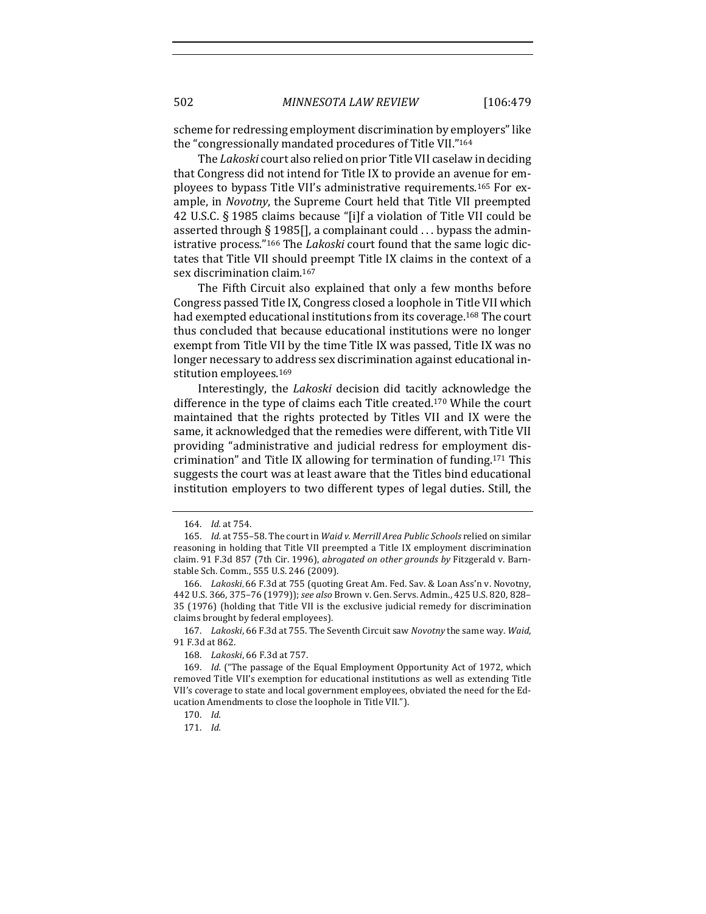scheme for redressing employment discrimination by employers" like the "congressionally mandated procedures of Title VII."[164]

The *Lakoski* court also relied on prior Title VII caselaw in deciding that Congress did not intend for Title IX to provide an avenue for employees to bypass Title VII's administrative requirements.[165] For example, in *Novotny*, the Supreme Court held that Title VII preempted 42 U.S.C. § 1985 claims because "[i]f a violation of Title VII could be asserted through § 1985[], a complainant could . . . bypass the administrative process."[166] The *Lakoski* court found that the same logic dictates that Title VII should preempt Title IX claims in the context of a sex discrimination claim.[167]

The Fifth Circuit also explained that only a few months before Congress passed Title IX, Congress closed a loophole in Title VII which had exempted educational institutions from its coverage.[168] The court thus concluded that because educational institutions were no longer exempt from Title VII by the time Title IX was passed, Title IX was no longer necessary to address sex discrimination against educational institution employees.[169]

Interestingly, the *Lakoski* decision did tacitly acknowledge the difference in the type of claims each Title created.[170] While the court maintained that the rights protected by Titles VII and IX were the same, it acknowledged that the remedies were different, with Title VII providing "administrative and judicial redress for employment discrimination" and Title IX allowing for termination of funding.[171] This suggests the court was at least aware that the Titles bind educational institution employers to two different types of legal duties. Still, the

---

164. *Id.* at 754.

165. *Id.* at 755–58. The court in *Waid v. Merrill Area Public Schools* relied on similar reasoning in holding that Title VII preempted a Title IX employment discrimination claim. 91 F.3d 857 (7th Cir. 1996), *abrogated on other grounds by* Fitzgerald v. Barnstable Sch. Comm., 555 U.S. 246 (2009).

166. *Lakoski*, 66 F.3d at 755 (quoting Great Am. Fed. Sav. & Loan Ass'n v. Novotny, 442 U.S. 366, 375–76 (1979)); *see also* Brown v. Gen. Servs. Admin., 425 U.S. 820, 828–35 (1976) (holding that Title VII is the exclusive judicial remedy for discrimination claims brought by federal employees).

167. *Lakoski*, 66 F.3d at 755. The Seventh Circuit saw *Novotny* the same way. *Waid*, 91 F.3d at 862.

168. *Lakoski*, 66 F.3d at 757.

169. *Id.* ("The passage of the Equal Employment Opportunity Act of 1972, which removed Title VII's exemption for educational institutions as well as extending Title VII's coverage to state and local government employees, obviated the need for the Education Amendments to close the loophole in Title VII.").

170. *Id.*

171. *Id.*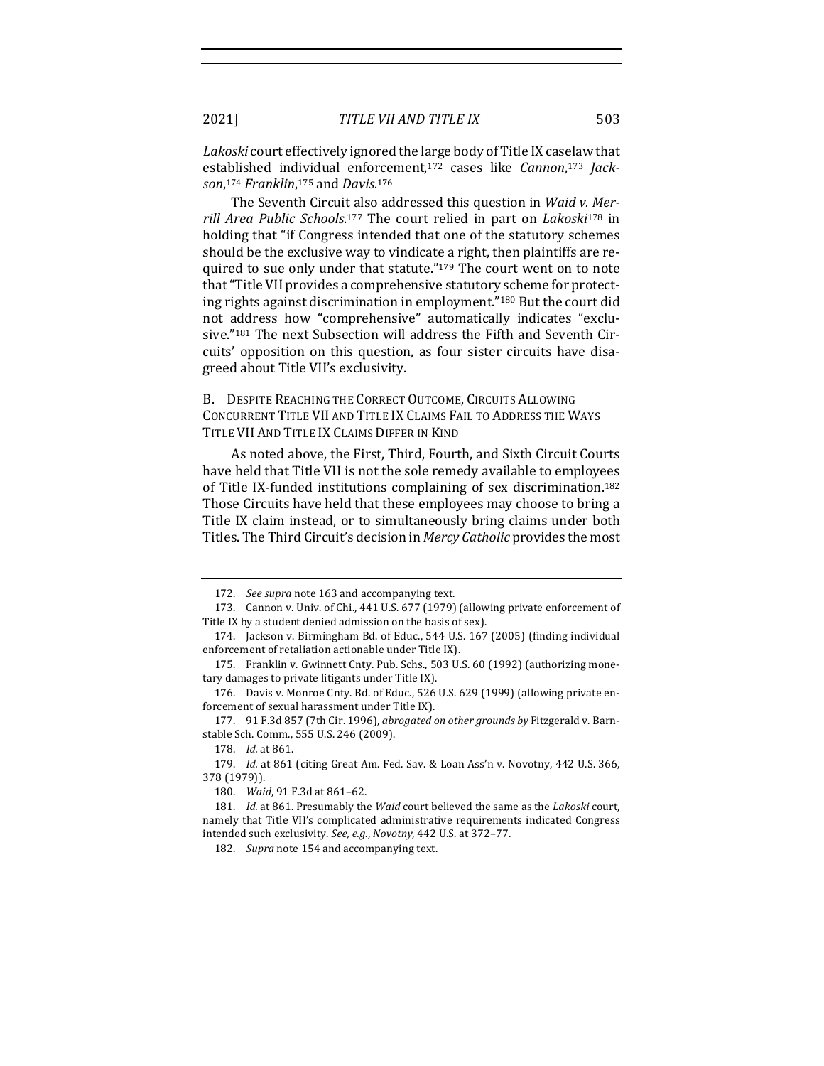*Lakoski* court effectively ignored the large body of Title IX caselaw that established individual enforcement,[172] cases like *Cannon*,[173] *Jackson*,[174] *Franklin*,[175] and *Davis*.[176]

The Seventh Circuit also addressed this question in *Waid v. Merrill Area Public Schools*.[177] The court relied in part on *Lakoski*[178] in holding that "if Congress intended that one of the statutory schemes should be the exclusive way to vindicate a right, then plaintiffs are required to sue only under that statute."[179] The court went on to note that "Title VII provides a comprehensive statutory scheme for protecting rights against discrimination in employment."[180] But the court did not address how "comprehensive" automatically indicates "exclusive."[181] The next Subsection will address the Fifth and Seventh Circuits' opposition on this question, as four sister circuits have disagreed about Title VII's exclusivity.

### B. Despite Reaching the Correct Outcome, Circuits Allowing Concurrent Title VII and Title IX Claims Fail to Address the Ways Title VII and Title IX Claims Differ in Kind

As noted above, the First, Third, Fourth, and Sixth Circuit Courts have held that Title VII is not the sole remedy available to employees of Title IX-funded institutions complaining of sex discrimination.[182] Those Circuits have held that these employees may choose to bring a Title IX claim instead, or to simultaneously bring claims under both Titles. The Third Circuit's decision in *Mercy Catholic* provides the most

---

172. *See supra* note 163 and accompanying text.

173. Cannon v. Univ. of Chi., 441 U.S. 677 (1979) (allowing private enforcement of Title IX by a student denied admission on the basis of sex).

174. Jackson v. Birmingham Bd. of Educ., 544 U.S. 167 (2005) (finding individual enforcement of retaliation actionable under Title IX).

175. Franklin v. Gwinnett Cnty. Pub. Schs., 503 U.S. 60 (1992) (authorizing monetary damages to private litigants under Title IX).

176. Davis v. Monroe Cnty. Bd. of Educ., 526 U.S. 629 (1999) (allowing private enforcement of sexual harassment under Title IX).

177. 91 F.3d 857 (7th Cir. 1996), *abrogated on other grounds by* Fitzgerald v. Barnstable Sch. Comm., 555 U.S. 246 (2009).

178. *Id.* at 861.

179. *Id.* at 861 (citing Great Am. Fed. Sav. & Loan Ass'n v. Novotny, 442 U.S. 366, 378 (1979)).

180. *Waid*, 91 F.3d at 861–62.

181. *Id.* at 861. Presumably the *Waid* court believed the same as the *Lakoski* court, namely that Title VII's complicated administrative requirements indicated Congress intended such exclusivity. *See, e.g.*, *Novotny*, 442 U.S. at 372–77.

182. *Supra* note 154 and accompanying text.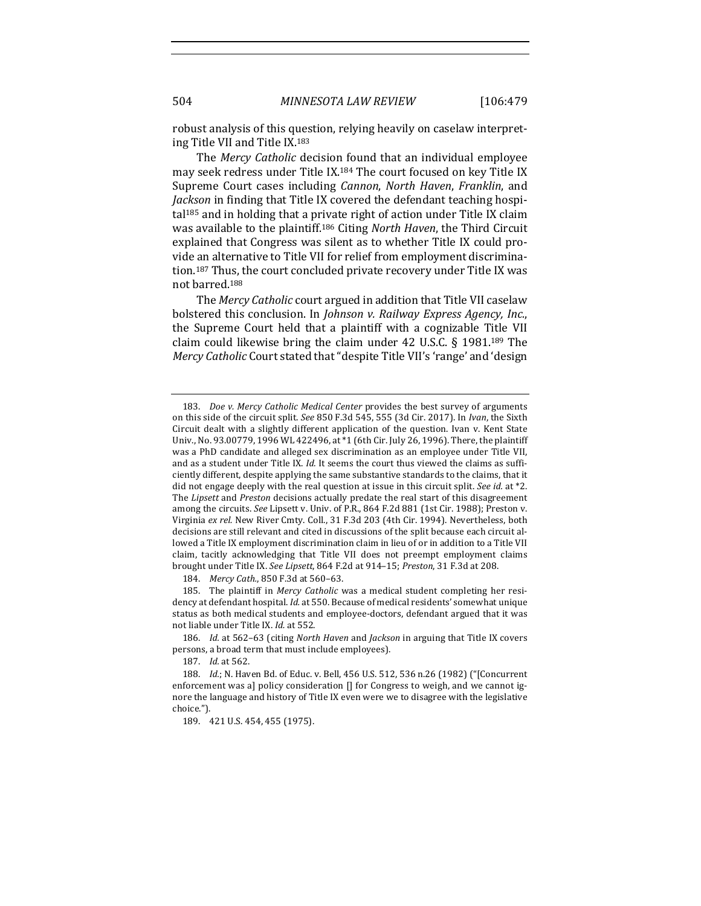robust analysis of this question, relying heavily on caselaw interpreting Title VII and Title IX.[183]

The *Mercy Catholic* decision found that an individual employee may seek redress under Title IX.[184] The court focused on key Title IX Supreme Court cases including *Cannon*, *North Haven*, *Franklin*, and *Jackson* in finding that Title IX covered the defendant teaching hospital[185] and in holding that a private right of action under Title IX claim was available to the plaintiff.[186] Citing *North Haven*, the Third Circuit explained that Congress was silent as to whether Title IX could provide an alternative to Title VII for relief from employment discrimination.[187] Thus, the court concluded private recovery under Title IX was not barred.[188]

The *Mercy Catholic* court argued in addition that Title VII caselaw bolstered this conclusion. In *Johnson v. Railway Express Agency, Inc.*, the Supreme Court held that a plaintiff with a cognizable Title VII claim could likewise bring the claim under 42 U.S.C. § 1981.[189] The *Mercy Catholic* Court stated that "despite Title VII's 'range' and 'design

---

183. *Doe v. Mercy Catholic Medical Center* provides the best survey of arguments on this side of the circuit split. *See* 850 F.3d 545, 555 (3d Cir. 2017). In *Ivan*, the Sixth Circuit dealt with a slightly different application of the question. Ivan v. Kent State Univ., No. 93.00779, 1996 WL 422496, at *1 (6th Cir. July 26, 1996). There, the plaintiff was a PhD candidate and alleged sex discrimination as an employee under Title VII, and as a student under Title IX. *Id.* It seems the court thus viewed the claims as sufficiently different, despite applying the same substantive standards to the claims, that it did not engage deeply with the real question at issue in this circuit split. *See id.* at *2. The *Lipsett* and *Preston* decisions actually predate the real start of this disagreement among the circuits. *See* Lipsett v. Univ. of P.R., 864 F.2d 881 (1st Cir. 1988); Preston v. Virginia *ex rel.* New River Cmty. Coll., 31 F.3d 203 (4th Cir. 1994). Nevertheless, both decisions are still relevant and cited in discussions of the split because each circuit allowed a Title IX employment discrimination claim in lieu of or in addition to a Title VII claim, tacitly acknowledging that Title VII does not preempt employment claims brought under Title IX. *See Lipsett*, 864 F.2d at 914–15; *Preston*, 31 F.3d at 208.

184. *Mercy Cath.*, 850 F.3d at 560–63.

185. The plaintiff in *Mercy Catholic* was a medical student completing her residency at defendant hospital. *Id.* at 550. Because of medical residents' somewhat unique status as both medical students and employee-doctors, defendant argued that it was not liable under Title IX. *Id.* at 552.

186. *Id.* at 562–63 (citing *North Haven* and *Jackson* in arguing that Title IX covers persons, a broad term that must include employees).

187. *Id.* at 562.

188. *Id.*; N. Haven Bd. of Educ. v. Bell, 456 U.S. 512, 536 n.26 (1982) ("[Concurrent enforcement was a] policy consideration [] for Congress to weigh, and we cannot ignore the language and history of Title IX even were we to disagree with the legislative choice.").

189. 421 U.S. 454, 455 (1975).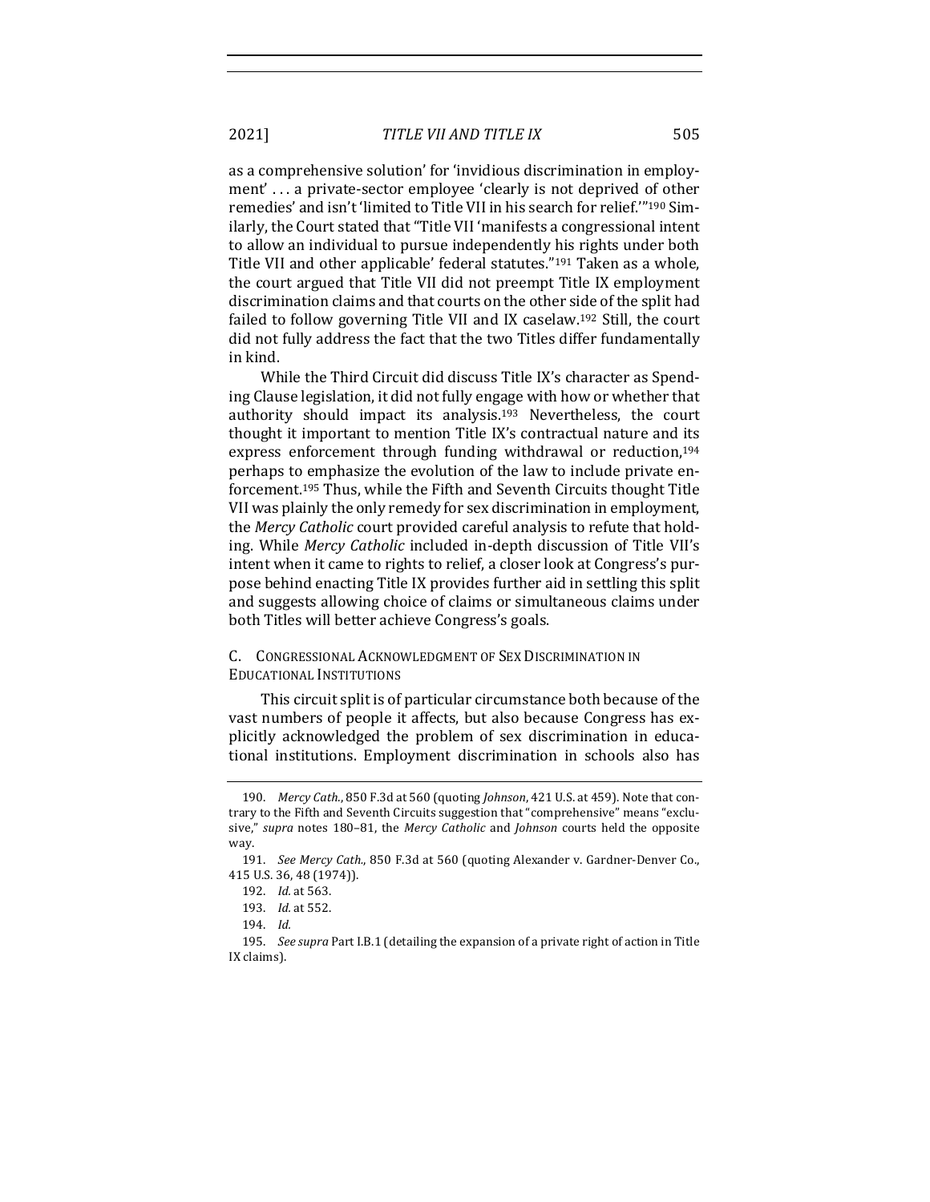as a comprehensive solution' for 'invidious discrimination in employment' . . . a private-sector employee 'clearly is not deprived of other remedies' and isn't 'limited to Title VII in his search for relief.'"[190] Similarly, the Court stated that "Title VII 'manifests a congressional intent to allow an individual to pursue independently his rights under both Title VII and other applicable' federal statutes."[191] Taken as a whole, the court argued that Title VII did not preempt Title IX employment discrimination claims and that courts on the other side of the split had failed to follow governing Title VII and IX caselaw.[192] Still, the court did not fully address the fact that the two Titles differ fundamentally in kind.

While the Third Circuit did discuss Title IX's character as Spending Clause legislation, it did not fully engage with how or whether that authority should impact its analysis.[193] Nevertheless, the court thought it important to mention Title IX's contractual nature and its express enforcement through funding withdrawal or reduction,[194] perhaps to emphasize the evolution of the law to include private enforcement.[195] Thus, while the Fifth and Seventh Circuits thought Title VII was plainly the only remedy for sex discrimination in employment, the *Mercy Catholic* court provided careful analysis to refute that holding. While *Mercy Catholic* included in-depth discussion of Title VII's intent when it came to rights to relief, a closer look at Congress's purpose behind enacting Title IX provides further aid in settling this split and suggests allowing choice of claims or simultaneous claims under both Titles will better achieve Congress's goals.

### C. Congressional Acknowledgment of Sex Discrimination in Educational Institutions

This circuit split is of particular circumstance both because of the vast numbers of people it affects, but also because Congress has explicitly acknowledged the problem of sex discrimination in educational institutions. Employment discrimination in schools also has

---

190. *Mercy Cath.*, 850 F.3d at 560 (quoting *Johnson*, 421 U.S. at 459). Note that contrary to the Fifth and Seventh Circuits suggestion that "comprehensive" means "exclusive," *supra* notes 180–81, the *Mercy Catholic* and *Johnson* courts held the opposite way.

191. *See Mercy Cath.*, 850 F.3d at 560 (quoting Alexander v. Gardner-Denver Co., 415 U.S. 36, 48 (1974)).

192. *Id.* at 563.

193. *Id.* at 552.

194. *Id.*

195. *See supra* Part I.B.1 (detailing the expansion of a private right of action in Title IX claims).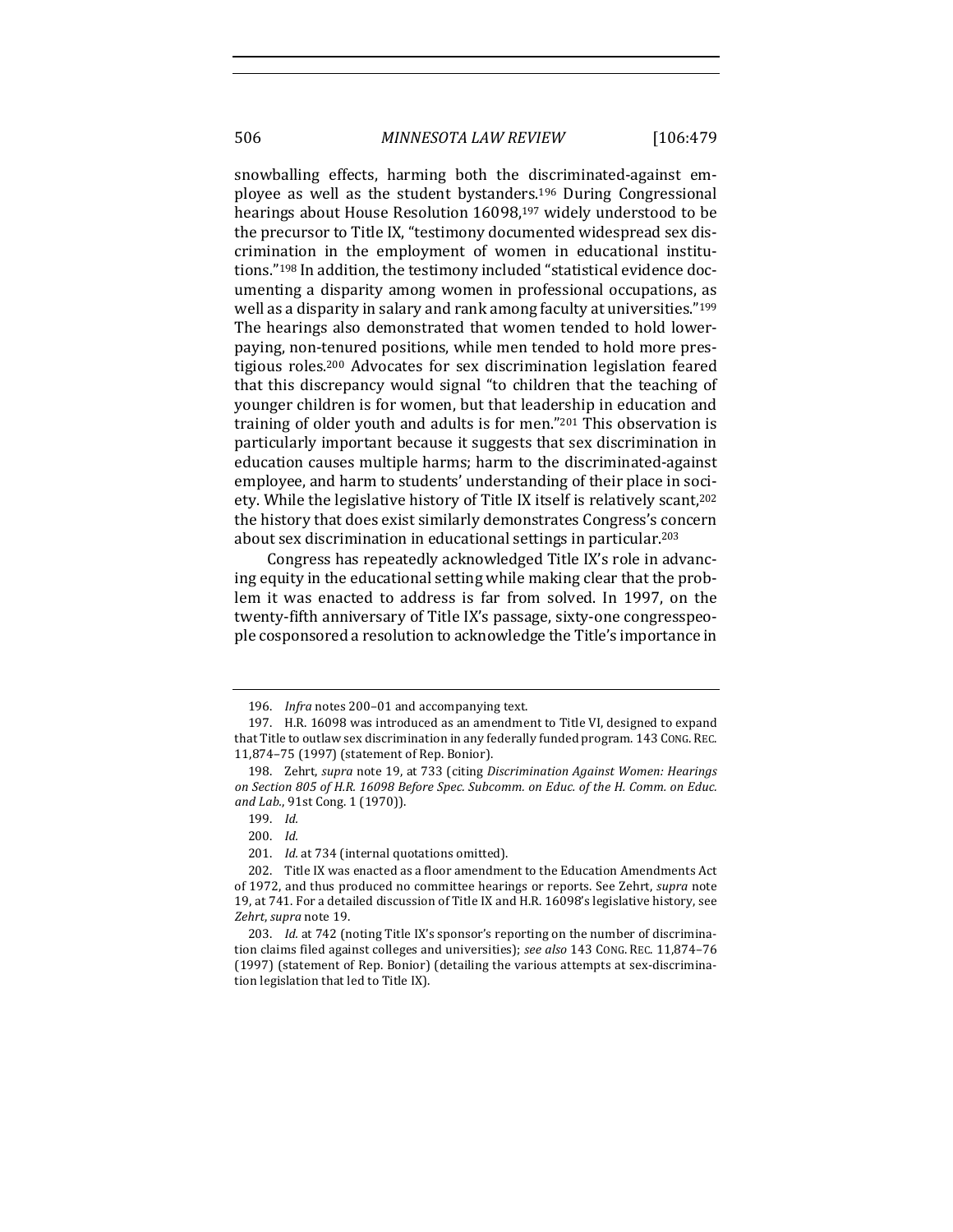snowballing effects, harming both the discriminated-against employee as well as the student bystanders.[196] During Congressional hearings about House Resolution 16098,[197] widely understood to be the precursor to Title IX, "testimony documented widespread sex discrimination in the employment of women in educational institutions."[198] In addition, the testimony included "statistical evidence documenting a disparity among women in professional occupations, as well as a disparity in salary and rank among faculty at universities."[199] The hearings also demonstrated that women tended to hold lower-paying, non-tenured positions, while men tended to hold more prestigious roles.[200] Advocates for sex discrimination legislation feared that this discrepancy would signal "to children that the teaching of younger children is for women, but that leadership in education and training of older youth and adults is for men."[201] This observation is particularly important because it suggests that sex discrimination in education causes multiple harms; harm to the discriminated-against employee, and harm to students' understanding of their place in society. While the legislative history of Title IX itself is relatively scant,[202] the history that does exist similarly demonstrates Congress's concern about sex discrimination in educational settings in particular.[203]

Congress has repeatedly acknowledged Title IX's role in advancing equity in the educational setting while making clear that the problem it was enacted to address is far from solved. In 1997, on the twenty-fifth anniversary of Title IX's passage, sixty-one congresspeople cosponsored a resolution to acknowledge the Title's importance in

---

196. *Infra* notes 200–01 and accompanying text.

197. H.R. 16098 was introduced as an amendment to Title VI, designed to expand that Title to outlaw sex discrimination in any federally funded program. 143 CONG. REC. 11,874–75 (1997) (statement of Rep. Bonior).

198. Zehrt, *supra* note 19, at 733 (citing *Discrimination Against Women: Hearings on Section 805 of H.R. 16098 Before Spec. Subcomm. on Educ. of the H. Comm. on Educ. and Lab.*, 91st Cong. 1 (1970)).

199. *Id.*

200. *Id.*

201. *Id.* at 734 (internal quotations omitted).

202. Title IX was enacted as a floor amendment to the Education Amendments Act of 1972, and thus produced no committee hearings or reports. See Zehrt, *supra* note 19, at 741. For a detailed discussion of Title IX and H.R. 16098's legislative history, see *Zehrt*, *supra* note 19.

203. *Id.* at 742 (noting Title IX's sponsor's reporting on the number of discrimination claims filed against colleges and universities); *see also* 143 CONG. REC. 11,874–76 (1997) (statement of Rep. Bonior) (detailing the various attempts at sex-discrimination legislation that led to Title IX).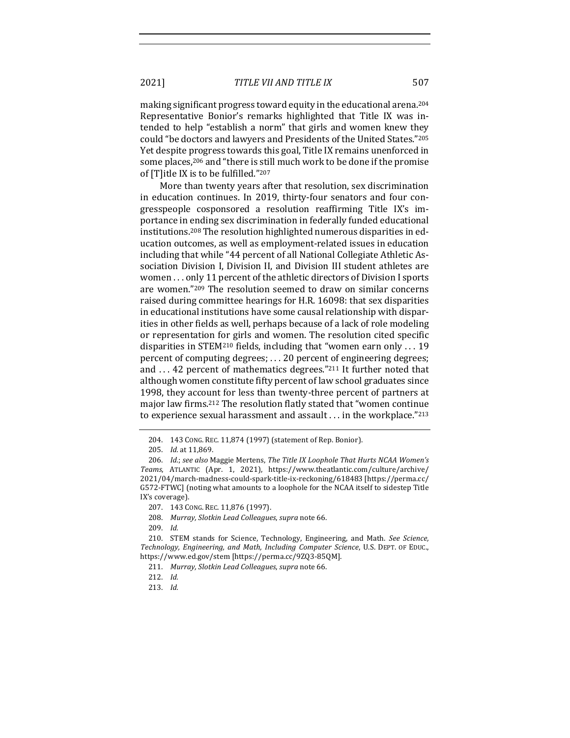making significant progress toward equity in the educational arena.[204] Representative Bonior's remarks highlighted that Title IX was intended to help "establish a norm" that girls and women knew they could "be doctors and lawyers and Presidents of the United States."[205] Yet despite progress towards this goal, Title IX remains unenforced in some places,[206] and "there is still much work to be done if the promise of [T]itle IX is to be fulfilled."[207]

More than twenty years after that resolution, sex discrimination in education continues. In 2019, thirty-four senators and four congresspeople cosponsored a resolution reaffirming Title IX's importance in ending sex discrimination in federally funded educational institutions.[208] The resolution highlighted numerous disparities in education outcomes, as well as employment-related issues in education including that while "44 percent of all National Collegiate Athletic Association Division I, Division II, and Division III student athletes are women . . . only 11 percent of the athletic directors of Division I sports are women."[209] The resolution seemed to draw on similar concerns raised during committee hearings for H.R. 16098: that sex disparities in educational institutions have some causal relationship with disparities in other fields as well, perhaps because of a lack of role modeling or representation for girls and women. The resolution cited specific disparities in STEM[210] fields, including that "women earn only . . . 19 percent of computing degrees; . . . 20 percent of engineering degrees; and . . . 42 percent of mathematics degrees."[211] It further noted that although women constitute fifty percent of law school graduates since 1998, they account for less than twenty-three percent of partners at major law firms.[212] The resolution flatly stated that "women continue to experience sexual harassment and assault . . . in the workplace."[213]

---

204. 143 CONG. REC. 11,874 (1997) (statement of Rep. Bonior).

205. *Id.* at 11,869.

206. *Id.*; *see also* Maggie Mertens, *The Title IX Loophole That Hurts NCAA Women's Teams*, ATLANTIC (Apr. 1, 2021), https://www.theatlantic.com/culture/archive/2021/04/march-madness-could-spark-title-ix-reckoning/618483 [https://perma.cc/G572-FTWC] (noting what amounts to a loophole for the NCAA itself to sidestep Title IX's coverage).

207. 143 CONG. REC. 11,876 (1997).

208. *Murray, Slotkin Lead Colleagues*, *supra* note 66.

209. *Id.*

210. STEM stands for Science, Technology, Engineering, and Math. *See Science, Technology, Engineering, and Math, Including Computer Science*, U.S. DEPT. OF EDUC., https://www.ed.gov/stem [https://perma.cc/9ZQ3-85QM].

211. *Murray, Slotkin Lead Colleagues*, *supra* note 66.

212. *Id.*

213. *Id.*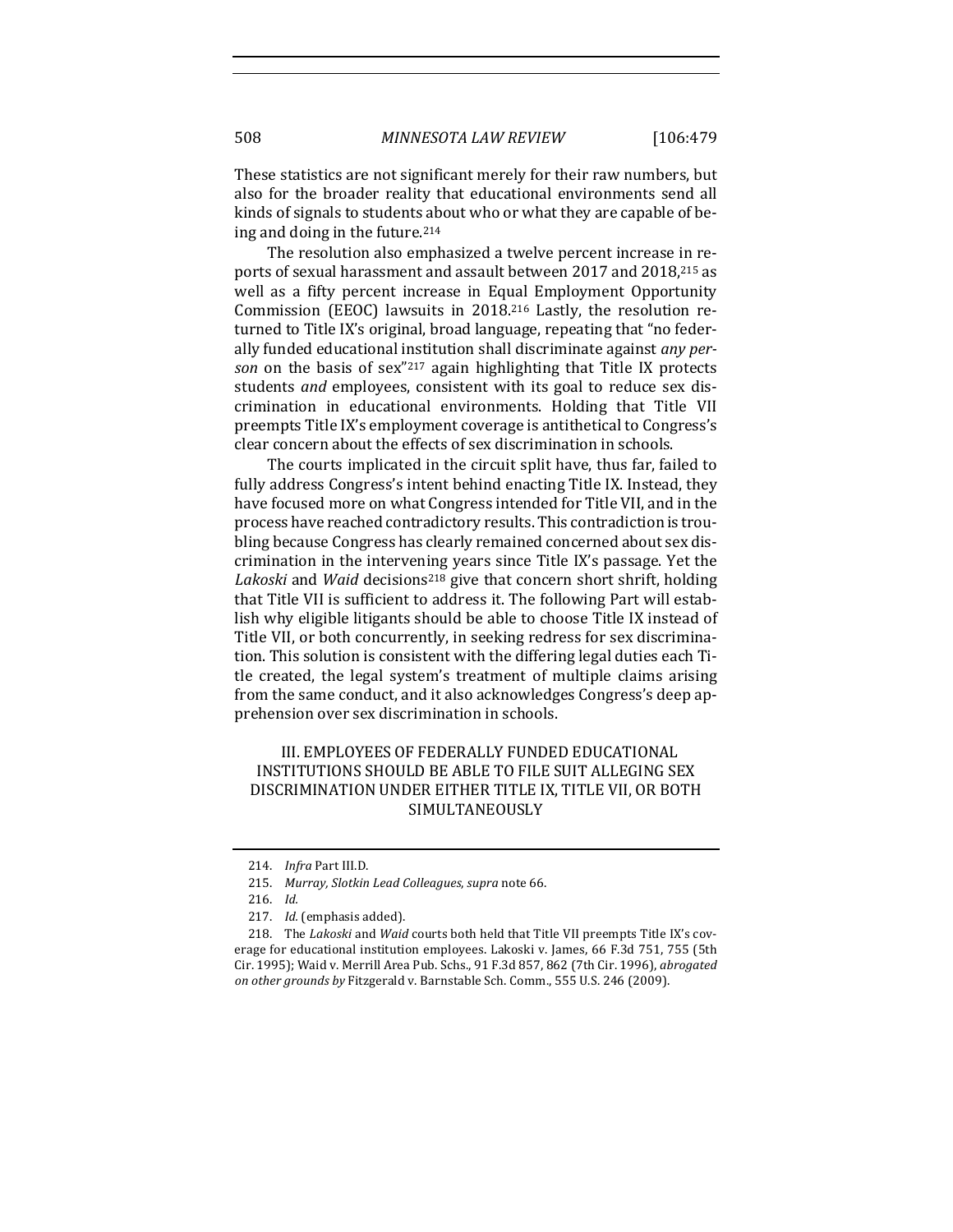These statistics are not significant merely for their raw numbers, but also for the broader reality that educational environments send all kinds of signals to students about who or what they are capable of being and doing in the future.[214]

The resolution also emphasized a twelve percent increase in reports of sexual harassment and assault between 2017 and 2018,[215] as well as a fifty percent increase in Equal Employment Opportunity Commission (EEOC) lawsuits in 2018.[216] Lastly, the resolution returned to Title IX's original, broad language, repeating that "no federally funded educational institution shall discriminate against *any person* on the basis of sex"[217] again highlighting that Title IX protects students *and* employees, consistent with its goal to reduce sex discrimination in educational environments. Holding that Title VII preempts Title IX's employment coverage is antithetical to Congress's clear concern about the effects of sex discrimination in schools.

The courts implicated in the circuit split have, thus far, failed to fully address Congress's intent behind enacting Title IX. Instead, they have focused more on what Congress intended for Title VII, and in the process have reached contradictory results. This contradiction is troubling because Congress has clearly remained concerned about sex discrimination in the intervening years since Title IX's passage. Yet the *Lakoski* and *Waid* decisions[218] give that concern short shrift, holding that Title VII is sufficient to address it. The following Part will establish why eligible litigants should be able to choose Title IX instead of Title VII, or both concurrently, in seeking redress for sex discrimination. This solution is consistent with the differing legal duties each Title created, the legal system's treatment of multiple claims arising from the same conduct, and it also acknowledges Congress's deep apprehension over sex discrimination in schools.

## III. EMPLOYEES OF FEDERALLY FUNDED EDUCATIONAL INSTITUTIONS SHOULD BE ABLE TO FILE SUIT ALLEGING SEX DISCRIMINATION UNDER EITHER TITLE IX, TITLE VII, OR BOTH SIMULTANEOUSLY

214. *Infra* Part III.D.

215. *Murray, Slotkin Lead Colleagues*, *supra* note 66.

216. *Id.*

217. *Id.* (emphasis added).

218. The *Lakoski* and *Waid* courts both held that Title VII preempts Title IX's coverage for educational institution employees. Lakoski v. James, 66 F.3d 751, 755 (5th Cir. 1995); Waid v. Merrill Area Pub. Schs., 91 F.3d 857, 862 (7th Cir. 1996), *abrogated on other grounds by* Fitzgerald v. Barnstable Sch. Comm., 555 U.S. 246 (2009).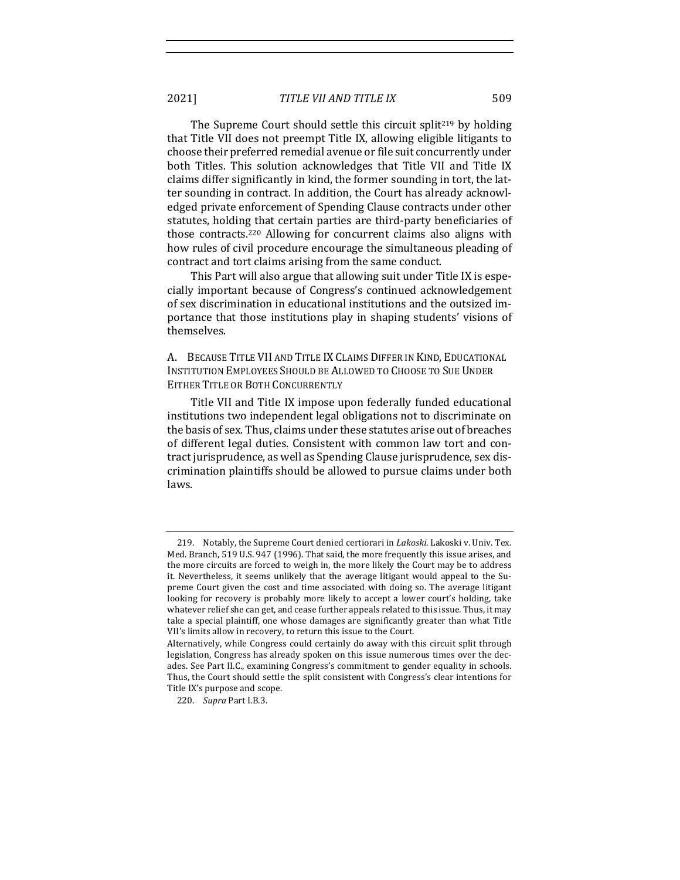The Supreme Court should settle this circuit split[219] by holding that Title VII does not preempt Title IX, allowing eligible litigants to choose their preferred remedial avenue or file suit concurrently under both Titles. This solution acknowledges that Title VII and Title IX claims differ significantly in kind, the former sounding in tort, the latter sounding in contract. In addition, the Court has already acknowledged private enforcement of Spending Clause contracts under other statutes, holding that certain parties are third-party beneficiaries of those contracts.[220] Allowing for concurrent claims also aligns with how rules of civil procedure encourage the simultaneous pleading of contract and tort claims arising from the same conduct.

This Part will also argue that allowing suit under Title IX is especially important because of Congress's continued acknowledgement of sex discrimination in educational institutions and the outsized importance that those institutions play in shaping students' visions of themselves.

## A. Because Title VII and Title IX Claims Differ in Kind, Educational Institution Employees Should be Allowed to Choose to Sue Under Either Title or Both Concurrently

Title VII and Title IX impose upon federally funded educational institutions two independent legal obligations not to discriminate on the basis of sex. Thus, claims under these statutes arise out of breaches of different legal duties. Consistent with common law tort and contract jurisprudence, as well as Spending Clause jurisprudence, sex discrimination plaintiffs should be allowed to pursue claims under both laws.

---

219. Notably, the Supreme Court denied certiorari in *Lakoski*. Lakoski v. Univ. Tex. Med. Branch, 519 U.S. 947 (1996). That said, the more frequently this issue arises, and the more circuits are forced to weigh in, the more likely the Court may be to address it. Nevertheless, it seems unlikely that the average litigant would appeal to the Supreme Court given the cost and time associated with doing so. The average litigant looking for recovery is probably more likely to accept a lower court's holding, take whatever relief she can get, and cease further appeals related to this issue. Thus, it may take a special plaintiff, one whose damages are significantly greater than what Title VII's limits allow in recovery, to return this issue to the Court.
Alternatively, while Congress could certainly do away with this circuit split through legislation, Congress has already spoken on this issue numerous times over the decades. See Part II.C., examining Congress's commitment to gender equality in schools. Thus, the Court should settle the split consistent with Congress's clear intentions for Title IX's purpose and scope.

220. *Supra* Part I.B.3.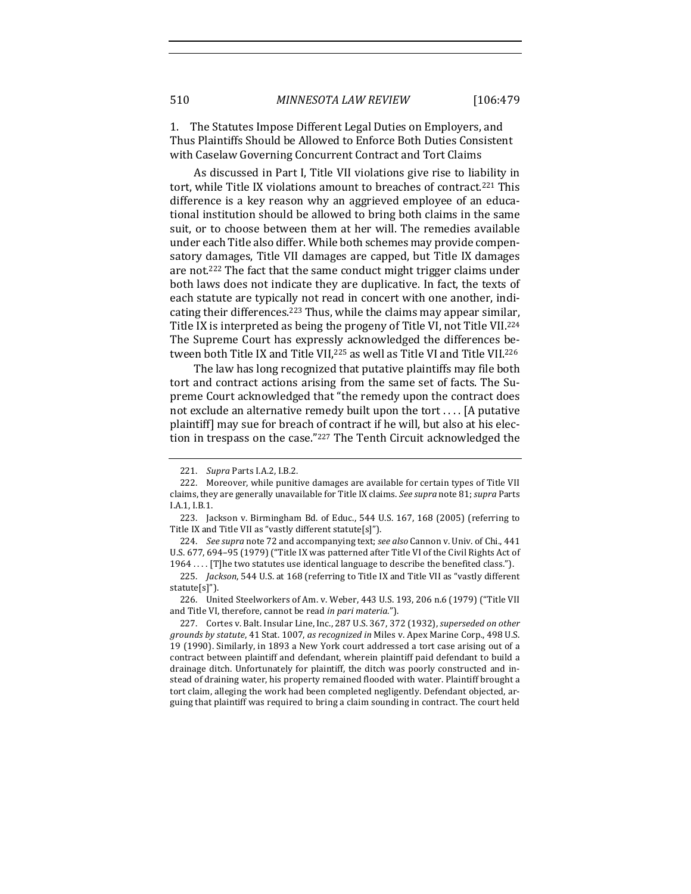### 1. The Statutes Impose Different Legal Duties on Employers, and Thus Plaintiffs Should be Allowed to Enforce Both Duties Consistent with Caselaw Governing Concurrent Contract and Tort Claims

As discussed in Part I, Title VII violations give rise to liability in tort, while Title IX violations amount to breaches of contract.[221] This difference is a key reason why an aggrieved employee of an educational institution should be allowed to bring both claims in the same suit, or to choose between them at her will. The remedies available under each Title also differ. While both schemes may provide compensatory damages, Title VII damages are capped, but Title IX damages are not.[222] The fact that the same conduct might trigger claims under both laws does not indicate they are duplicative. In fact, the texts of each statute are typically not read in concert with one another, indicating their differences.[223] Thus, while the claims may appear similar, Title IX is interpreted as being the progeny of Title VI, not Title VII.[224] The Supreme Court has expressly acknowledged the differences between both Title IX and Title VII,[225] as well as Title VI and Title VII.[226]

The law has long recognized that putative plaintiffs may file both tort and contract actions arising from the same set of facts. The Supreme Court acknowledged that "the remedy upon the contract does not exclude an alternative remedy built upon the tort . . . . [A putative plaintiff] may sue for breach of contract if he will, but also at his election in trespass on the case."[227] The Tenth Circuit acknowledged the

---

221. *Supra* Parts I.A.2, I.B.2.

222. Moreover, while punitive damages are available for certain types of Title VII claims, they are generally unavailable for Title IX claims. *See supra* note 81; *supra* Parts I.A.1, I.B.1.

223. Jackson v. Birmingham Bd. of Educ., 544 U.S. 167, 168 (2005) (referring to Title IX and Title VII as "vastly different statute[s]").

224. *See supra* note 72 and accompanying text; *see also* Cannon v. Univ. of Chi., 441 U.S. 677, 694–95 (1979) ("Title IX was patterned after Title VI of the Civil Rights Act of 1964 . . . . [T]he two statutes use identical language to describe the benefited class.").

225. *Jackson*, 544 U.S. at 168 (referring to Title IX and Title VII as "vastly different statute[s]").

226. United Steelworkers of Am. v. Weber, 443 U.S. 193, 206 n.6 (1979) ("Title VII and Title VI, therefore, cannot be read *in pari materia*.").

227. Cortes v. Balt. Insular Line, Inc., 287 U.S. 367, 372 (1932), *superseded on other grounds by statute*, 41 Stat. 1007, *as recognized in* Miles v. Apex Marine Corp., 498 U.S. 19 (1990). Similarly, in 1893 a New York court addressed a tort case arising out of a contract between plaintiff and defendant, wherein plaintiff paid defendant to build a drainage ditch. Unfortunately for plaintiff, the ditch was poorly constructed and instead of draining water, his property remained flooded with water. Plaintiff brought a tort claim, alleging the work had been completed negligently. Defendant objected, arguing that plaintiff was required to bring a claim sounding in contract. The court held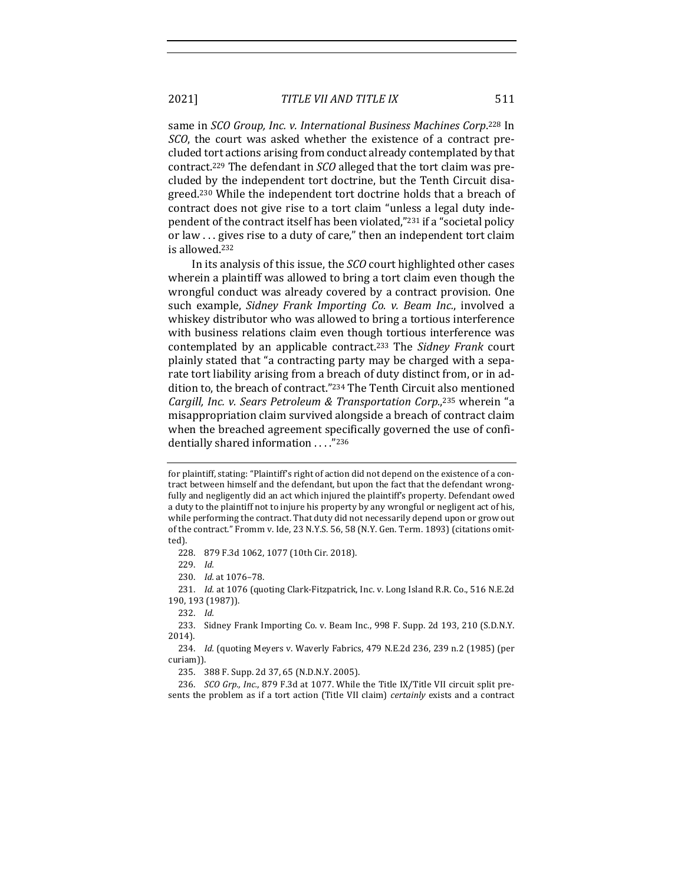same in *SCO Group, Inc. v. International Business Machines Corp*.[228] In *SCO*, the court was asked whether the existence of a contract precluded tort actions arising from conduct already contemplated by that contract.[229] The defendant in *SCO* alleged that the tort claim was precluded by the independent tort doctrine, but the Tenth Circuit disagreed.[230] While the independent tort doctrine holds that a breach of contract does not give rise to a tort claim "unless a legal duty independent of the contract itself has been violated,"[231] if a "societal policy or law . . . gives rise to a duty of care," then an independent tort claim is allowed.[232]

In its analysis of this issue, the *SCO* court highlighted other cases wherein a plaintiff was allowed to bring a tort claim even though the wrongful conduct was already covered by a contract provision. One such example, *Sidney Frank Importing Co. v. Beam Inc.*, involved a whiskey distributor who was allowed to bring a tortious interference with business relations claim even though tortious interference was contemplated by an applicable contract.[233] The *Sidney Frank* court plainly stated that "a contracting party may be charged with a separate tort liability arising from a breach of duty distinct from, or in addition to, the breach of contract."[234] The Tenth Circuit also mentioned *Cargill, Inc. v. Sears Petroleum & Transportation Corp.*,[235] wherein "a misappropriation claim survived alongside a breach of contract claim when the breached agreement specifically governed the use of confidentially shared information . . . ."[236]

---

for plaintiff, stating: "Plaintiff's right of action did not depend on the existence of a contract between himself and the defendant, but upon the fact that the defendant wrongfully and negligently did an act which injured the plaintiff's property. Defendant owed a duty to the plaintiff not to injure his property by any wrongful or negligent act of his, while performing the contract. That duty did not necessarily depend upon or grow out of the contract." Fromm v. Ide, 23 N.Y.S. 56, 58 (N.Y. Gen. Term. 1893) (citations omitted).

228. 879 F.3d 1062, 1077 (10th Cir. 2018).

229. *Id.*

230. *Id.* at 1076–78.

231. *Id.* at 1076 (quoting Clark-Fitzpatrick, Inc. v. Long Island R.R. Co., 516 N.E.2d 190, 193 (1987)).

232. *Id.*

233. Sidney Frank Importing Co. v. Beam Inc., 998 F. Supp. 2d 193, 210 (S.D.N.Y. 2014).

234. *Id.* (quoting Meyers v. Waverly Fabrics, 479 N.E.2d 236, 239 n.2 (1985) (per curiam)).

235. 388 F. Supp. 2d 37, 65 (N.D.N.Y. 2005).

236. *SCO Grp., Inc.*, 879 F.3d at 1077. While the Title IX/Title VII circuit split presents the problem as if a tort action (Title VII claim) *certainly* exists and a contract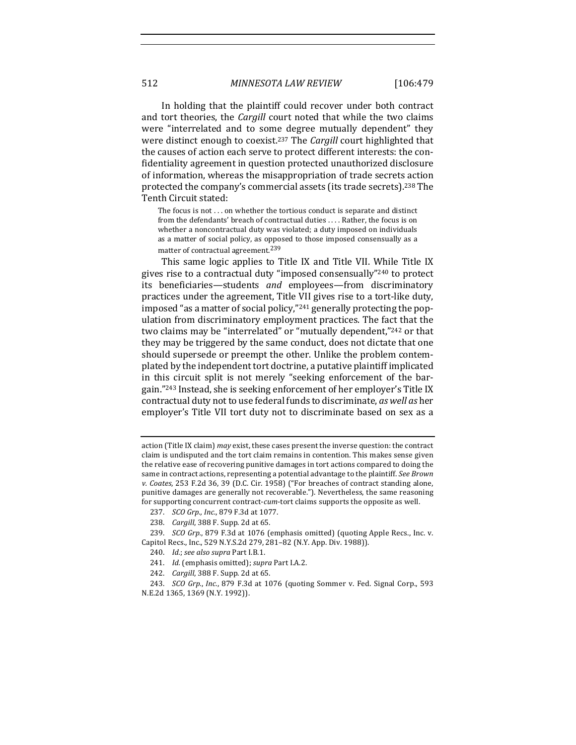In holding that the plaintiff could recover under both contract and tort theories, the *Cargill* court noted that while the two claims were "interrelated and to some degree mutually dependent" they were distinct enough to coexist.[237] The *Cargill* court highlighted that the causes of action each serve to protect different interests: the confidentiality agreement in question protected unauthorized disclosure of information, whereas the misappropriation of trade secrets action protected the company's commercial assets (its trade secrets).[238] The Tenth Circuit stated:

> The focus is not . . . on whether the tortious conduct is separate and distinct from the defendants' breach of contractual duties . . . . Rather, the focus is on whether a noncontractual duty was violated; a duty imposed on individuals as a matter of social policy, as opposed to those imposed consensually as a matter of contractual agreement.[239]

This same logic applies to Title IX and Title VII. While Title IX gives rise to a contractual duty "imposed consensually"[240] to protect its beneficiaries—students *and* employees—from discriminatory practices under the agreement, Title VII gives rise to a tort-like duty, imposed "as a matter of social policy,"[241] generally protecting the population from discriminatory employment practices. The fact that the two claims may be "interrelated" or "mutually dependent,"[242] or that they may be triggered by the same conduct, does not dictate that one should supersede or preempt the other. Unlike the problem contemplated by the independent tort doctrine, a putative plaintiff implicated in this circuit split is not merely "seeking enforcement of the bargain."[243] Instead, she is seeking enforcement of her employer's Title IX contractual duty not to use federal funds to discriminate, *as well as* her employer's Title VII tort duty not to discriminate based on sex as a

---

action (Title IX claim) *may* exist, these cases present the inverse question: the contract claim is undisputed and the tort claim remains in contention. This makes sense given the relative ease of recovering punitive damages in tort actions compared to doing the same in contract actions, representing a potential advantage to the plaintiff. *See Brown v. Coates*, 253 F.2d 36, 39 (D.C. Cir. 1958) ("For breaches of contract standing alone, punitive damages are generally not recoverable."). Nevertheless, the same reasoning for supporting concurrent contract-*cum*-tort claims supports the opposite as well.

237. *SCO Grp., Inc.*, 879 F.3d at 1077.

238. *Cargill*, 388 F. Supp. 2d at 65.

239. *SCO Grp.*, 879 F.3d at 1076 (emphasis omitted) (quoting Apple Recs., Inc. v. Capitol Recs., Inc., 529 N.Y.S.2d 279, 281–82 (N.Y. App. Div. 1988)).

240. *Id.*; *see also supra* Part I.B.1.

241. *Id.* (emphasis omitted); *supra* Part I.A.2.

242. *Cargill*, 388 F. Supp. 2d at 65.

243. *SCO Grp., Inc.*, 879 F.3d at 1076 (quoting Sommer v. Fed. Signal Corp., 593 N.E.2d 1365, 1369 (N.Y. 1992)).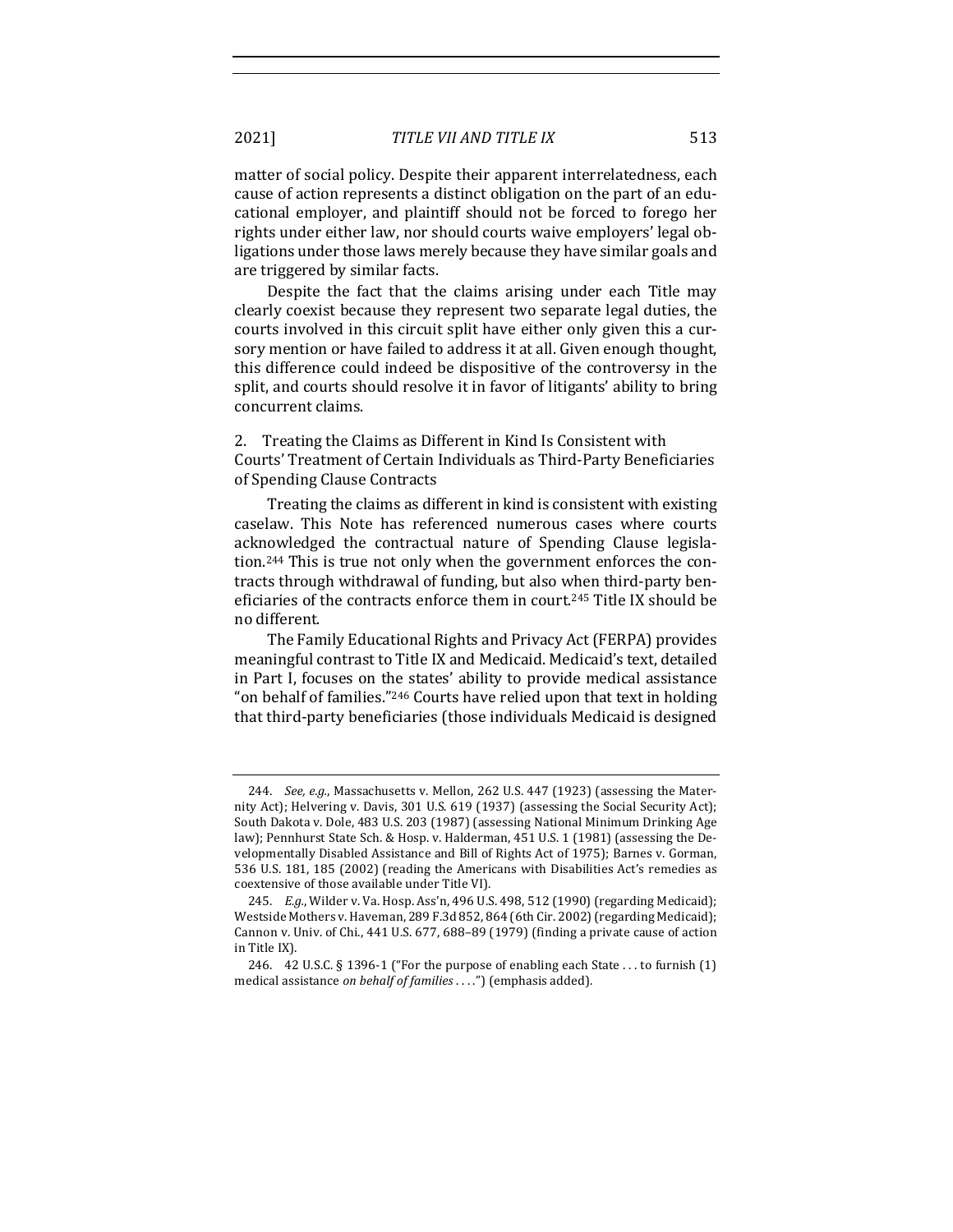matter of social policy. Despite their apparent interrelatedness, each cause of action represents a distinct obligation on the part of an educational employer, and plaintiff should not be forced to forego her rights under either law, nor should courts waive employers' legal obligations under those laws merely because they have similar goals and are triggered by similar facts.

Despite the fact that the claims arising under each Title may clearly coexist because they represent two separate legal duties, the courts involved in this circuit split have either only given this a cursory mention or have failed to address it at all. Given enough thought, this difference could indeed be dispositive of the controversy in the split, and courts should resolve it in favor of litigants' ability to bring concurrent claims.

### 2. Treating the Claims as Different in Kind Is Consistent with Courts' Treatment of Certain Individuals as Third-Party Beneficiaries of Spending Clause Contracts

Treating the claims as different in kind is consistent with existing caselaw. This Note has referenced numerous cases where courts acknowledged the contractual nature of Spending Clause legislation.[244] This is true not only when the government enforces the contracts through withdrawal of funding, but also when third-party beneficiaries of the contracts enforce them in court.[245] Title IX should be no different.

The Family Educational Rights and Privacy Act (FERPA) provides meaningful contrast to Title IX and Medicaid. Medicaid's text, detailed in Part I, focuses on the states' ability to provide medical assistance "on behalf of families."[246] Courts have relied upon that text in holding that third-party beneficiaries (those individuals Medicaid is designed

---

244. *See, e.g.*, Massachusetts v. Mellon, 262 U.S. 447 (1923) (assessing the Maternity Act); Helvering v. Davis, 301 U.S. 619 (1937) (assessing the Social Security Act); South Dakota v. Dole, 483 U.S. 203 (1987) (assessing National Minimum Drinking Age law); Pennhurst State Sch. & Hosp. v. Halderman, 451 U.S. 1 (1981) (assessing the Developmentally Disabled Assistance and Bill of Rights Act of 1975); Barnes v. Gorman, 536 U.S. 181, 185 (2002) (reading the Americans with Disabilities Act's remedies as coextensive of those available under Title VI).

245. *E.g.*, Wilder v. Va. Hosp. Ass'n, 496 U.S. 498, 512 (1990) (regarding Medicaid); Westside Mothers v. Haveman, 289 F.3d 852, 864 (6th Cir. 2002) (regarding Medicaid); Cannon v. Univ. of Chi., 441 U.S. 677, 688–89 (1979) (finding a private cause of action in Title IX).

246. 42 U.S.C. § 1396-1 ("For the purpose of enabling each State . . . to furnish (1) medical assistance *on behalf of families* . . . .") (emphasis added).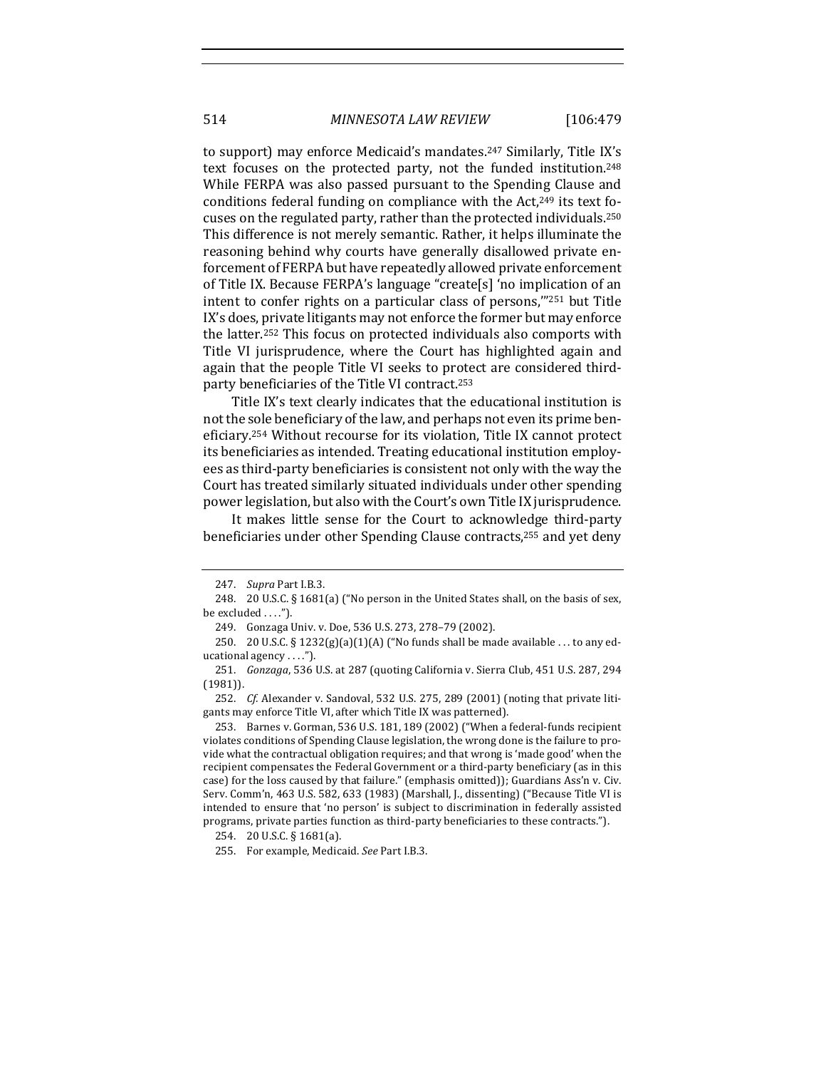to support) may enforce Medicaid's mandates.[247] Similarly, Title IX's text focuses on the protected party, not the funded institution.[248] While FERPA was also passed pursuant to the Spending Clause and conditions federal funding on compliance with the Act,[249] its text focuses on the regulated party, rather than the protected individuals.[250] This difference is not merely semantic. Rather, it helps illuminate the reasoning behind why courts have generally disallowed private enforcement of FERPA but have repeatedly allowed private enforcement of Title IX. Because FERPA's language "create[s] 'no implication of an intent to confer rights on a particular class of persons,'"[251] but Title IX's does, private litigants may not enforce the former but may enforce the latter.[252] This focus on protected individuals also comports with Title VI jurisprudence, where the Court has highlighted again and again that the people Title VI seeks to protect are considered third-party beneficiaries of the Title VI contract.[253]

Title IX's text clearly indicates that the educational institution is not the sole beneficiary of the law, and perhaps not even its prime beneficiary.[254] Without recourse for its violation, Title IX cannot protect its beneficiaries as intended. Treating educational institution employees as third-party beneficiaries is consistent not only with the way the Court has treated similarly situated individuals under other spending power legislation, but also with the Court's own Title IX jurisprudence.

It makes little sense for the Court to acknowledge third-party beneficiaries under other Spending Clause contracts,[255] and yet deny

---

247. *Supra* Part I.B.3.

248. 20 U.S.C. § 1681(a) ("No person in the United States shall, on the basis of sex, be excluded . . . .").

249. Gonzaga Univ. v. Doe, 536 U.S. 273, 278–79 (2002).

250. 20 U.S.C. § 1232(g)(a)(1)(A) ("No funds shall be made available . . . to any educational agency . . . .").

251. *Gonzaga*, 536 U.S. at 287 (quoting California v. Sierra Club, 451 U.S. 287, 294 (1981)).

252. *Cf.* Alexander v. Sandoval, 532 U.S. 275, 289 (2001) (noting that private litigants may enforce Title VI, after which Title IX was patterned).

253. Barnes v. Gorman, 536 U.S. 181, 189 (2002) ("When a federal-funds recipient violates conditions of Spending Clause legislation, the wrong done is the failure to provide what the contractual obligation requires; and that wrong is 'made good' when the recipient compensates the Federal Government or a third-party beneficiary (as in this case) for the loss caused by that failure." (emphasis omitted)); Guardians Ass'n v. Civ. Serv. Comm'n, 463 U.S. 582, 633 (1983) (Marshall, J., dissenting) ("Because Title VI is intended to ensure that 'no person' is subject to discrimination in federally assisted programs, private parties function as third-party beneficiaries to these contracts.").

254. 20 U.S.C. § 1681(a).

255. For example, Medicaid. *See* Part I.B.3.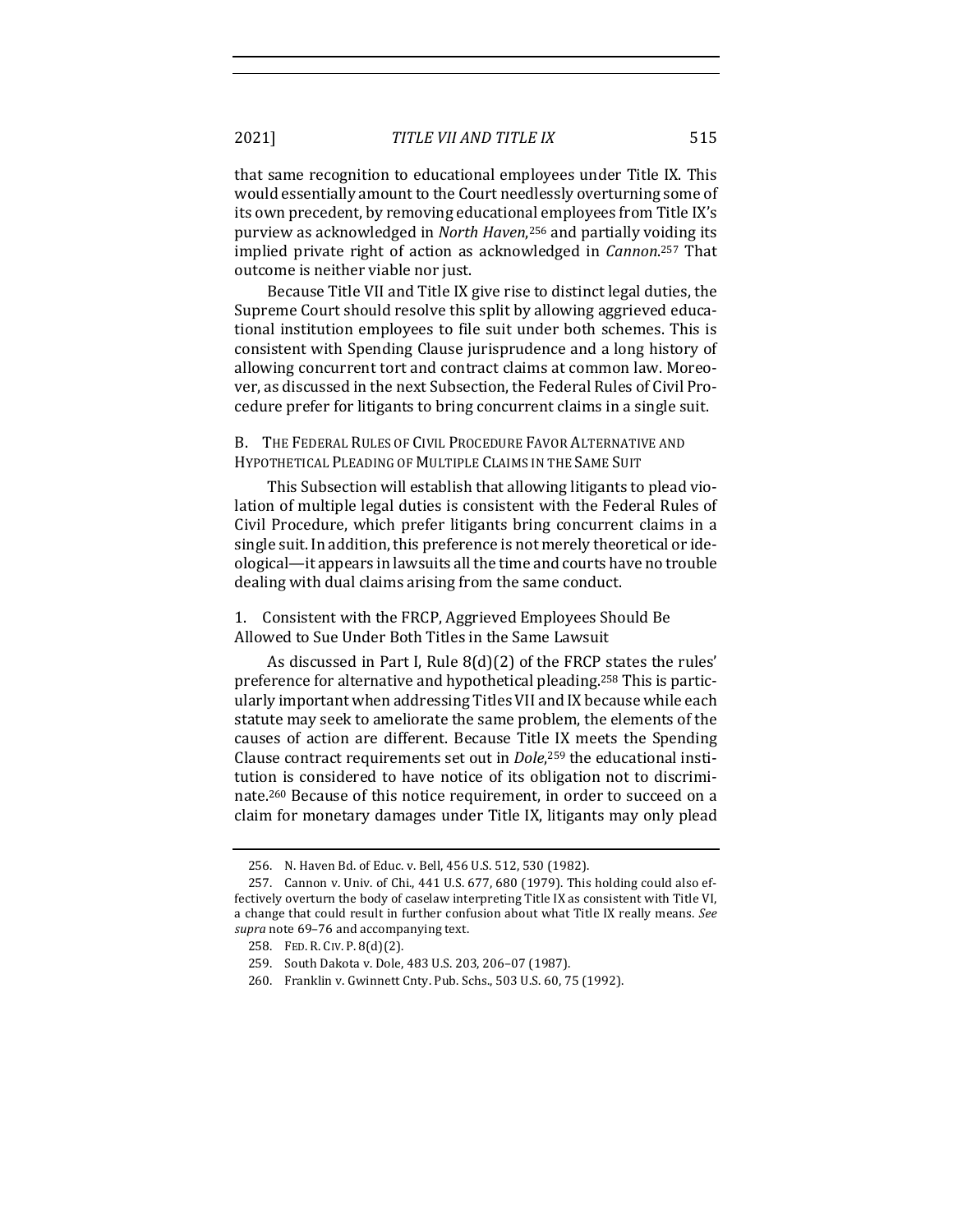that same recognition to educational employees under Title IX. This would essentially amount to the Court needlessly overturning some of its own precedent, by removing educational employees from Title IX's purview as acknowledged in *North Haven*,[256] and partially voiding its implied private right of action as acknowledged in *Cannon*.[257] That outcome is neither viable nor just.

Because Title VII and Title IX give rise to distinct legal duties, the Supreme Court should resolve this split by allowing aggrieved educational institution employees to file suit under both schemes. This is consistent with Spending Clause jurisprudence and a long history of allowing concurrent tort and contract claims at common law. Moreover, as discussed in the next Subsection, the Federal Rules of Civil Procedure prefer for litigants to bring concurrent claims in a single suit.

### B. The Federal Rules of Civil Procedure Favor Alternative and Hypothetical Pleading of Multiple Claims in the Same Suit

This Subsection will establish that allowing litigants to plead violation of multiple legal duties is consistent with the Federal Rules of Civil Procedure, which prefer litigants bring concurrent claims in a single suit. In addition, this preference is not merely theoretical or ideological—it appears in lawsuits all the time and courts have no trouble dealing with dual claims arising from the same conduct.

#### 1. Consistent with the FRCP, Aggrieved Employees Should Be Allowed to Sue Under Both Titles in the Same Lawsuit

As discussed in Part I, Rule 8(d)(2) of the FRCP states the rules' preference for alternative and hypothetical pleading.[258] This is particularly important when addressing Titles VII and IX because while each statute may seek to ameliorate the same problem, the elements of the causes of action are different. Because Title IX meets the Spending Clause contract requirements set out in *Dole*,[259] the educational institution is considered to have notice of its obligation not to discriminate.[260] Because of this notice requirement, in order to succeed on a claim for monetary damages under Title IX, litigants may only plead

---

256. N. Haven Bd. of Educ. v. Bell, 456 U.S. 512, 530 (1982).

257. Cannon v. Univ. of Chi., 441 U.S. 677, 680 (1979). This holding could also effectively overturn the body of caselaw interpreting Title IX as consistent with Title VI, a change that could result in further confusion about what Title IX really means. *See supra* note 69–76 and accompanying text.

258. FED. R. CIV. P. 8(d)(2).

259. South Dakota v. Dole, 483 U.S. 203, 206–07 (1987).

260. Franklin v. Gwinnett Cnty. Pub. Schs., 503 U.S. 60, 75 (1992).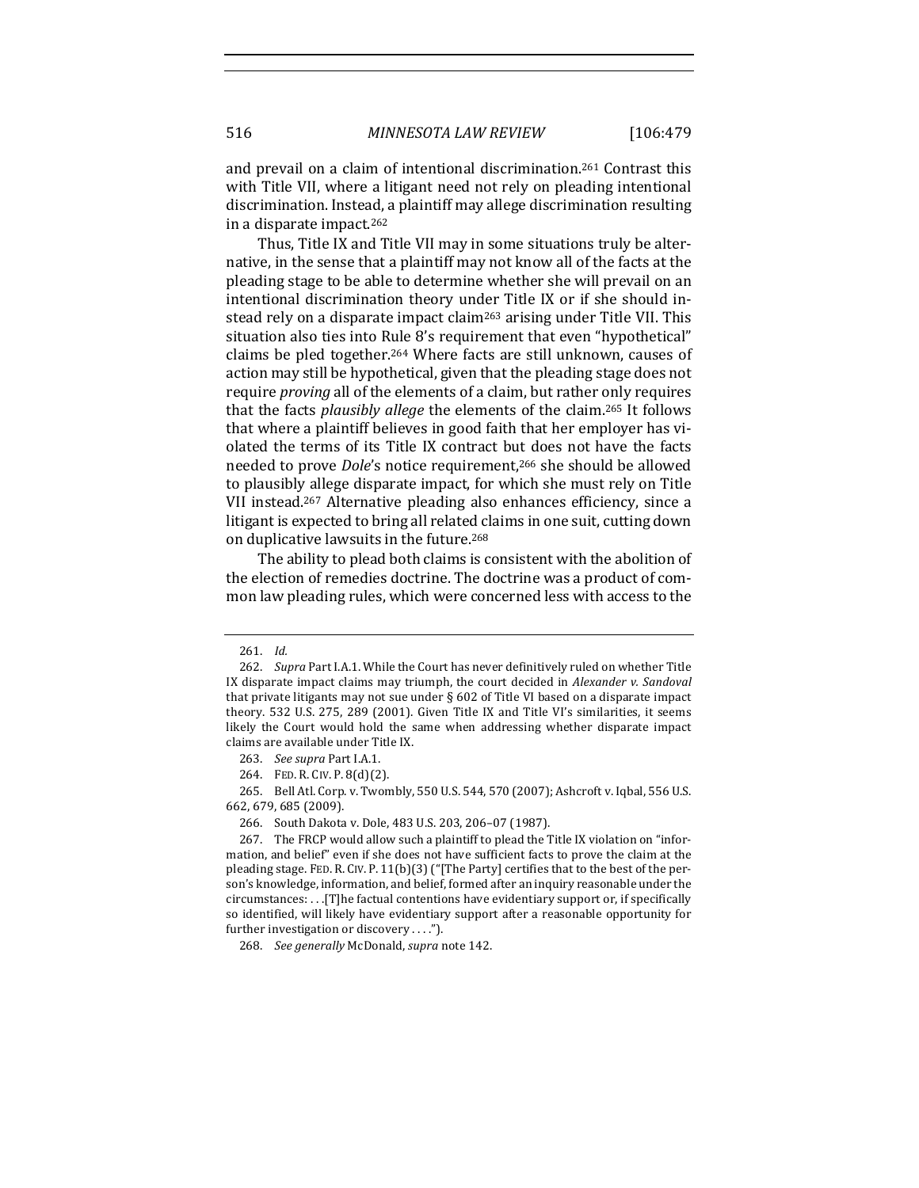and prevail on a claim of intentional discrimination.[261] Contrast this with Title VII, where a litigant need not rely on pleading intentional discrimination. Instead, a plaintiff may allege discrimination resulting in a disparate impact.[262]

Thus, Title IX and Title VII may in some situations truly be alternative, in the sense that a plaintiff may not know all of the facts at the pleading stage to be able to determine whether she will prevail on an intentional discrimination theory under Title IX or if she should instead rely on a disparate impact claim[263] arising under Title VII. This situation also ties into Rule 8's requirement that even "hypothetical" claims be pled together.[264] Where facts are still unknown, causes of action may still be hypothetical, given that the pleading stage does not require *proving* all of the elements of a claim, but rather only requires that the facts *plausibly allege* the elements of the claim.[265] It follows that where a plaintiff believes in good faith that her employer has violated the terms of its Title IX contract but does not have the facts needed to prove *Dole*'s notice requirement,[266] she should be allowed to plausibly allege disparate impact, for which she must rely on Title VII instead.[267] Alternative pleading also enhances efficiency, since a litigant is expected to bring all related claims in one suit, cutting down on duplicative lawsuits in the future.[268]

The ability to plead both claims is consistent with the abolition of the election of remedies doctrine. The doctrine was a product of common law pleading rules, which were concerned less with access to the

---

261. *Id.*

262. *Supra* Part I.A.1. While the Court has never definitively ruled on whether Title IX disparate impact claims may triumph, the court decided in *Alexander v. Sandoval* that private litigants may not sue under § 602 of Title VI based on a disparate impact theory. 532 U.S. 275, 289 (2001). Given Title IX and Title VI's similarities, it seems likely the Court would hold the same when addressing whether disparate impact claims are available under Title IX.

263. *See supra* Part I.A.1.

264. FED. R. CIV. P. 8(d)(2).

265. Bell Atl. Corp. v. Twombly, 550 U.S. 544, 570 (2007); Ashcroft v. Iqbal, 556 U.S. 662, 679, 685 (2009).

266. South Dakota v. Dole, 483 U.S. 203, 206–07 (1987).

267. The FRCP would allow such a plaintiff to plead the Title IX violation on "information, and belief" even if she does not have sufficient facts to prove the claim at the pleading stage. FED. R. CIV. P. 11(b)(3) ("[The Party] certifies that to the best of the person's knowledge, information, and belief, formed after an inquiry reasonable under the circumstances: . . .[T]he factual contentions have evidentiary support or, if specifically so identified, will likely have evidentiary support after a reasonable opportunity for further investigation or discovery . . . .").

268. *See generally* McDonald, *supra* note 142.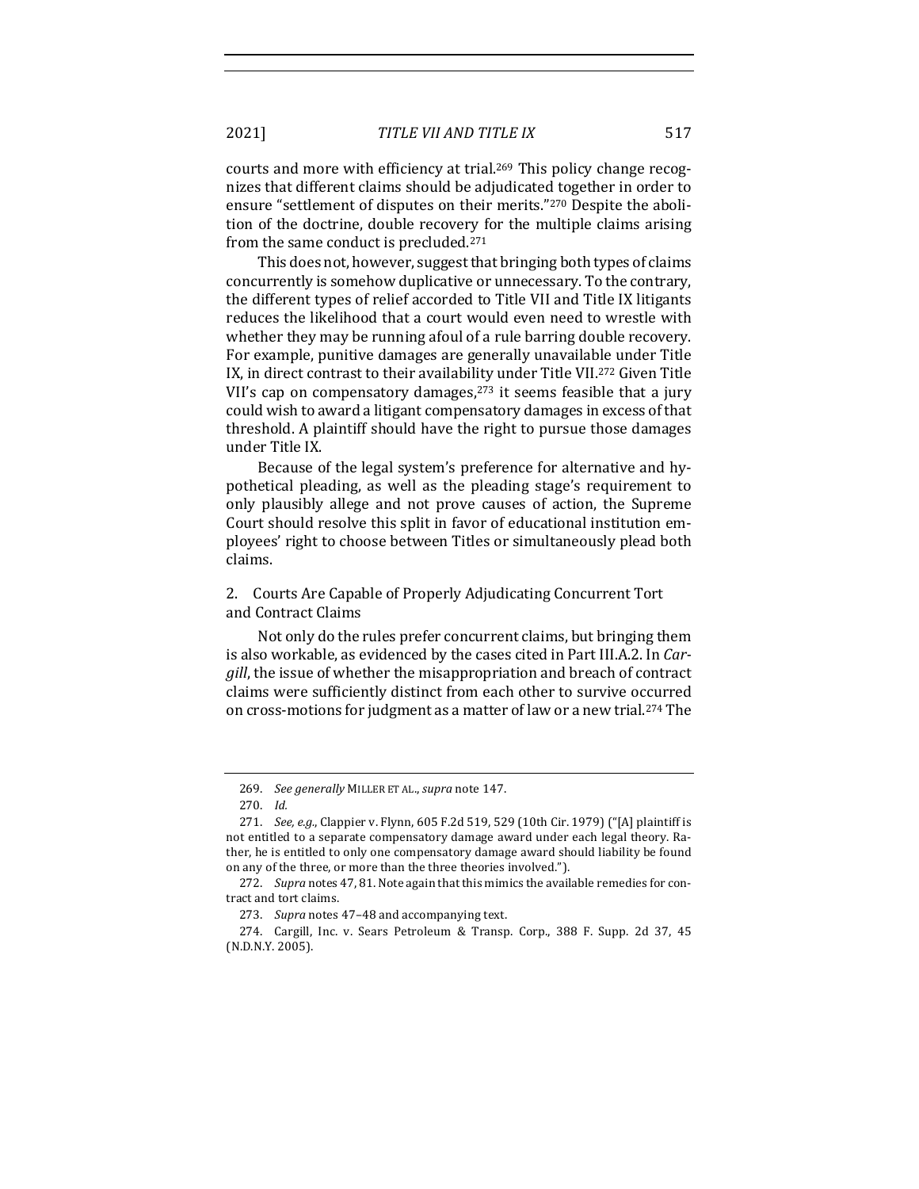courts and more with efficiency at trial.[269] This policy change recognizes that different claims should be adjudicated together in order to ensure "settlement of disputes on their merits."[270] Despite the abolition of the doctrine, double recovery for the multiple claims arising from the same conduct is precluded.[271]

This does not, however, suggest that bringing both types of claims concurrently is somehow duplicative or unnecessary. To the contrary, the different types of relief accorded to Title VII and Title IX litigants reduces the likelihood that a court would even need to wrestle with whether they may be running afoul of a rule barring double recovery. For example, punitive damages are generally unavailable under Title IX, in direct contrast to their availability under Title VII.[272] Given Title VII's cap on compensatory damages,[273] it seems feasible that a jury could wish to award a litigant compensatory damages in excess of that threshold. A plaintiff should have the right to pursue those damages under Title IX.

Because of the legal system's preference for alternative and hypothetical pleading, as well as the pleading stage's requirement to only plausibly allege and not prove causes of action, the Supreme Court should resolve this split in favor of educational institution employees' right to choose between Titles or simultaneously plead both claims.

### 2. Courts Are Capable of Properly Adjudicating Concurrent Tort and Contract Claims

Not only do the rules prefer concurrent claims, but bringing them is also workable, as evidenced by the cases cited in Part III.A.2. In *Cargill*, the issue of whether the misappropriation and breach of contract claims were sufficiently distinct from each other to survive occurred on cross-motions for judgment as a matter of law or a new trial.[274] The

---

269. *See generally* MILLER ET AL., *supra* note 147.

270. *Id.*

271. *See, e.g.*, Clappier v. Flynn, 605 F.2d 519, 529 (10th Cir. 1979) ("[A] plaintiff is not entitled to a separate compensatory damage award under each legal theory. Rather, he is entitled to only one compensatory damage award should liability be found on any of the three, or more than the three theories involved.").

272. *Supra* notes 47, 81. Note again that this mimics the available remedies for contract and tort claims.

273. *Supra* notes 47–48 and accompanying text.

274. Cargill, Inc. v. Sears Petroleum & Transp. Corp., 388 F. Supp. 2d 37, 45 (N.D.N.Y. 2005).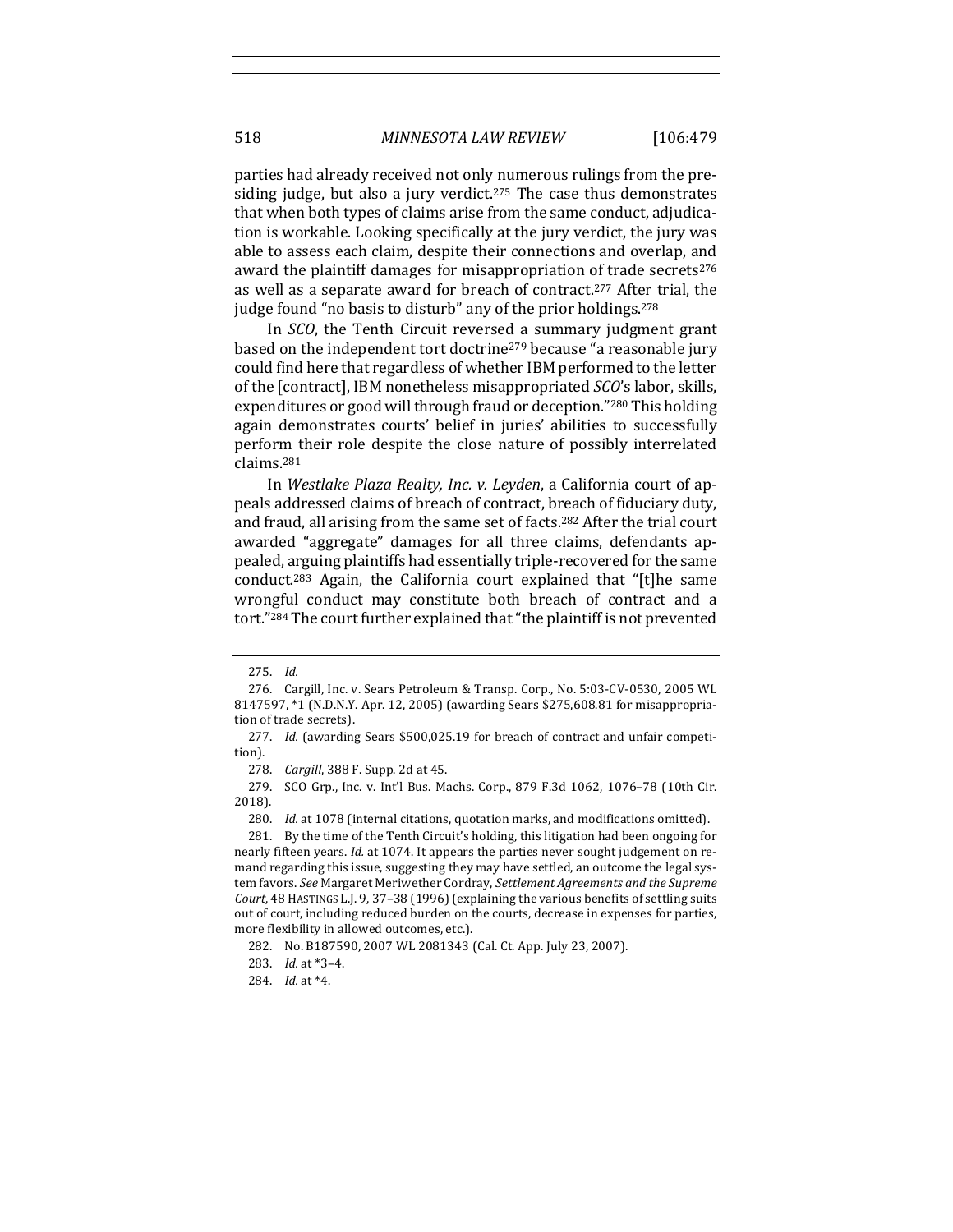parties had already received not only numerous rulings from the presiding judge, but also a jury verdict.[275] The case thus demonstrates that when both types of claims arise from the same conduct, adjudication is workable. Looking specifically at the jury verdict, the jury was able to assess each claim, despite their connections and overlap, and award the plaintiff damages for misappropriation of trade secrets[276] as well as a separate award for breach of contract.[277] After trial, the judge found "no basis to disturb" any of the prior holdings.[278]

In *SCO*, the Tenth Circuit reversed a summary judgment grant based on the independent tort doctrine[279] because "a reasonable jury could find here that regardless of whether IBM performed to the letter of the [contract], IBM nonetheless misappropriated *SCO*'s labor, skills, expenditures or good will through fraud or deception."[280] This holding again demonstrates courts' belief in juries' abilities to successfully perform their role despite the close nature of possibly interrelated claims.[281]

In *Westlake Plaza Realty, Inc. v. Leyden*, a California court of appeals addressed claims of breach of contract, breach of fiduciary duty, and fraud, all arising from the same set of facts.[282] After the trial court awarded "aggregate" damages for all three claims, defendants appealed, arguing plaintiffs had essentially triple-recovered for the same conduct.[283] Again, the California court explained that "[t]he same wrongful conduct may constitute both breach of contract and a tort."[284] The court further explained that "the plaintiff is not prevented

---

275. *Id.*

276. Cargill, Inc. v. Sears Petroleum & Transp. Corp., No. 5:03-CV-0530, 2005 WL 8147597, *1 (N.D.N.Y. Apr. 12, 2005) (awarding Sears $275,608.81 for misappropriation of trade secrets).

277. *Id.* (awarding Sears $500,025.19 for breach of contract and unfair competition).

278. *Cargill*, 388 F. Supp. 2d at 45.

279. SCO Grp., Inc. v. Int'l Bus. Machs. Corp., 879 F.3d 1062, 1076–78 (10th Cir. 2018).

280. *Id.* at 1078 (internal citations, quotation marks, and modifications omitted).

281. By the time of the Tenth Circuit's holding, this litigation had been ongoing for nearly fifteen years. *Id.* at 1074. It appears the parties never sought judgement on remand regarding this issue, suggesting they may have settled, an outcome the legal system favors. *See* Margaret Meriwether Cordray, *Settlement Agreements and the Supreme Court*, 48 HASTINGS L.J. 9, 37–38 (1996) (explaining the various benefits of settling suits out of court, including reduced burden on the courts, decrease in expenses for parties, more flexibility in allowed outcomes, etc.).

282. No. B187590, 2007 WL 2081343 (Cal. Ct. App. July 23, 2007).

283. *Id.* at *3–4.

284. *Id.* at *4.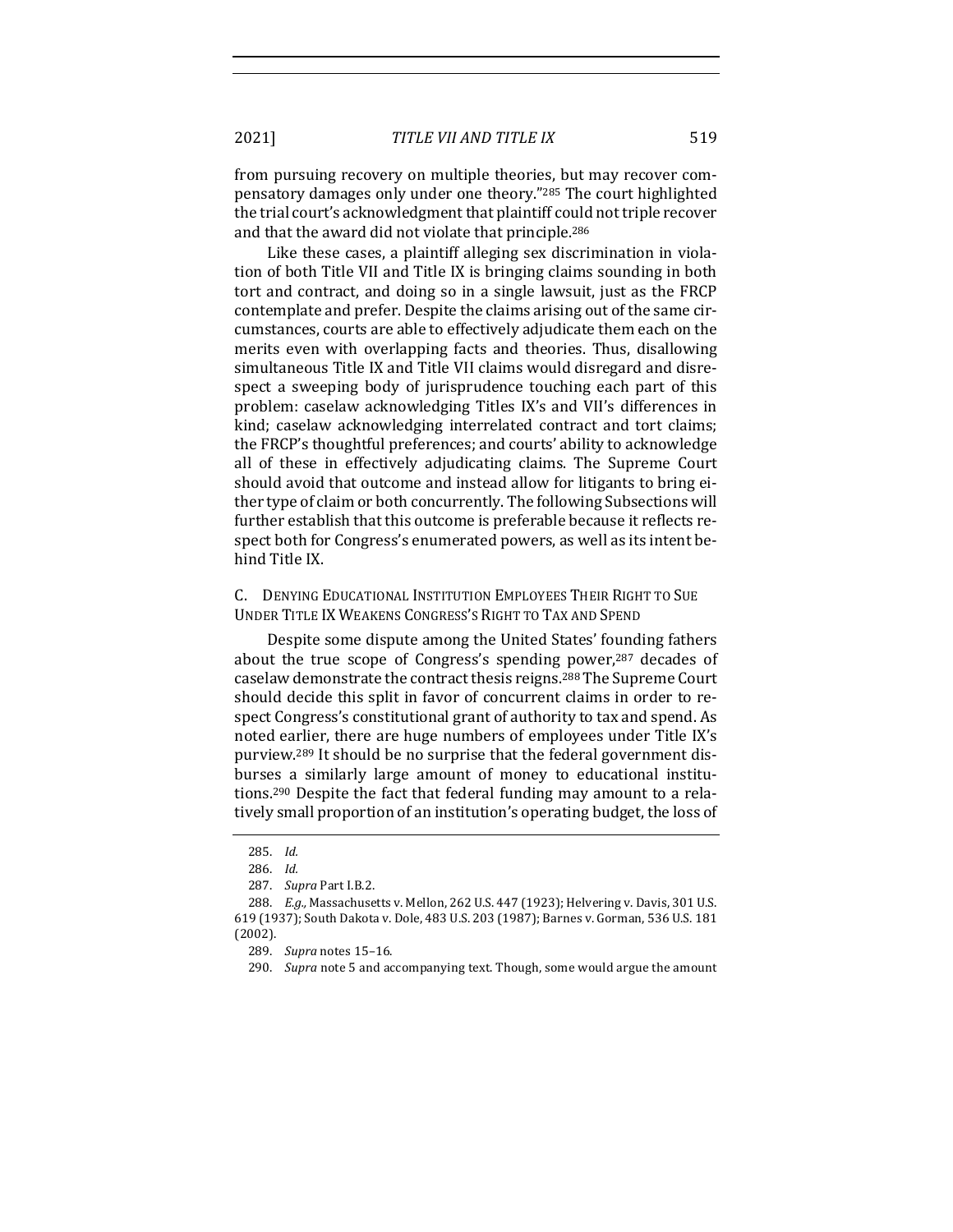from pursuing recovery on multiple theories, but may recover compensatory damages only under one theory."[285] The court highlighted the trial court's acknowledgment that plaintiff could not triple recover and that the award did not violate that principle.[286]

Like these cases, a plaintiff alleging sex discrimination in violation of both Title VII and Title IX is bringing claims sounding in both tort and contract, and doing so in a single lawsuit, just as the FRCP contemplate and prefer. Despite the claims arising out of the same circumstances, courts are able to effectively adjudicate them each on the merits even with overlapping facts and theories. Thus, disallowing simultaneous Title IX and Title VII claims would disregard and disrespect a sweeping body of jurisprudence touching each part of this problem: caselaw acknowledging Titles IX's and VII's differences in kind; caselaw acknowledging interrelated contract and tort claims; the FRCP's thoughtful preferences; and courts' ability to acknowledge all of these in effectively adjudicating claims. The Supreme Court should avoid that outcome and instead allow for litigants to bring either type of claim or both concurrently. The following Subsections will further establish that this outcome is preferable because it reflects respect both for Congress's enumerated powers, as well as its intent behind Title IX.

### C. Denying Educational Institution Employees Their Right to Sue Under Title IX Weakens Congress's Right to Tax and Spend

Despite some dispute among the United States' founding fathers about the true scope of Congress's spending power,[287] decades of caselaw demonstrate the contract thesis reigns.[288] The Supreme Court should decide this split in favor of concurrent claims in order to respect Congress's constitutional grant of authority to tax and spend. As noted earlier, there are huge numbers of employees under Title IX's purview.[289] It should be no surprise that the federal government disburses a similarly large amount of money to educational institutions.[290] Despite the fact that federal funding may amount to a relatively small proportion of an institution's operating budget, the loss of

---

285. *Id.*

286. *Id.*

287. *Supra* Part I.B.2.

288. *E.g.,* Massachusetts v. Mellon, 262 U.S. 447 (1923); Helvering v. Davis, 301 U.S. 619 (1937); South Dakota v. Dole, 483 U.S. 203 (1987); Barnes v. Gorman, 536 U.S. 181 (2002).

289. *Supra* notes 15–16.

290. *Supra* note 5 and accompanying text. Though, some would argue the amount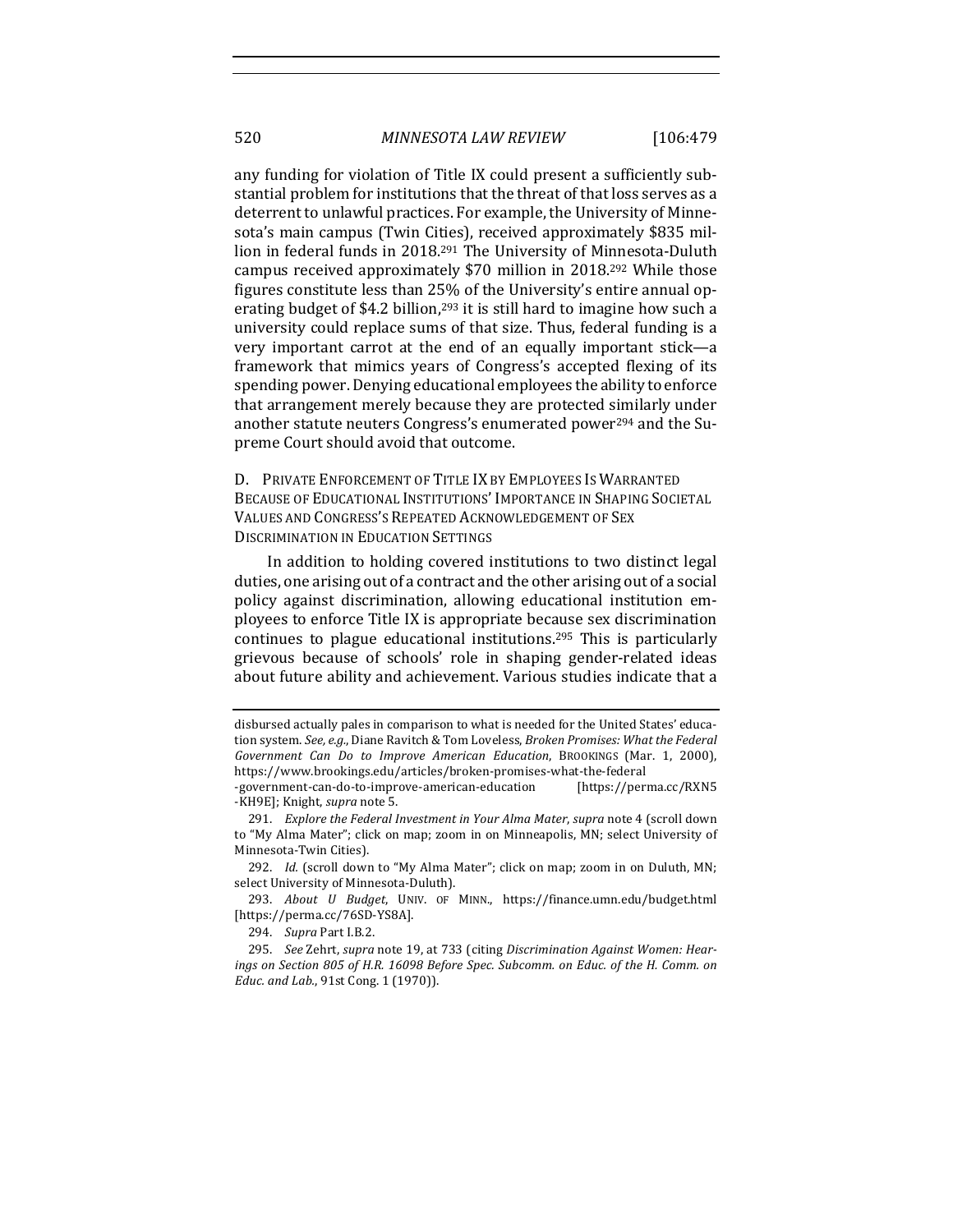any funding for violation of Title IX could present a sufficiently substantial problem for institutions that the threat of that loss serves as a deterrent to unlawful practices. For example, the University of Minnesota's main campus (Twin Cities), received approximately $835 million in federal funds in 2018.[291] The University of Minnesota-Duluth campus received approximately $70 million in 2018.[292] While those figures constitute less than 25% of the University's entire annual operating budget of $4.2 billion,[293] it is still hard to imagine how such a university could replace sums of that size. Thus, federal funding is a very important carrot at the end of an equally important stick—a framework that mimics years of Congress's accepted flexing of its spending power. Denying educational employees the ability to enforce that arrangement merely because they are protected similarly under another statute neuters Congress's enumerated power[294] and the Supreme Court should avoid that outcome.

### D. Private Enforcement of Title IX by Employees Is Warranted Because of Educational Institutions' Importance in Shaping Societal Values and Congress's Repeated Acknowledgement of Sex Discrimination in Education Settings

In addition to holding covered institutions to two distinct legal duties, one arising out of a contract and the other arising out of a social policy against discrimination, allowing educational institution employees to enforce Title IX is appropriate because sex discrimination continues to plague educational institutions.[295] This is particularly grievous because of schools' role in shaping gender-related ideas about future ability and achievement. Various studies indicate that a

---

disbursed actually pales in comparison to what is needed for the United States' education system. *See, e.g.*, Diane Ravitch & Tom Loveless, *Broken Promises: What the Federal Government Can Do to Improve American Education*, BROOKINGS (Mar. 1, 2000), https://www.brookings.edu/articles/broken-promises-what-the-federal-government-can-do-to-improve-american-education [https://perma.cc/RXN5-KH9E]; Knight, *supra* note 5.

291. *Explore the Federal Investment in Your Alma Mater*, *supra* note 4 (scroll down to "My Alma Mater"; click on map; zoom in on Minneapolis, MN; select University of Minnesota-Twin Cities).

292. *Id.* (scroll down to "My Alma Mater"; click on map; zoom in on Duluth, MN; select University of Minnesota-Duluth).

293. *About U Budget*, UNIV. OF MINN., https://finance.umn.edu/budget.html [https://perma.cc/76SD-YS8A].

294. *Supra* Part I.B.2.

295. *See* Zehrt, *supra* note 19, at 733 (citing *Discrimination Against Women: Hearings on Section 805 of H.R. 16098 Before Spec. Subcomm. on Educ. of the H. Comm. on Educ. and Lab.*, 91st Cong. 1 (1970)).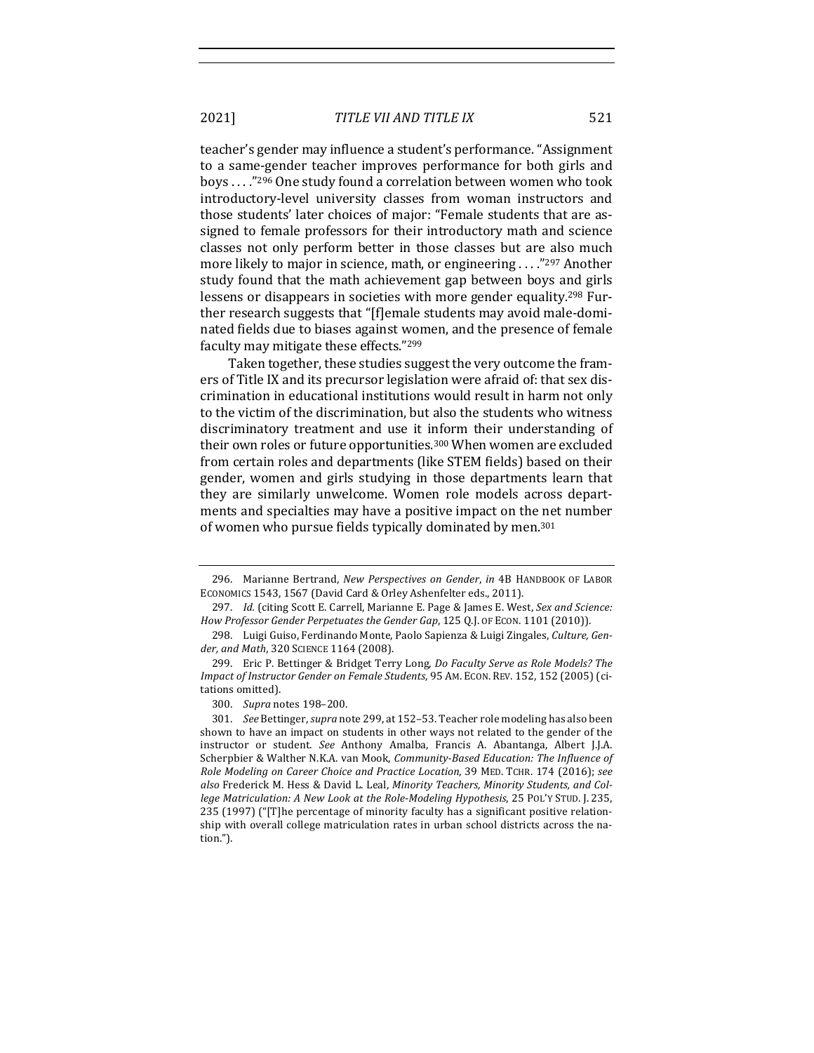teacher's gender may influence a student's performance. "Assignment to a same-gender teacher improves performance for both girls and boys . . . ."[296] One study found a correlation between women who took introductory-level university classes from woman instructors and those students' later choices of major: "Female students that are assigned to female professors for their introductory math and science classes not only perform better in those classes but are also much more likely to major in science, math, or engineering . . . ."[297] Another study found that the math achievement gap between boys and girls lessens or disappears in societies with more gender equality.[298] Further research suggests that "[f]emale students may avoid male-dominated fields due to biases against women, and the presence of female faculty may mitigate these effects."[299]

Taken together, these studies suggest the very outcome the framers of Title IX and its precursor legislation were afraid of: that sex discrimination in educational institutions would result in harm not only to the victim of the discrimination, but also the students who witness discriminatory treatment and use it inform their understanding of their own roles or future opportunities.[300] When women are excluded from certain roles and departments (like STEM fields) based on their gender, women and girls studying in those departments learn that they are similarly unwelcome. Women role models across departments and specialties may have a positive impact on the net number of women who pursue fields typically dominated by men.[301]

---

296. Marianne Bertrand, *New Perspectives on Gender*, *in* 4B HANDBOOK OF LABOR ECONOMICS 1543, 1567 (David Card & Orley Ashenfelter eds., 2011).

297. *Id.* (citing Scott E. Carrell, Marianne E. Page & James E. West, *Sex and Science: How Professor Gender Perpetuates the Gender Gap*, 125 Q.J. OF ECON. 1101 (2010)).

298. Luigi Guiso, Ferdinando Monte, Paolo Sapienza & Luigi Zingales, *Culture, Gender, and Math*, 320 SCIENCE 1164 (2008).

299. Eric P. Bettinger & Bridget Terry Long, *Do Faculty Serve as Role Models? The Impact of Instructor Gender on Female Students*, 95 AM. ECON. REV. 152, 152 (2005) (citations omitted).

300. *Supra* notes 198–200.

301. *See* Bettinger, *supra* note 299, at 152–53. Teacher role modeling has also been shown to have an impact on students in other ways not related to the gender of the instructor or student. *See* Anthony Amalba, Francis A. Abantanga, Albert J.J.A. Scherpbier & Walther N.K.A. van Mook, *Community-Based Education: The Influence of Role Modeling on Career Choice and Practice Location*, 39 MED. TCHR. 174 (2016); *see also* Frederick M. Hess & David L. Leal, *Minority Teachers, Minority Students, and College Matriculation: A New Look at the Role-Modeling Hypothesis*, 25 POL'Y STUD. J. 235, 235 (1997) ("[T]he percentage of minority faculty has a significant positive relationship with overall college matriculation rates in urban school districts across the nation.").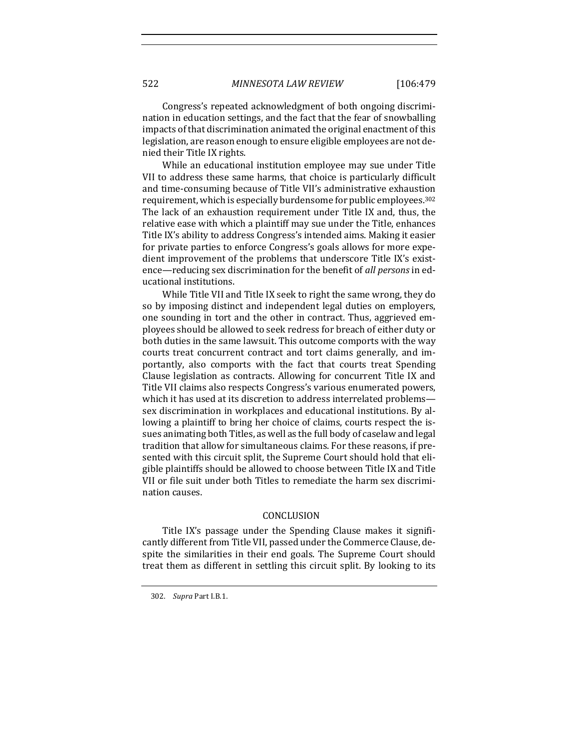Congress's repeated acknowledgment of both ongoing discrimination in education settings, and the fact that the fear of snowballing impacts of that discrimination animated the original enactment of this legislation, are reason enough to ensure eligible employees are not denied their Title IX rights.

While an educational institution employee may sue under Title VII to address these same harms, that choice is particularly difficult and time-consuming because of Title VII's administrative exhaustion requirement, which is especially burdensome for public employees.[302] The lack of an exhaustion requirement under Title IX and, thus, the relative ease with which a plaintiff may sue under the Title, enhances Title IX's ability to address Congress's intended aims. Making it easier for private parties to enforce Congress's goals allows for more expedient improvement of the problems that underscore Title IX's existence—reducing sex discrimination for the benefit of *all persons* in educational institutions.

While Title VII and Title IX seek to right the same wrong, they do so by imposing distinct and independent legal duties on employers, one sounding in tort and the other in contract. Thus, aggrieved employees should be allowed to seek redress for breach of either duty or both duties in the same lawsuit. This outcome comports with the way courts treat concurrent contract and tort claims generally, and importantly, also comports with the fact that courts treat Spending Clause legislation as contracts. Allowing for concurrent Title IX and Title VII claims also respects Congress's various enumerated powers, which it has used at its discretion to address interrelated problems—sex discrimination in workplaces and educational institutions. By allowing a plaintiff to bring her choice of claims, courts respect the issues animating both Titles, as well as the full body of caselaw and legal tradition that allow for simultaneous claims. For these reasons, if presented with this circuit split, the Supreme Court should hold that eligible plaintiffs should be allowed to choose between Title IX and Title VII or file suit under both Titles to remediate the harm sex discrimination causes.

## CONCLUSION

Title IX's passage under the Spending Clause makes it significantly different from Title VII, passed under the Commerce Clause, despite the similarities in their end goals. The Supreme Court should treat them as different in settling this circuit split. By looking to its

302. *Supra* Part I.B.1.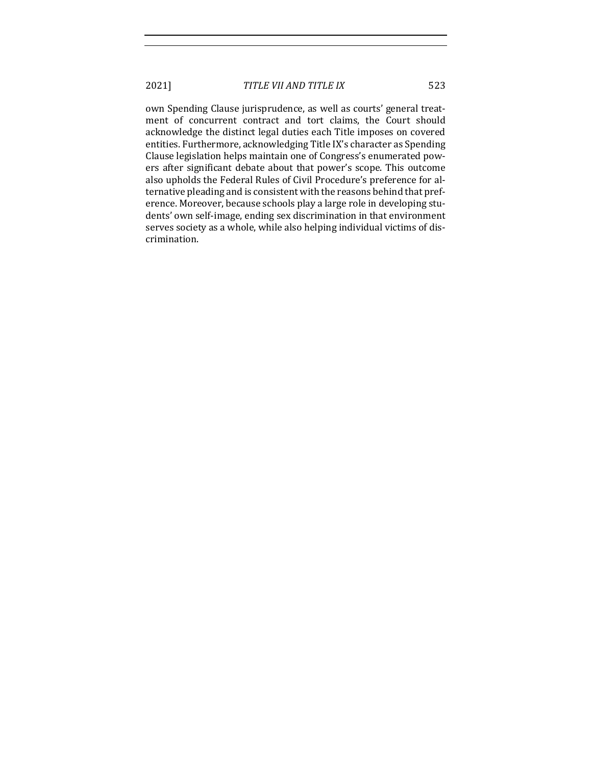own Spending Clause jurisprudence, as well as courts' general treatment of concurrent contract and tort claims, the Court should acknowledge the distinct legal duties each Title imposes on covered entities. Furthermore, acknowledging Title IX's character as Spending Clause legislation helps maintain one of Congress's enumerated powers after significant debate about that power's scope. This outcome also upholds the Federal Rules of Civil Procedure's preference for alternative pleading and is consistent with the reasons behind that preference. Moreover, because schools play a large role in developing students' own self-image, ending sex discrimination in that environment serves society as a whole, while also helping individual victims of discrimination.